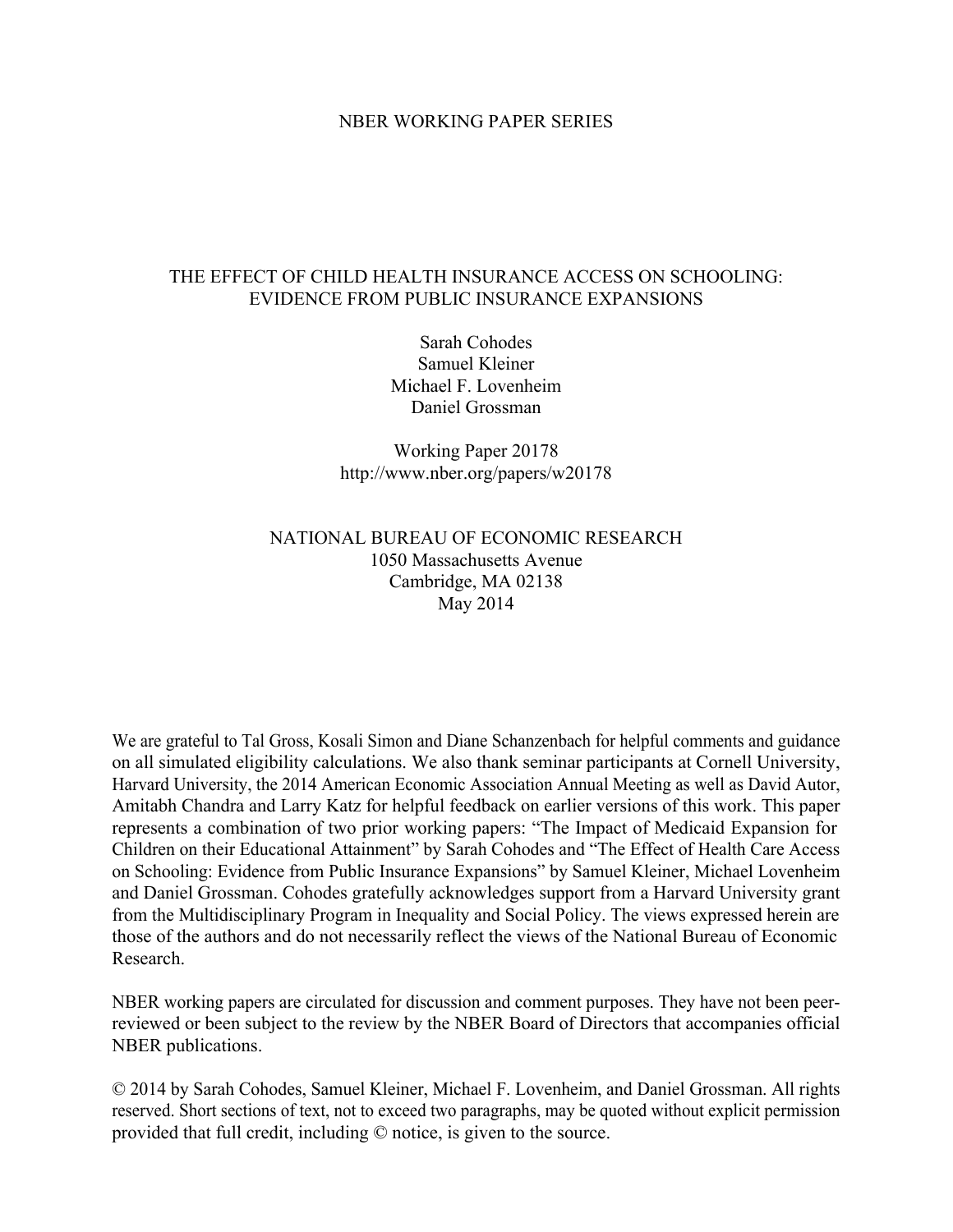NBER WORKING PAPER SERIES

# THE EFFECT OF CHILD HEALTH INSURANCE ACCESS ON SCHOOLING: EVIDENCE FROM PUBLIC INSURANCE EXPANSIONS

Sarah Cohodes  
Samuel Kleiner  
Michael F. Lovenheim  
Daniel Grossman

Working Paper 20178  
http://www.nber.org/papers/w20178

NATIONAL BUREAU OF ECONOMIC RESEARCH  
1050 Massachusetts Avenue  
Cambridge, MA 02138  
May 2014

We are grateful to Tal Gross, Kosali Simon and Diane Schanzenbach for helpful comments and guidance on all simulated eligibility calculations. We also thank seminar participants at Cornell University, Harvard University, the 2014 American Economic Association Annual Meeting as well as David Autor, Amitabh Chandra and Larry Katz for helpful feedback on earlier versions of this work. This paper represents a combination of two prior working papers: "The Impact of Medicaid Expansion for Children on their Educational Attainment" by Sarah Cohodes and "The Effect of Health Care Access on Schooling: Evidence from Public Insurance Expansions" by Samuel Kleiner, Michael Lovenheim and Daniel Grossman. Cohodes gratefully acknowledges support from a Harvard University grant from the Multidisciplinary Program in Inequality and Social Policy. The views expressed herein are those of the authors and do not necessarily reflect the views of the National Bureau of Economic Research.

NBER working papers are circulated for discussion and comment purposes. They have not been peer-reviewed or been subject to the review by the NBER Board of Directors that accompanies official NBER publications.

© 2014 by Sarah Cohodes, Samuel Kleiner, Michael F. Lovenheim, and Daniel Grossman. All rights reserved. Short sections of text, not to exceed two paragraphs, may be quoted without explicit permission provided that full credit, including © notice, is given to the source.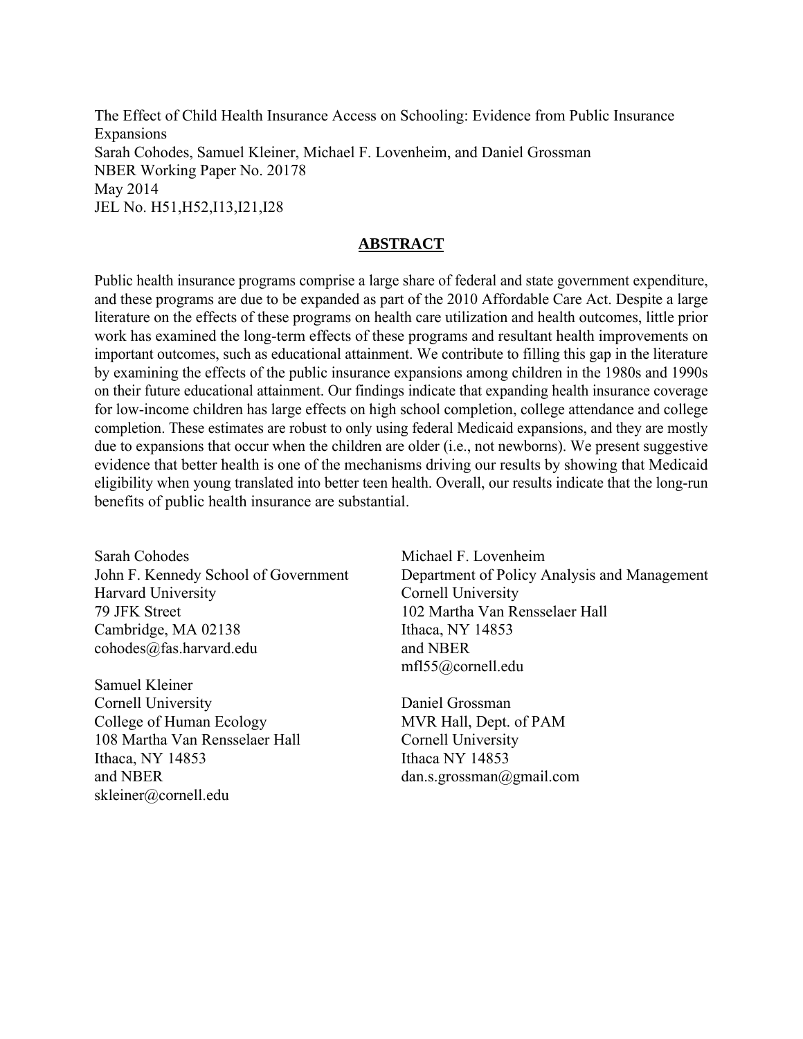The Effect of Child Health Insurance Access on Schooling: Evidence from Public Insurance Expansions
Sarah Cohodes, Samuel Kleiner, Michael F. Lovenheim, and Daniel Grossman
NBER Working Paper No. 20178
May 2014
JEL No. H51,H52,I13,I21,I28

## ABSTRACT

Public health insurance programs comprise a large share of federal and state government expenditure, and these programs are due to be expanded as part of the 2010 Affordable Care Act. Despite a large literature on the effects of these programs on health care utilization and health outcomes, little prior work has examined the long-term effects of these programs and resultant health improvements on important outcomes, such as educational attainment. We contribute to filling this gap in the literature by examining the effects of the public insurance expansions among children in the 1980s and 1990s on their future educational attainment. Our findings indicate that expanding health insurance coverage for low-income children has large effects on high school completion, college attendance and college completion. These estimates are robust to only using federal Medicaid expansions, and they are mostly due to expansions that occur when the children are older (i.e., not newborns). We present suggestive evidence that better health is one of the mechanisms driving our results by showing that Medicaid eligibility when young translated into better teen health. Overall, our results indicate that the long-run benefits of public health insurance are substantial.

Sarah Cohodes
John F. Kennedy School of Government
Harvard University
79 JFK Street
Cambridge, MA 02138
cohodes@fas.harvard.edu

Samuel Kleiner
Cornell University
College of Human Ecology
108 Martha Van Rensselaer Hall
Ithaca, NY 14853
and NBER
skleiner@cornell.edu

Michael F. Lovenheim
Department of Policy Analysis and Management
Cornell University
102 Martha Van Rensselaer Hall
Ithaca, NY 14853
and NBER
mfl55@cornell.edu

Daniel Grossman
MVR Hall, Dept. of PAM
Cornell University
Ithaca NY 14853
dan.s.grossman@gmail.com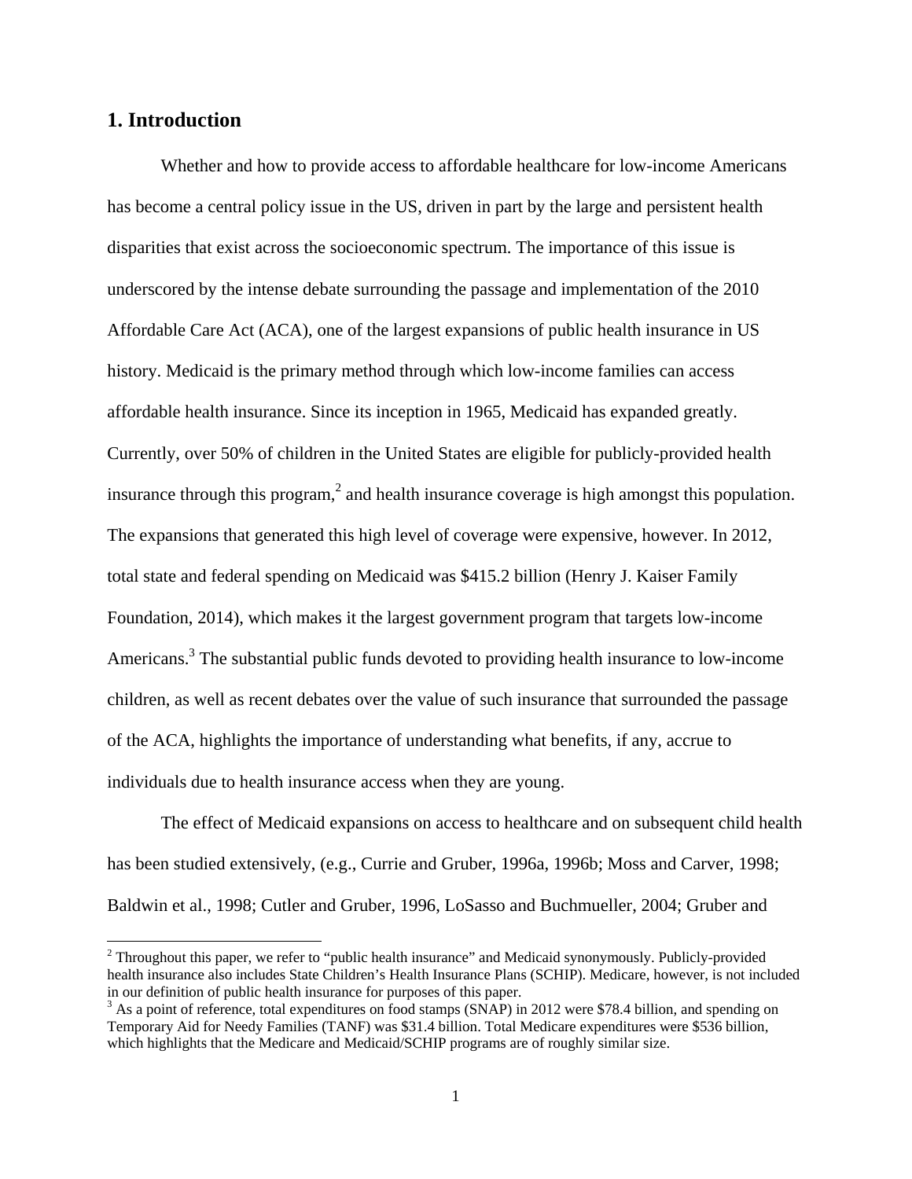## 1. Introduction

Whether and how to provide access to affordable healthcare for low-income Americans has become a central policy issue in the US, driven in part by the large and persistent health disparities that exist across the socioeconomic spectrum. The importance of this issue is underscored by the intense debate surrounding the passage and implementation of the 2010 Affordable Care Act (ACA), one of the largest expansions of public health insurance in US history. Medicaid is the primary method through which low-income families can access affordable health insurance. Since its inception in 1965, Medicaid has expanded greatly. Currently, over 50% of children in the United States are eligible for publicly-provided health insurance through this program,[2] and health insurance coverage is high amongst this population. The expansions that generated this high level of coverage were expensive, however. In 2012, total state and federal spending on Medicaid was $415.2 billion (Henry J. Kaiser Family Foundation, 2014), which makes it the largest government program that targets low-income Americans.[3] The substantial public funds devoted to providing health insurance to low-income children, as well as recent debates over the value of such insurance that surrounded the passage of the ACA, highlights the importance of understanding what benefits, if any, accrue to individuals due to health insurance access when they are young.

The effect of Medicaid expansions on access to healthcare and on subsequent child health has been studied extensively, (e.g., Currie and Gruber, 1996a, 1996b; Moss and Carver, 1998; Baldwin et al., 1998; Cutler and Gruber, 1996, LoSasso and Buchmueller, 2004; Gruber and

---

[2] Throughout this paper, we refer to "public health insurance" and Medicaid synonymously. Publicly-provided health insurance also includes State Children's Health Insurance Plans (SCHIP). Medicare, however, is not included in our definition of public health insurance for purposes of this paper.

[3] As a point of reference, total expenditures on food stamps (SNAP) in 2012 were $78.4 billion, and spending on Temporary Aid for Needy Families (TANF) was $31.4 billion. Total Medicare expenditures were $536 billion, which highlights that the Medicare and Medicaid/SCHIP programs are of roughly similar size.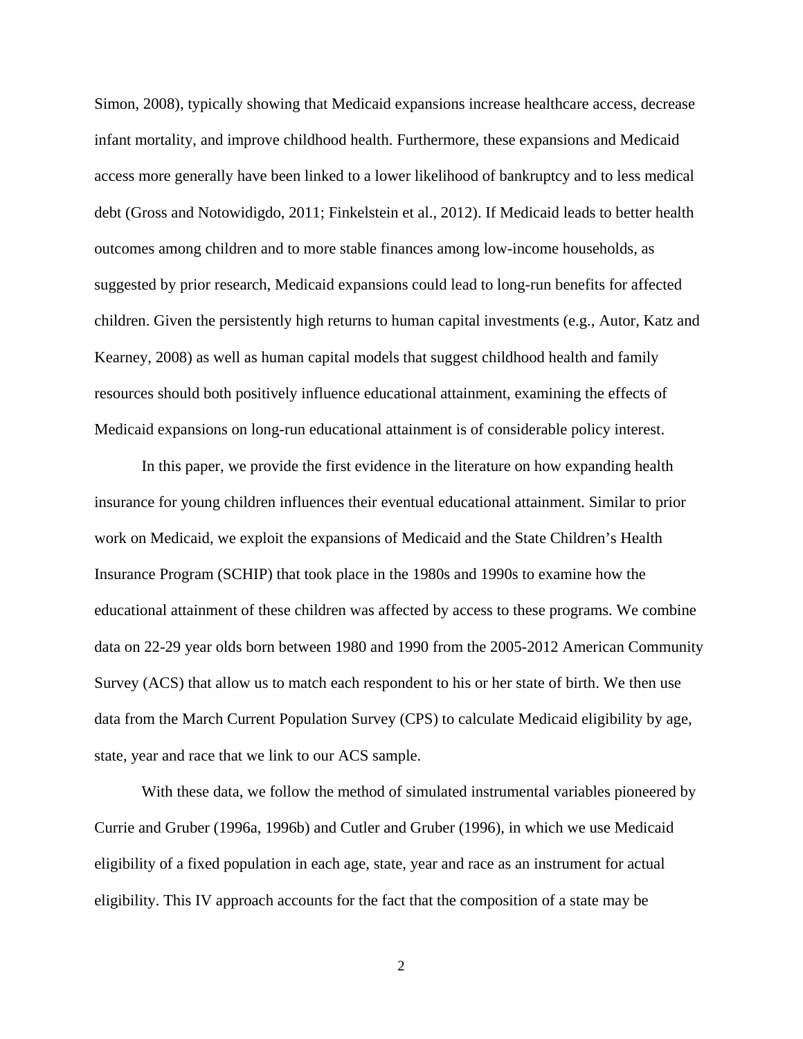Simon, 2008), typically showing that Medicaid expansions increase healthcare access, decrease infant mortality, and improve childhood health. Furthermore, these expansions and Medicaid access more generally have been linked to a lower likelihood of bankruptcy and to less medical debt (Gross and Notowidigdo, 2011; Finkelstein et al., 2012). If Medicaid leads to better health outcomes among children and to more stable finances among low-income households, as suggested by prior research, Medicaid expansions could lead to long-run benefits for affected children. Given the persistently high returns to human capital investments (e.g., Autor, Katz and Kearney, 2008) as well as human capital models that suggest childhood health and family resources should both positively influence educational attainment, examining the effects of Medicaid expansions on long-run educational attainment is of considerable policy interest.

In this paper, we provide the first evidence in the literature on how expanding health insurance for young children influences their eventual educational attainment. Similar to prior work on Medicaid, we exploit the expansions of Medicaid and the State Children's Health Insurance Program (SCHIP) that took place in the 1980s and 1990s to examine how the educational attainment of these children was affected by access to these programs. We combine data on 22-29 year olds born between 1980 and 1990 from the 2005-2012 American Community Survey (ACS) that allow us to match each respondent to his or her state of birth. We then use data from the March Current Population Survey (CPS) to calculate Medicaid eligibility by age, state, year and race that we link to our ACS sample.

With these data, we follow the method of simulated instrumental variables pioneered by Currie and Gruber (1996a, 1996b) and Cutler and Gruber (1996), in which we use Medicaid eligibility of a fixed population in each age, state, year and race as an instrument for actual eligibility. This IV approach accounts for the fact that the composition of a state may be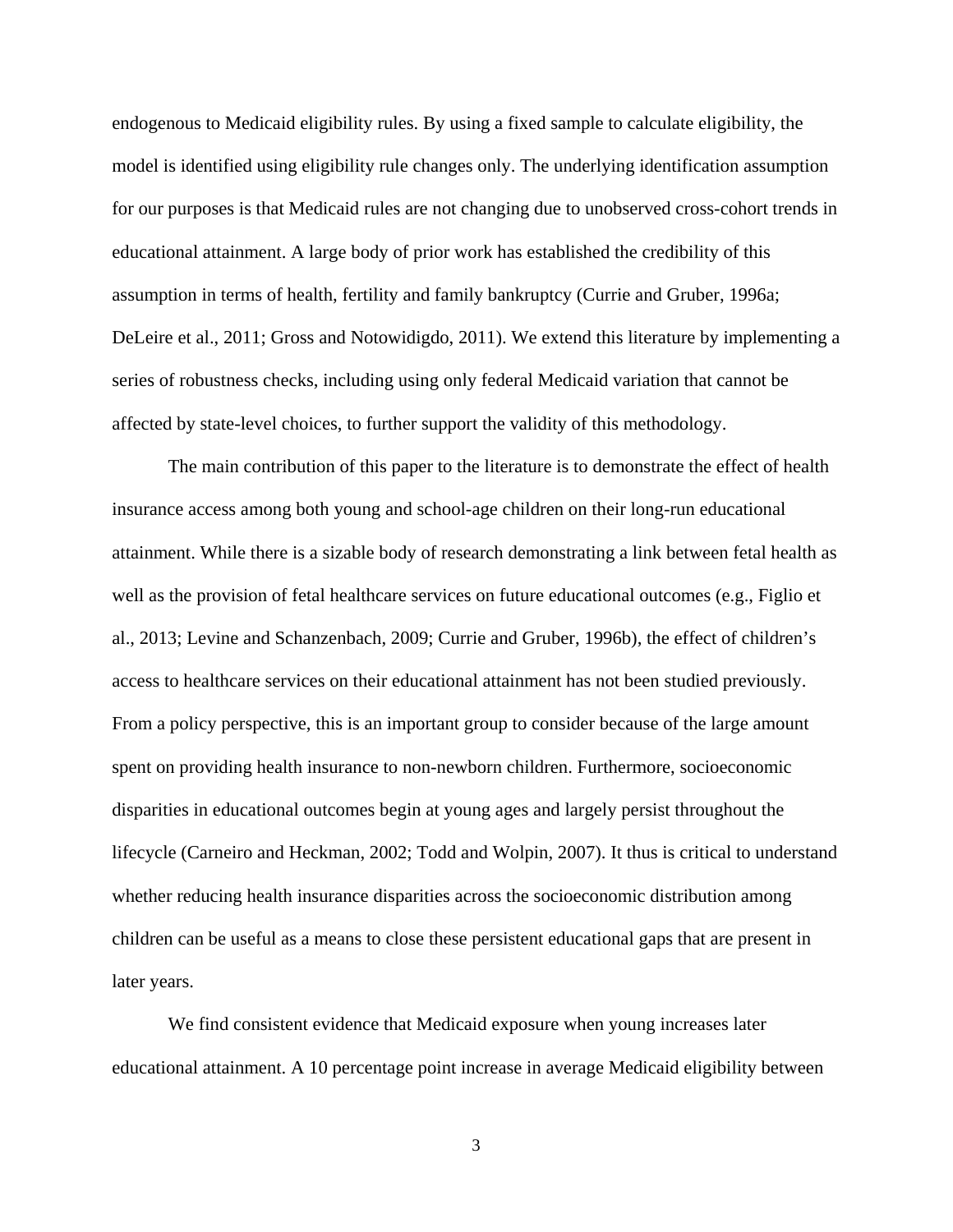endogenous to Medicaid eligibility rules. By using a fixed sample to calculate eligibility, the model is identified using eligibility rule changes only. The underlying identification assumption for our purposes is that Medicaid rules are not changing due to unobserved cross-cohort trends in educational attainment. A large body of prior work has established the credibility of this assumption in terms of health, fertility and family bankruptcy (Currie and Gruber, 1996a; DeLeire et al., 2011; Gross and Notowidigdo, 2011). We extend this literature by implementing a series of robustness checks, including using only federal Medicaid variation that cannot be affected by state-level choices, to further support the validity of this methodology.

The main contribution of this paper to the literature is to demonstrate the effect of health insurance access among both young and school-age children on their long-run educational attainment. While there is a sizable body of research demonstrating a link between fetal health as well as the provision of fetal healthcare services on future educational outcomes (e.g., Figlio et al., 2013; Levine and Schanzenbach, 2009; Currie and Gruber, 1996b), the effect of children's access to healthcare services on their educational attainment has not been studied previously. From a policy perspective, this is an important group to consider because of the large amount spent on providing health insurance to non-newborn children. Furthermore, socioeconomic disparities in educational outcomes begin at young ages and largely persist throughout the lifecycle (Carneiro and Heckman, 2002; Todd and Wolpin, 2007). It thus is critical to understand whether reducing health insurance disparities across the socioeconomic distribution among children can be useful as a means to close these persistent educational gaps that are present in later years.

We find consistent evidence that Medicaid exposure when young increases later educational attainment. A 10 percentage point increase in average Medicaid eligibility between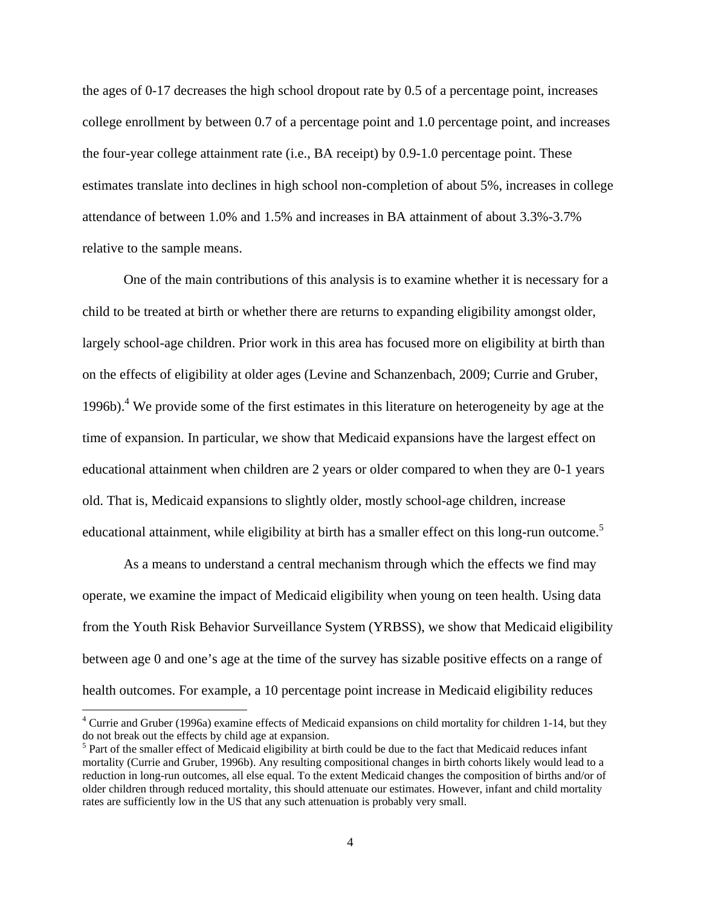the ages of 0-17 decreases the high school dropout rate by 0.5 of a percentage point, increases college enrollment by between 0.7 of a percentage point and 1.0 percentage point, and increases the four-year college attainment rate (i.e., BA receipt) by 0.9-1.0 percentage point. These estimates translate into declines in high school non-completion of about 5%, increases in college attendance of between 1.0% and 1.5% and increases in BA attainment of about 3.3%-3.7% relative to the sample means.

One of the main contributions of this analysis is to examine whether it is necessary for a child to be treated at birth or whether there are returns to expanding eligibility amongst older, largely school-age children. Prior work in this area has focused more on eligibility at birth than on the effects of eligibility at older ages (Levine and Schanzenbach, 2009; Currie and Gruber, 1996b).[4] We provide some of the first estimates in this literature on heterogeneity by age at the time of expansion. In particular, we show that Medicaid expansions have the largest effect on educational attainment when children are 2 years or older compared to when they are 0-1 years old. That is, Medicaid expansions to slightly older, mostly school-age children, increase educational attainment, while eligibility at birth has a smaller effect on this long-run outcome.[5]

As a means to understand a central mechanism through which the effects we find may operate, we examine the impact of Medicaid eligibility when young on teen health. Using data from the Youth Risk Behavior Surveillance System (YRBSS), we show that Medicaid eligibility between age 0 and one's age at the time of the survey has sizable positive effects on a range of health outcomes. For example, a 10 percentage point increase in Medicaid eligibility reduces

[4] Currie and Gruber (1996a) examine effects of Medicaid expansions on child mortality for children 1-14, but they do not break out the effects by child age at expansion.

[5] Part of the smaller effect of Medicaid eligibility at birth could be due to the fact that Medicaid reduces infant mortality (Currie and Gruber, 1996b). Any resulting compositional changes in birth cohorts likely would lead to a reduction in long-run outcomes, all else equal. To the extent Medicaid changes the composition of births and/or of older children through reduced mortality, this should attenuate our estimates. However, infant and child mortality rates are sufficiently low in the US that any such attenuation is probably very small.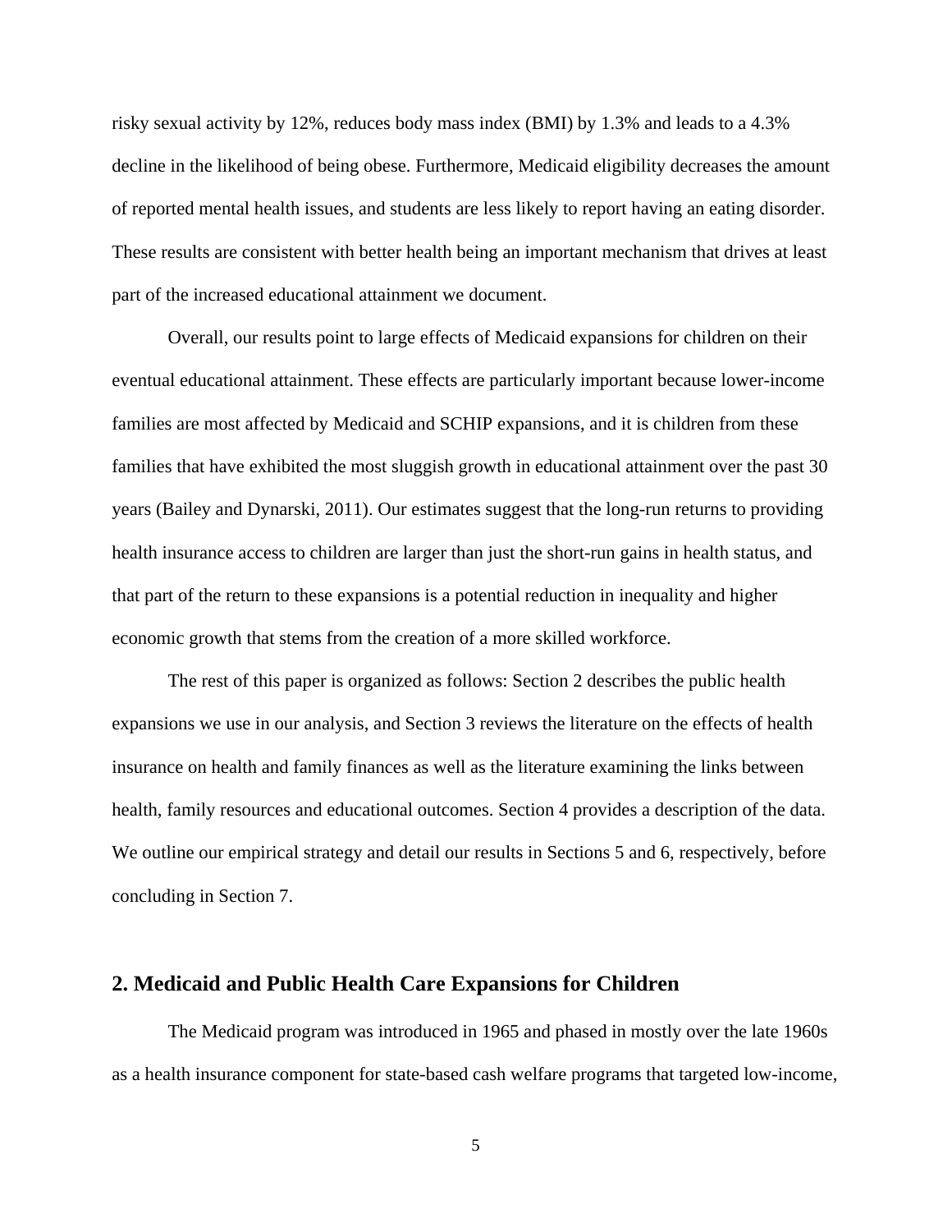risky sexual activity by 12%, reduces body mass index (BMI) by 1.3% and leads to a 4.3% decline in the likelihood of being obese. Furthermore, Medicaid eligibility decreases the amount of reported mental health issues, and students are less likely to report having an eating disorder. These results are consistent with better health being an important mechanism that drives at least part of the increased educational attainment we document.

Overall, our results point to large effects of Medicaid expansions for children on their eventual educational attainment. These effects are particularly important because lower-income families are most affected by Medicaid and SCHIP expansions, and it is children from these families that have exhibited the most sluggish growth in educational attainment over the past 30 years (Bailey and Dynarski, 2011). Our estimates suggest that the long-run returns to providing health insurance access to children are larger than just the short-run gains in health status, and that part of the return to these expansions is a potential reduction in inequality and higher economic growth that stems from the creation of a more skilled workforce.

The rest of this paper is organized as follows: Section 2 describes the public health expansions we use in our analysis, and Section 3 reviews the literature on the effects of health insurance on health and family finances as well as the literature examining the links between health, family resources and educational outcomes. Section 4 provides a description of the data. We outline our empirical strategy and detail our results in Sections 5 and 6, respectively, before concluding in Section 7.

## 2. Medicaid and Public Health Care Expansions for Children

The Medicaid program was introduced in 1965 and phased in mostly over the late 1960s as a health insurance component for state-based cash welfare programs that targeted low-income,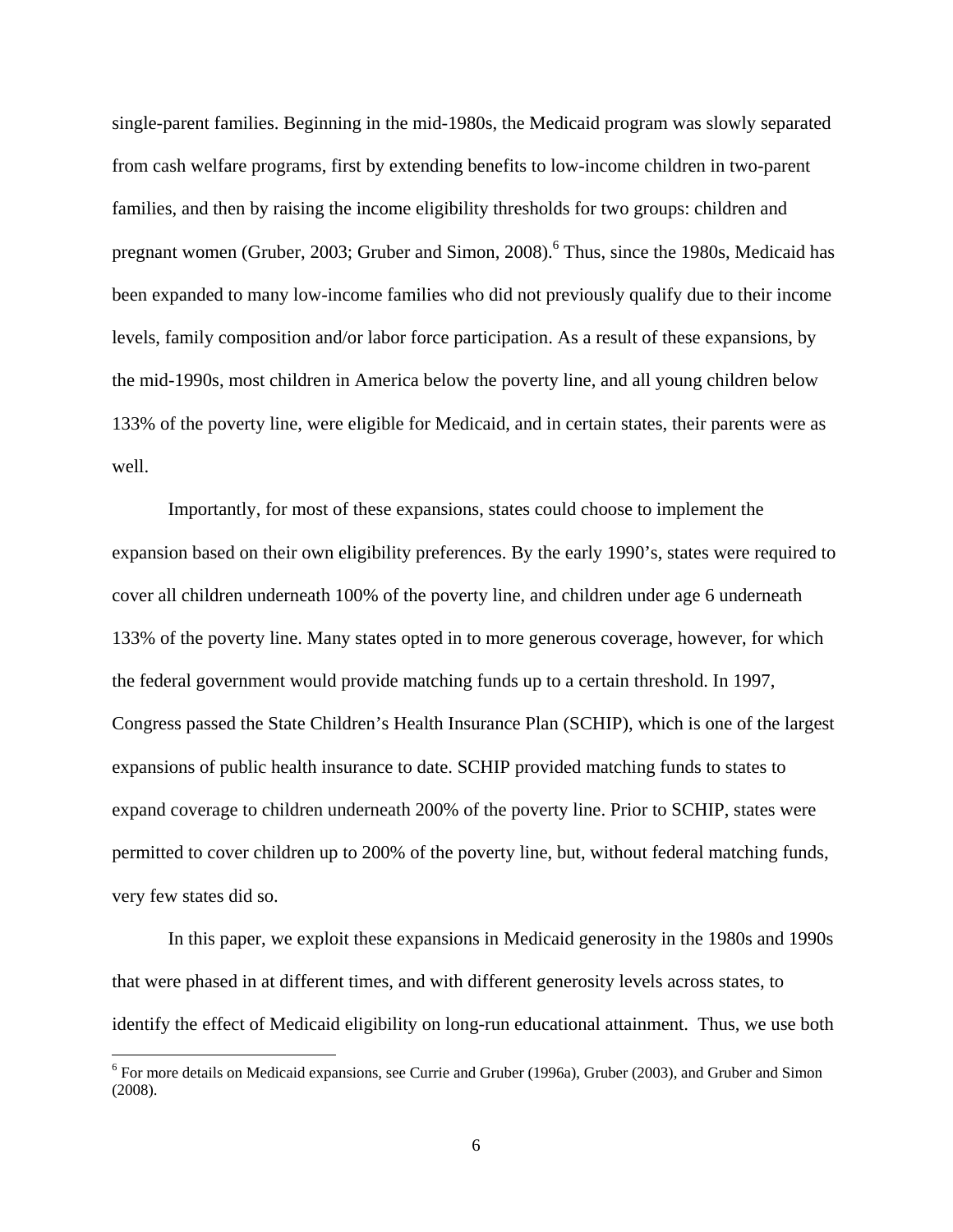single-parent families. Beginning in the mid-1980s, the Medicaid program was slowly separated from cash welfare programs, first by extending benefits to low-income children in two-parent families, and then by raising the income eligibility thresholds for two groups: children and pregnant women (Gruber, 2003; Gruber and Simon, 2008).[6] Thus, since the 1980s, Medicaid has been expanded to many low-income families who did not previously qualify due to their income levels, family composition and/or labor force participation. As a result of these expansions, by the mid-1990s, most children in America below the poverty line, and all young children below 133% of the poverty line, were eligible for Medicaid, and in certain states, their parents were as well.

Importantly, for most of these expansions, states could choose to implement the expansion based on their own eligibility preferences. By the early 1990's, states were required to cover all children underneath 100% of the poverty line, and children under age 6 underneath 133% of the poverty line. Many states opted in to more generous coverage, however, for which the federal government would provide matching funds up to a certain threshold. In 1997, Congress passed the State Children's Health Insurance Plan (SCHIP), which is one of the largest expansions of public health insurance to date. SCHIP provided matching funds to states to expand coverage to children underneath 200% of the poverty line. Prior to SCHIP, states were permitted to cover children up to 200% of the poverty line, but, without federal matching funds, very few states did so.

In this paper, we exploit these expansions in Medicaid generosity in the 1980s and 1990s that were phased in at different times, and with different generosity levels across states, to identify the effect of Medicaid eligibility on long-run educational attainment. Thus, we use both

[6] For more details on Medicaid expansions, see Currie and Gruber (1996a), Gruber (2003), and Gruber and Simon (2008).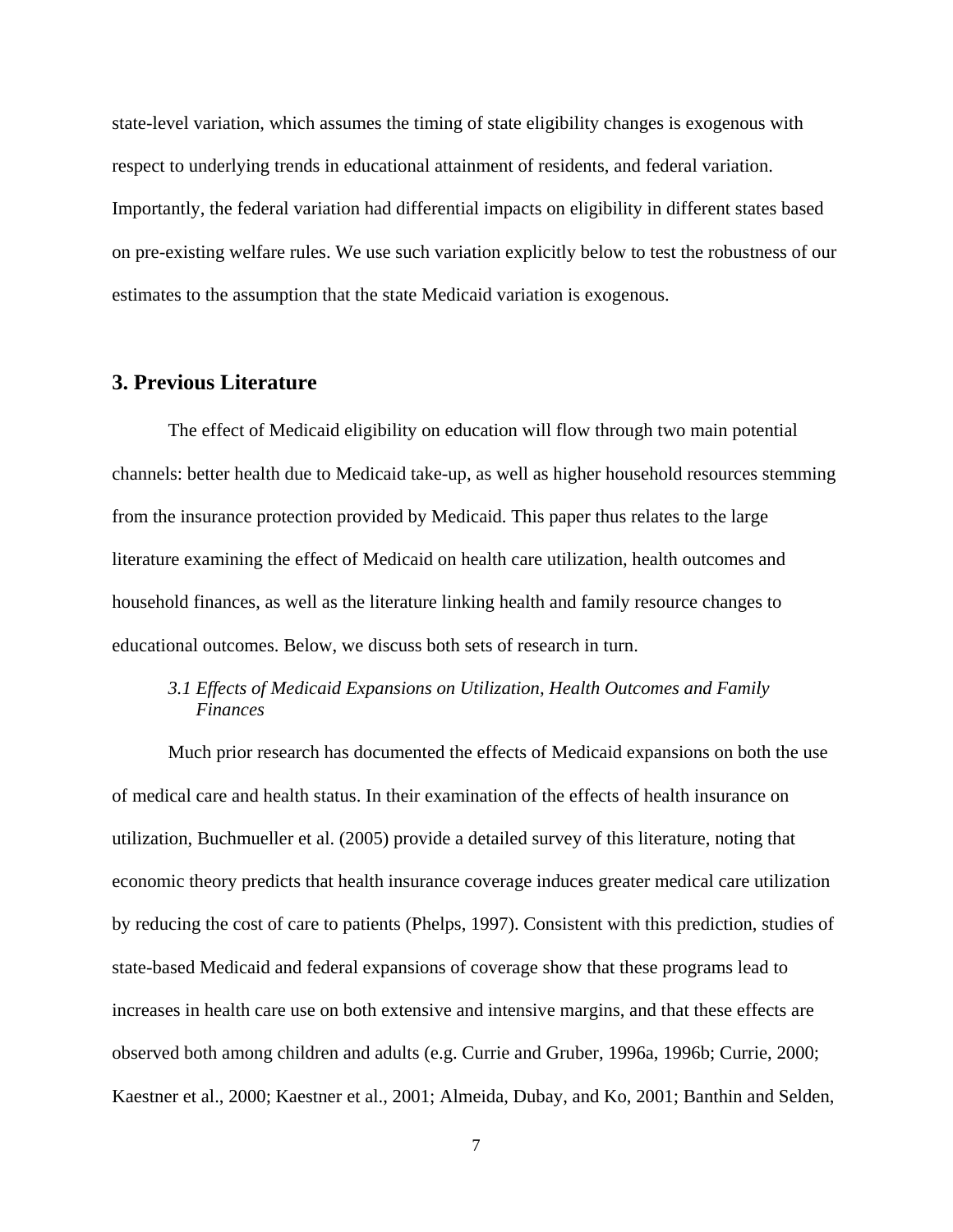state-level variation, which assumes the timing of state eligibility changes is exogenous with respect to underlying trends in educational attainment of residents, and federal variation. Importantly, the federal variation had differential impacts on eligibility in different states based on pre-existing welfare rules. We use such variation explicitly below to test the robustness of our estimates to the assumption that the state Medicaid variation is exogenous.

## 3. Previous Literature

The effect of Medicaid eligibility on education will flow through two main potential channels: better health due to Medicaid take-up, as well as higher household resources stemming from the insurance protection provided by Medicaid. This paper thus relates to the large literature examining the effect of Medicaid on health care utilization, health outcomes and household finances, as well as the literature linking health and family resource changes to educational outcomes. Below, we discuss both sets of research in turn.

### *3.1 Effects of Medicaid Expansions on Utilization, Health Outcomes and Family Finances*

Much prior research has documented the effects of Medicaid expansions on both the use of medical care and health status. In their examination of the effects of health insurance on utilization, Buchmueller et al. (2005) provide a detailed survey of this literature, noting that economic theory predicts that health insurance coverage induces greater medical care utilization by reducing the cost of care to patients (Phelps, 1997). Consistent with this prediction, studies of state-based Medicaid and federal expansions of coverage show that these programs lead to increases in health care use on both extensive and intensive margins, and that these effects are observed both among children and adults (e.g. Currie and Gruber, 1996a, 1996b; Currie, 2000; Kaestner et al., 2000; Kaestner et al., 2001; Almeida, Dubay, and Ko, 2001; Banthin and Selden,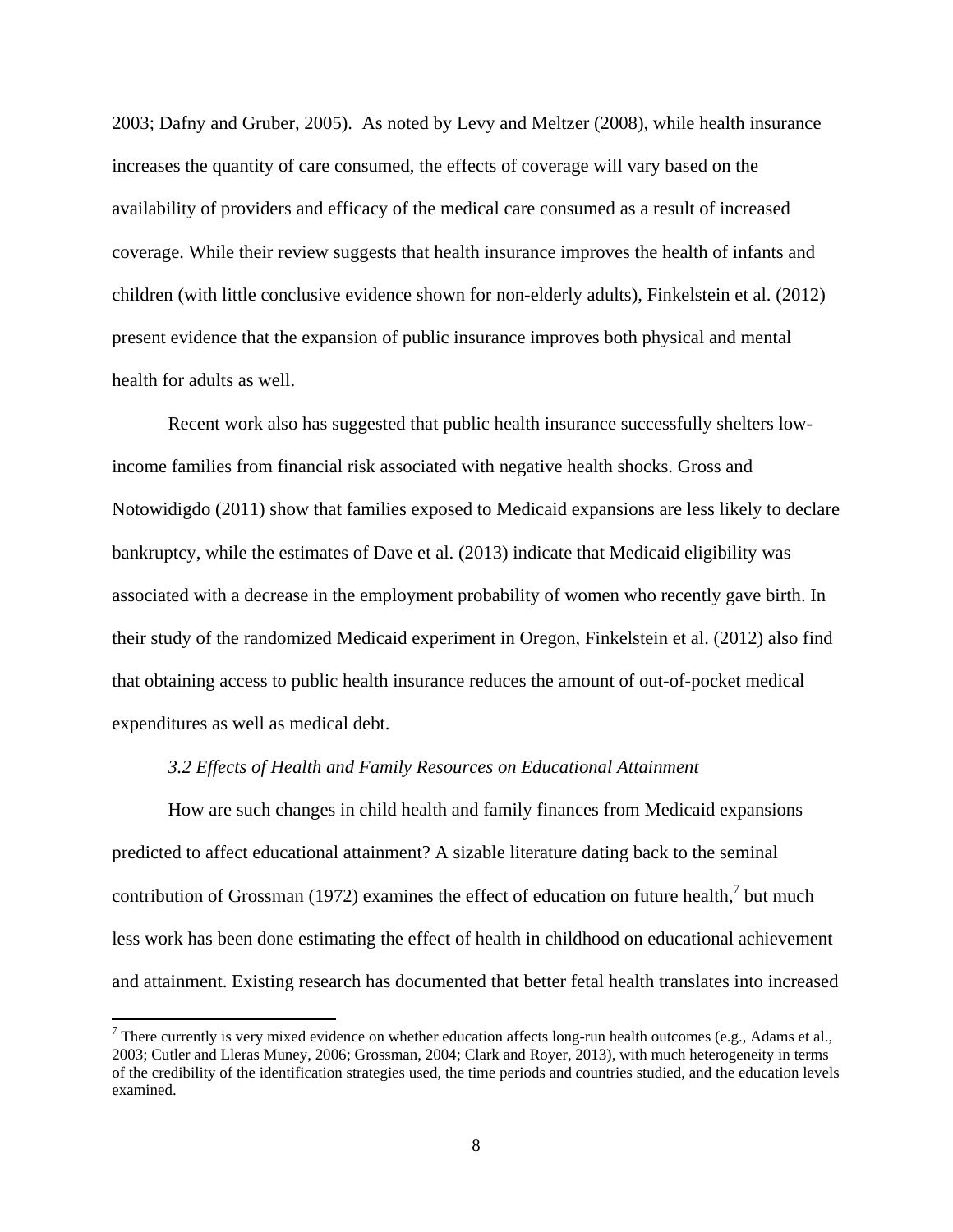2003; Dafny and Gruber, 2005). As noted by Levy and Meltzer (2008), while health insurance increases the quantity of care consumed, the effects of coverage will vary based on the availability of providers and efficacy of the medical care consumed as a result of increased coverage. While their review suggests that health insurance improves the health of infants and children (with little conclusive evidence shown for non-elderly adults), Finkelstein et al. (2012) present evidence that the expansion of public insurance improves both physical and mental health for adults as well.

Recent work also has suggested that public health insurance successfully shelters low-income families from financial risk associated with negative health shocks. Gross and Notowidigdo (2011) show that families exposed to Medicaid expansions are less likely to declare bankruptcy, while the estimates of Dave et al. (2013) indicate that Medicaid eligibility was associated with a decrease in the employment probability of women who recently gave birth. In their study of the randomized Medicaid experiment in Oregon, Finkelstein et al. (2012) also find that obtaining access to public health insurance reduces the amount of out-of-pocket medical expenditures as well as medical debt.

### *3.2 Effects of Health and Family Resources on Educational Attainment*

How are such changes in child health and family finances from Medicaid expansions predicted to affect educational attainment? A sizable literature dating back to the seminal contribution of Grossman (1972) examines the effect of education on future health,[7] but much less work has been done estimating the effect of health in childhood on educational achievement and attainment. Existing research has documented that better fetal health translates into increased

[7] There currently is very mixed evidence on whether education affects long-run health outcomes (e.g., Adams et al., 2003; Cutler and Lleras Muney, 2006; Grossman, 2004; Clark and Royer, 2013), with much heterogeneity in terms of the credibility of the identification strategies used, the time periods and countries studied, and the education levels examined.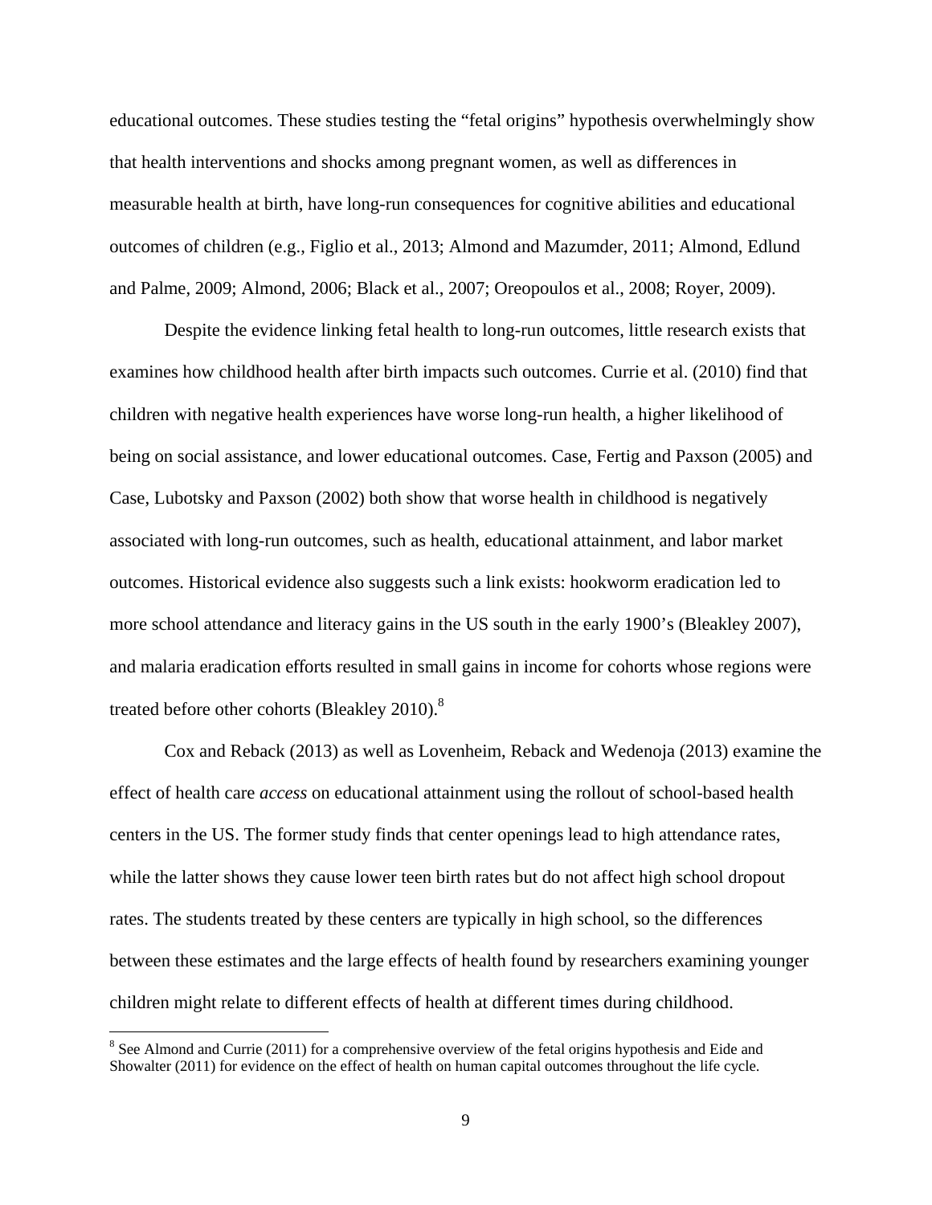educational outcomes. These studies testing the "fetal origins" hypothesis overwhelmingly show that health interventions and shocks among pregnant women, as well as differences in measurable health at birth, have long-run consequences for cognitive abilities and educational outcomes of children (e.g., Figlio et al., 2013; Almond and Mazumder, 2011; Almond, Edlund and Palme, 2009; Almond, 2006; Black et al., 2007; Oreopoulos et al., 2008; Royer, 2009).

Despite the evidence linking fetal health to long-run outcomes, little research exists that examines how childhood health after birth impacts such outcomes. Currie et al. (2010) find that children with negative health experiences have worse long-run health, a higher likelihood of being on social assistance, and lower educational outcomes. Case, Fertig and Paxson (2005) and Case, Lubotsky and Paxson (2002) both show that worse health in childhood is negatively associated with long-run outcomes, such as health, educational attainment, and labor market outcomes. Historical evidence also suggests such a link exists: hookworm eradication led to more school attendance and literacy gains in the US south in the early 1900's (Bleakley 2007), and malaria eradication efforts resulted in small gains in income for cohorts whose regions were treated before other cohorts (Bleakley 2010).[8]

Cox and Reback (2013) as well as Lovenheim, Reback and Wedenoja (2013) examine the effect of health care *access* on educational attainment using the rollout of school-based health centers in the US. The former study finds that center openings lead to high attendance rates, while the latter shows they cause lower teen birth rates but do not affect high school dropout rates. The students treated by these centers are typically in high school, so the differences between these estimates and the large effects of health found by researchers examining younger children might relate to different effects of health at different times during childhood.

[8] See Almond and Currie (2011) for a comprehensive overview of the fetal origins hypothesis and Eide and Showalter (2011) for evidence on the effect of health on human capital outcomes throughout the life cycle.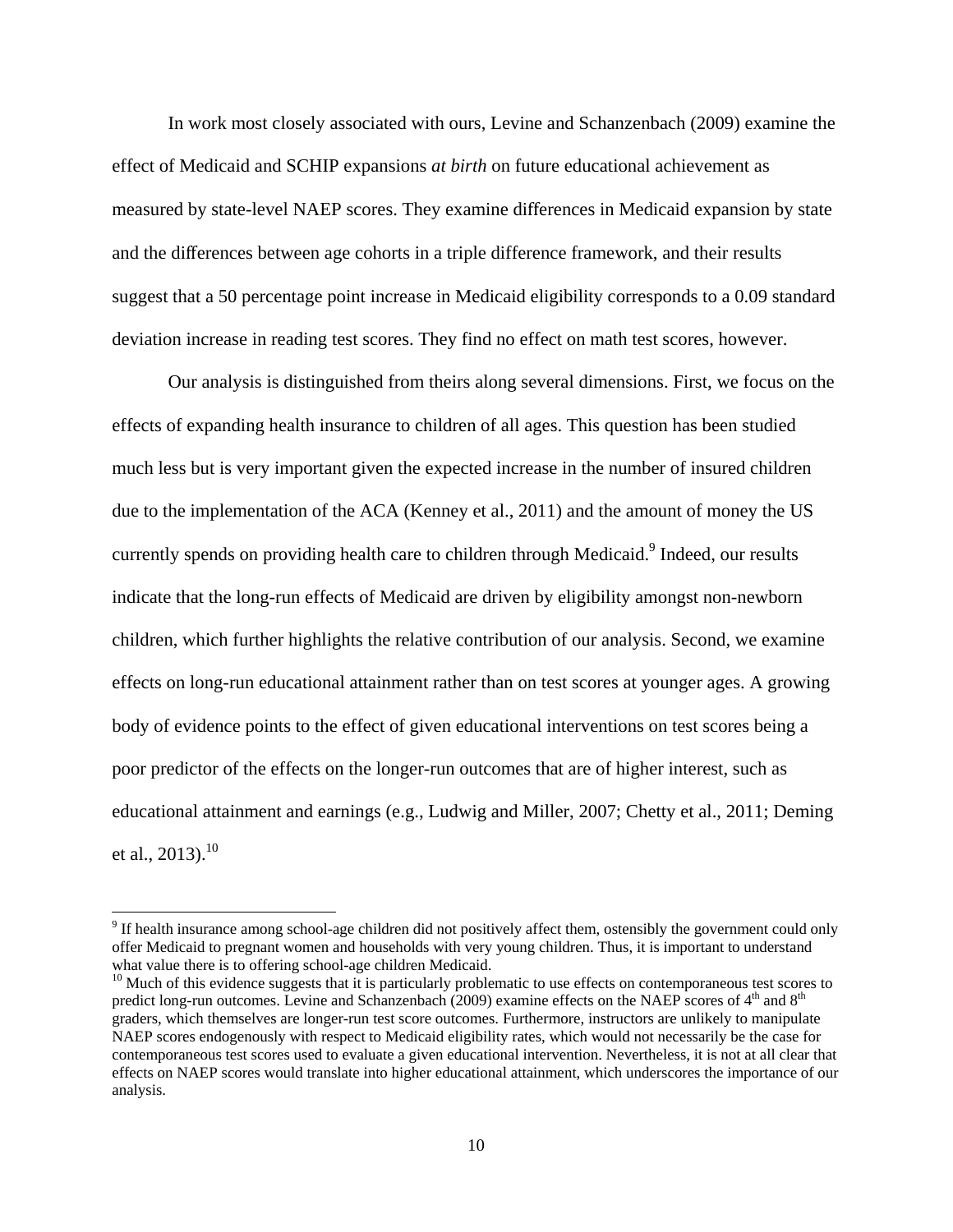In work most closely associated with ours, Levine and Schanzenbach (2009) examine the effect of Medicaid and SCHIP expansions *at birth* on future educational achievement as measured by state-level NAEP scores. They examine differences in Medicaid expansion by state and the differences between age cohorts in a triple difference framework, and their results suggest that a 50 percentage point increase in Medicaid eligibility corresponds to a 0.09 standard deviation increase in reading test scores. They find no effect on math test scores, however.

Our analysis is distinguished from theirs along several dimensions. First, we focus on the effects of expanding health insurance to children of all ages. This question has been studied much less but is very important given the expected increase in the number of insured children due to the implementation of the ACA (Kenney et al., 2011) and the amount of money the US currently spends on providing health care to children through Medicaid.[9] Indeed, our results indicate that the long-run effects of Medicaid are driven by eligibility amongst non-newborn children, which further highlights the relative contribution of our analysis. Second, we examine effects on long-run educational attainment rather than on test scores at younger ages. A growing body of evidence points to the effect of given educational interventions on test scores being a poor predictor of the effects on the longer-run outcomes that are of higher interest, such as educational attainment and earnings (e.g., Ludwig and Miller, 2007; Chetty et al., 2011; Deming et al., 2013).[10]

---

[9] If health insurance among school-age children did not positively affect them, ostensibly the government could only offer Medicaid to pregnant women and households with very young children. Thus, it is important to understand what value there is to offering school-age children Medicaid.

[10] Much of this evidence suggests that it is particularly problematic to use effects on contemporaneous test scores to predict long-run outcomes. Levine and Schanzenbach (2009) examine effects on the NAEP scores of 4th and 8th graders, which themselves are longer-run test score outcomes. Furthermore, instructors are unlikely to manipulate NAEP scores endogenously with respect to Medicaid eligibility rates, which would not necessarily be the case for contemporaneous test scores used to evaluate a given educational intervention. Nevertheless, it is not at all clear that effects on NAEP scores would translate into higher educational attainment, which underscores the importance of our analysis.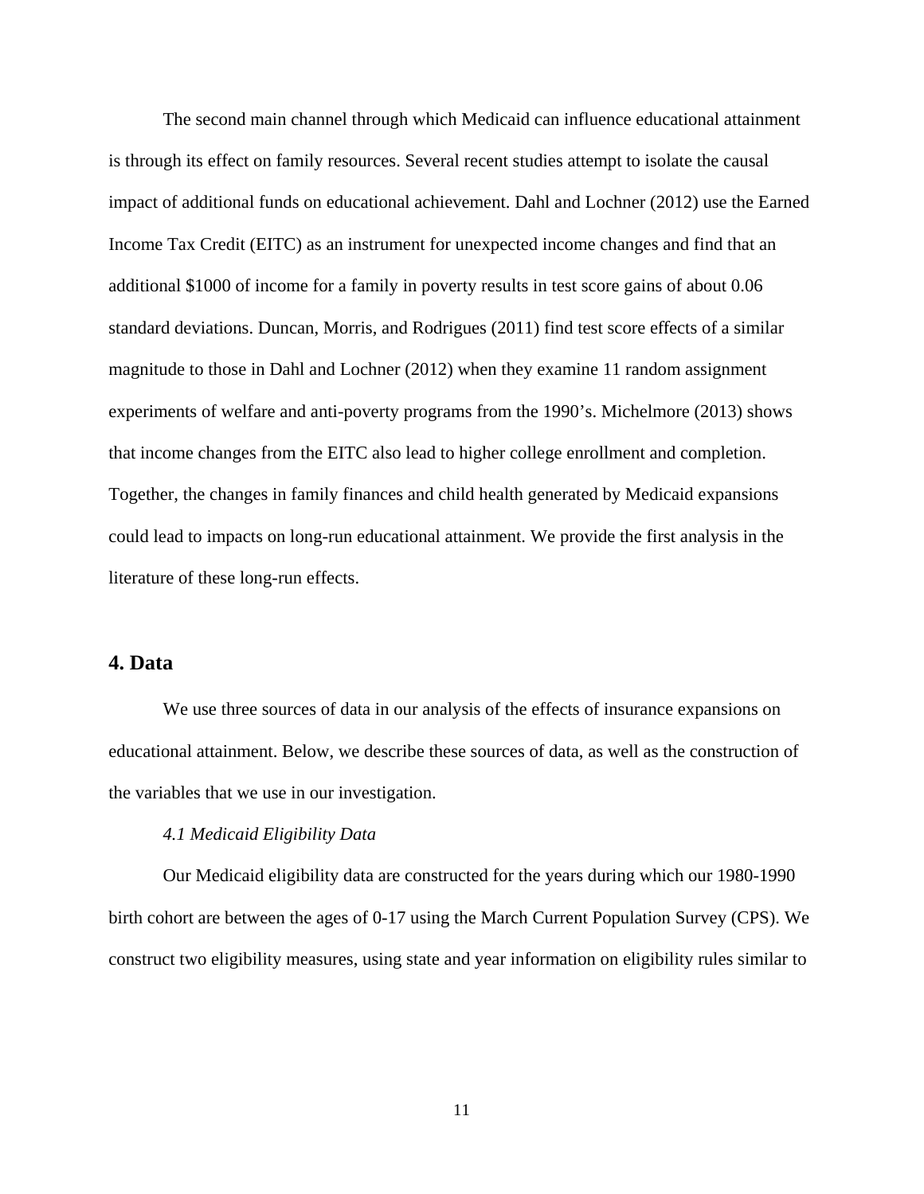The second main channel through which Medicaid can influence educational attainment is through its effect on family resources. Several recent studies attempt to isolate the causal impact of additional funds on educational achievement. Dahl and Lochner (2012) use the Earned Income Tax Credit (EITC) as an instrument for unexpected income changes and find that an additional $1000 of income for a family in poverty results in test score gains of about 0.06 standard deviations. Duncan, Morris, and Rodrigues (2011) find test score effects of a similar magnitude to those in Dahl and Lochner (2012) when they examine 11 random assignment experiments of welfare and anti-poverty programs from the 1990's. Michelmore (2013) shows that income changes from the EITC also lead to higher college enrollment and completion. Together, the changes in family finances and child health generated by Medicaid expansions could lead to impacts on long-run educational attainment. We provide the first analysis in the literature of these long-run effects.

## 4. Data

We use three sources of data in our analysis of the effects of insurance expansions on educational attainment. Below, we describe these sources of data, as well as the construction of the variables that we use in our investigation.

### *4.1 Medicaid Eligibility Data*

Our Medicaid eligibility data are constructed for the years during which our 1980-1990 birth cohort are between the ages of 0-17 using the March Current Population Survey (CPS). We construct two eligibility measures, using state and year information on eligibility rules similar to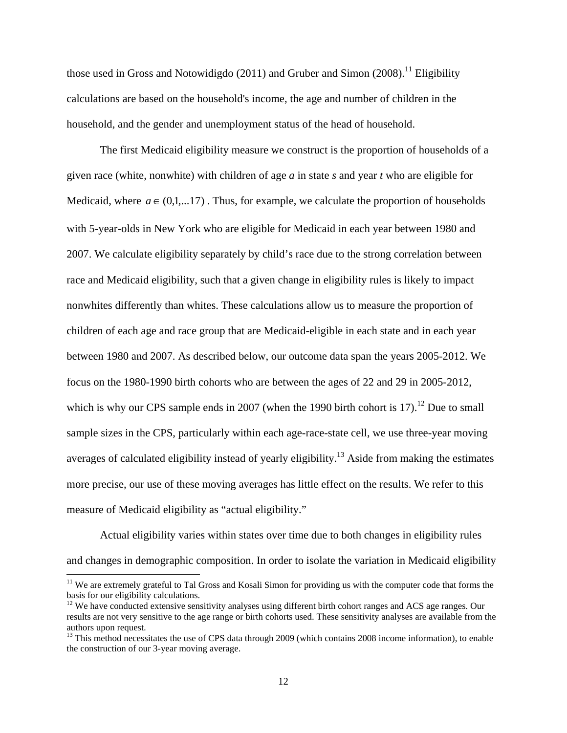those used in Gross and Notowidigdo (2011) and Gruber and Simon (2008).[11] Eligibility calculations are based on the household's income, the age and number of children in the household, and the gender and unemployment status of the head of household.

The first Medicaid eligibility measure we construct is the proportion of households of a given race (white, nonwhite) with children of age *a* in state *s* and year *t* who are eligible for Medicaid, where $a \in (0,1,...17)$. Thus, for example, we calculate the proportion of households with 5-year-olds in New York who are eligible for Medicaid in each year between 1980 and 2007. We calculate eligibility separately by child's race due to the strong correlation between race and Medicaid eligibility, such that a given change in eligibility rules is likely to impact nonwhites differently than whites. These calculations allow us to measure the proportion of children of each age and race group that are Medicaid-eligible in each state and in each year between 1980 and 2007. As described below, our outcome data span the years 2005-2012. We focus on the 1980-1990 birth cohorts who are between the ages of 22 and 29 in 2005-2012, which is why our CPS sample ends in 2007 (when the 1990 birth cohort is 17).[12] Due to small sample sizes in the CPS, particularly within each age-race-state cell, we use three-year moving averages of calculated eligibility instead of yearly eligibility.[13] Aside from making the estimates more precise, our use of these moving averages has little effect on the results. We refer to this measure of Medicaid eligibility as "actual eligibility."

Actual eligibility varies within states over time due to both changes in eligibility rules and changes in demographic composition. In order to isolate the variation in Medicaid eligibility

[11] We are extremely grateful to Tal Gross and Kosali Simon for providing us with the computer code that forms the basis for our eligibility calculations.

[12] We have conducted extensive sensitivity analyses using different birth cohort ranges and ACS age ranges. Our results are not very sensitive to the age range or birth cohorts used. These sensitivity analyses are available from the authors upon request.

[13] This method necessitates the use of CPS data through 2009 (which contains 2008 income information), to enable the construction of our 3-year moving average.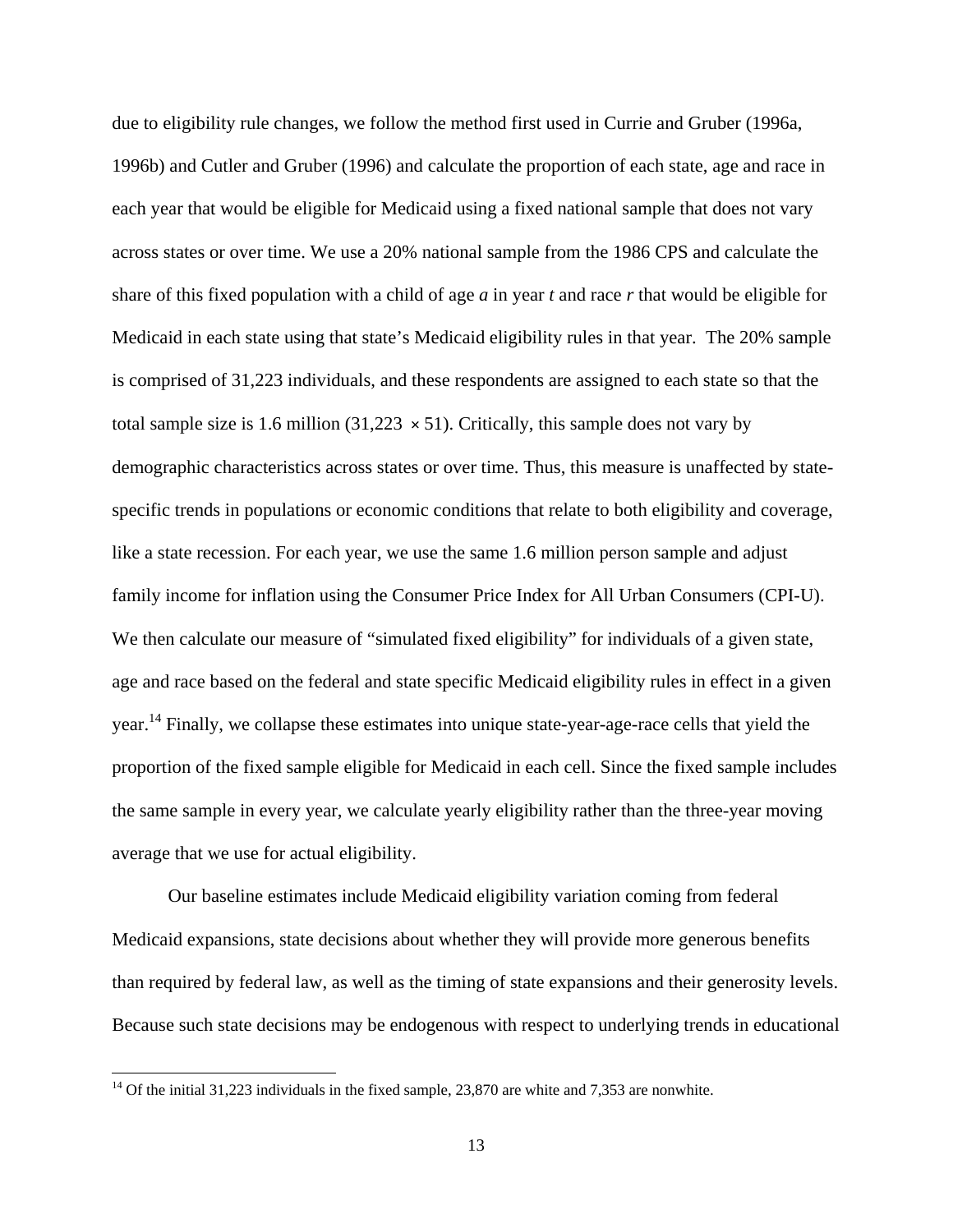due to eligibility rule changes, we follow the method first used in Currie and Gruber (1996a, 1996b) and Cutler and Gruber (1996) and calculate the proportion of each state, age and race in each year that would be eligible for Medicaid using a fixed national sample that does not vary across states or over time. We use a 20% national sample from the 1986 CPS and calculate the share of this fixed population with a child of age $a$ in year $t$ and race $r$ that would be eligible for Medicaid in each state using that state's Medicaid eligibility rules in that year. The 20% sample is comprised of 31,223 individuals, and these respondents are assigned to each state so that the total sample size is 1.6 million ($31,223 \times 51$). Critically, this sample does not vary by demographic characteristics across states or over time. Thus, this measure is unaffected by state-specific trends in populations or economic conditions that relate to both eligibility and coverage, like a state recession. For each year, we use the same 1.6 million person sample and adjust family income for inflation using the Consumer Price Index for All Urban Consumers (CPI-U). We then calculate our measure of "simulated fixed eligibility" for individuals of a given state, age and race based on the federal and state specific Medicaid eligibility rules in effect in a given year.[14] Finally, we collapse these estimates into unique state-year-age-race cells that yield the proportion of the fixed sample eligible for Medicaid in each cell. Since the fixed sample includes the same sample in every year, we calculate yearly eligibility rather than the three-year moving average that we use for actual eligibility.

Our baseline estimates include Medicaid eligibility variation coming from federal Medicaid expansions, state decisions about whether they will provide more generous benefits than required by federal law, as well as the timing of state expansions and their generosity levels. Because such state decisions may be endogenous with respect to underlying trends in educational

[14] Of the initial 31,223 individuals in the fixed sample, 23,870 are white and 7,353 are nonwhite.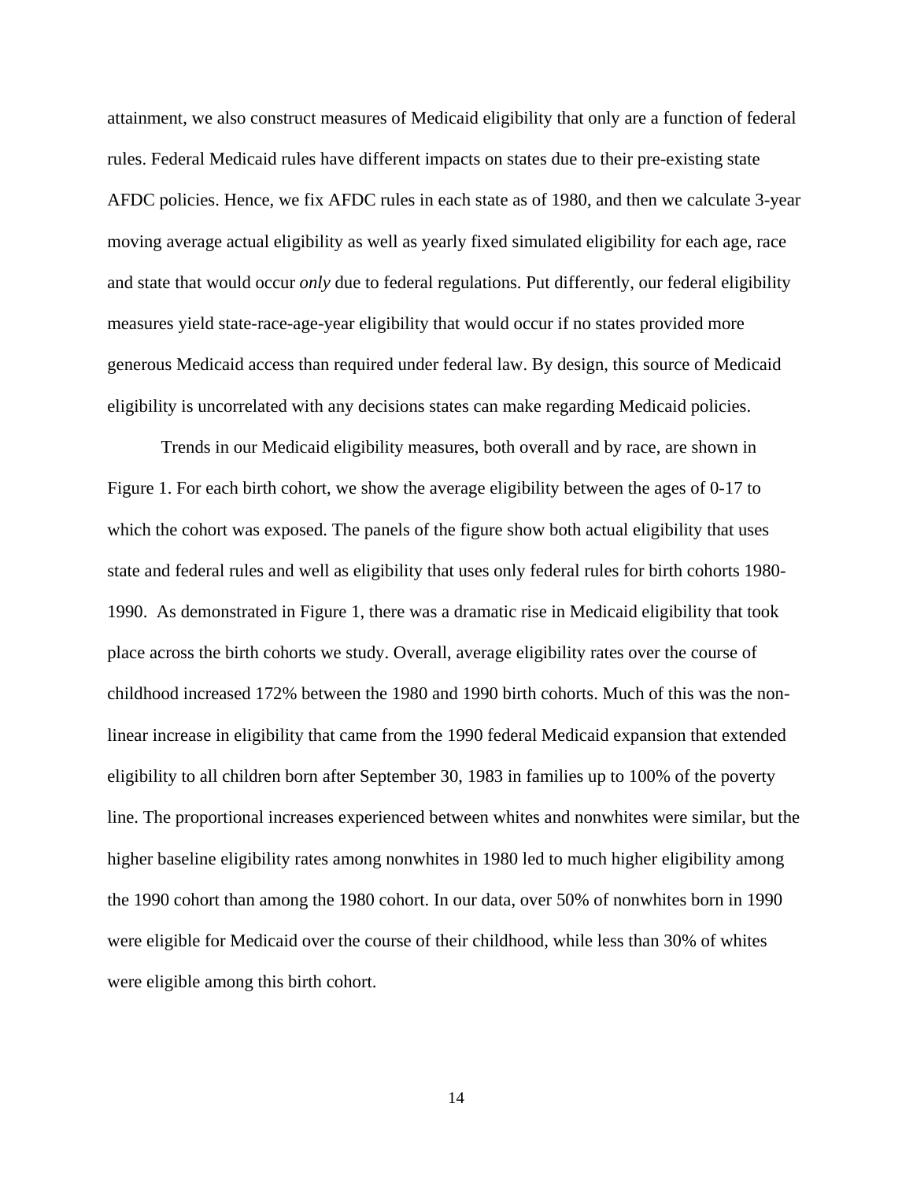attainment, we also construct measures of Medicaid eligibility that only are a function of federal rules. Federal Medicaid rules have different impacts on states due to their pre-existing state AFDC policies. Hence, we fix AFDC rules in each state as of 1980, and then we calculate 3-year moving average actual eligibility as well as yearly fixed simulated eligibility for each age, race and state that would occur *only* due to federal regulations. Put differently, our federal eligibility measures yield state-race-age-year eligibility that would occur if no states provided more generous Medicaid access than required under federal law. By design, this source of Medicaid eligibility is uncorrelated with any decisions states can make regarding Medicaid policies.

Trends in our Medicaid eligibility measures, both overall and by race, are shown in Figure 1. For each birth cohort, we show the average eligibility between the ages of 0-17 to which the cohort was exposed. The panels of the figure show both actual eligibility that uses state and federal rules and well as eligibility that uses only federal rules for birth cohorts 1980-1990. As demonstrated in Figure 1, there was a dramatic rise in Medicaid eligibility that took place across the birth cohorts we study. Overall, average eligibility rates over the course of childhood increased 172% between the 1980 and 1990 birth cohorts. Much of this was the non-linear increase in eligibility that came from the 1990 federal Medicaid expansion that extended eligibility to all children born after September 30, 1983 in families up to 100% of the poverty line. The proportional increases experienced between whites and nonwhites were similar, but the higher baseline eligibility rates among nonwhites in 1980 led to much higher eligibility among the 1990 cohort than among the 1980 cohort. In our data, over 50% of nonwhites born in 1990 were eligible for Medicaid over the course of their childhood, while less than 30% of whites were eligible among this birth cohort.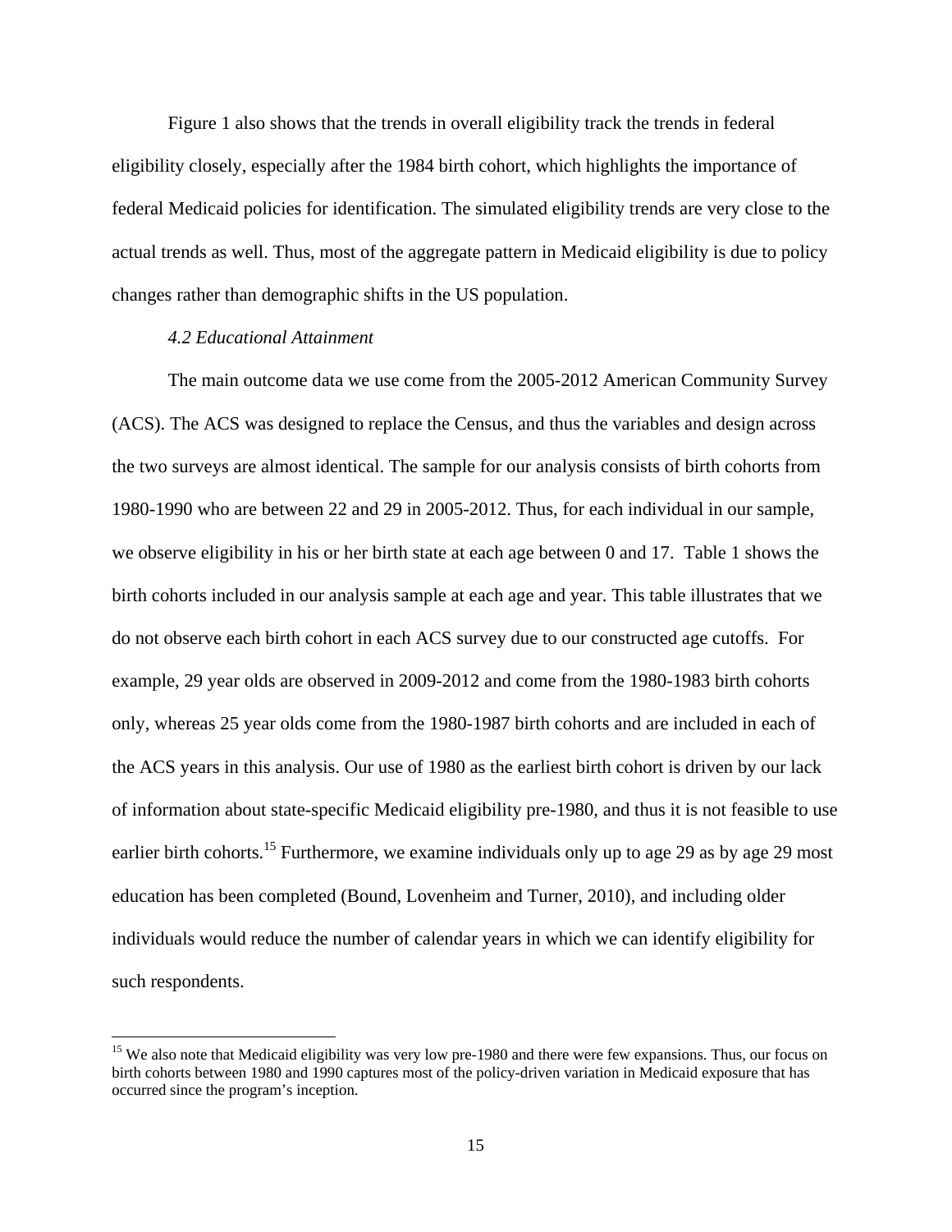Figure 1 also shows that the trends in overall eligibility track the trends in federal eligibility closely, especially after the 1984 birth cohort, which highlights the importance of federal Medicaid policies for identification. The simulated eligibility trends are very close to the actual trends as well. Thus, most of the aggregate pattern in Medicaid eligibility is due to policy changes rather than demographic shifts in the US population.

### *4.2 Educational Attainment*

The main outcome data we use come from the 2005-2012 American Community Survey (ACS). The ACS was designed to replace the Census, and thus the variables and design across the two surveys are almost identical. The sample for our analysis consists of birth cohorts from 1980-1990 who are between 22 and 29 in 2005-2012. Thus, for each individual in our sample, we observe eligibility in his or her birth state at each age between 0 and 17. Table 1 shows the birth cohorts included in our analysis sample at each age and year. This table illustrates that we do not observe each birth cohort in each ACS survey due to our constructed age cutoffs. For example, 29 year olds are observed in 2009-2012 and come from the 1980-1983 birth cohorts only, whereas 25 year olds come from the 1980-1987 birth cohorts and are included in each of the ACS years in this analysis. Our use of 1980 as the earliest birth cohort is driven by our lack of information about state-specific Medicaid eligibility pre-1980, and thus it is not feasible to use earlier birth cohorts.[15] Furthermore, we examine individuals only up to age 29 as by age 29 most education has been completed (Bound, Lovenheim and Turner, 2010), and including older individuals would reduce the number of calendar years in which we can identify eligibility for such respondents.

[15] We also note that Medicaid eligibility was very low pre-1980 and there were few expansions. Thus, our focus on birth cohorts between 1980 and 1990 captures most of the policy-driven variation in Medicaid exposure that has occurred since the program's inception.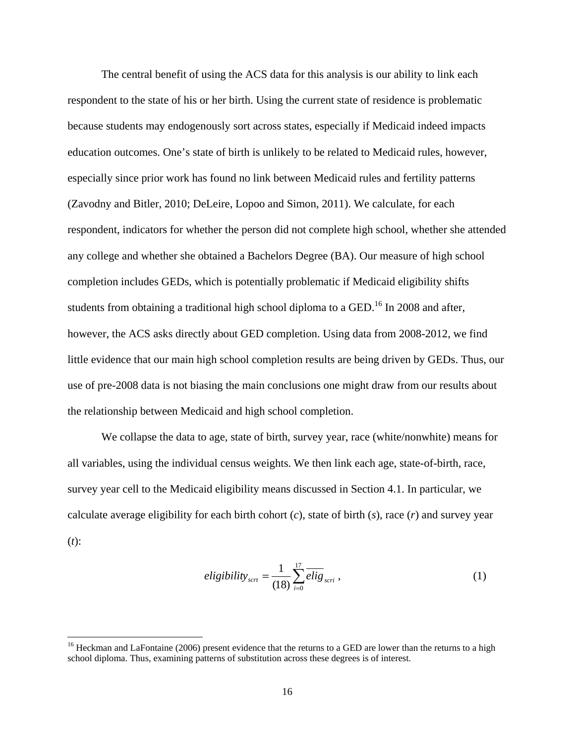The central benefit of using the ACS data for this analysis is our ability to link each respondent to the state of his or her birth. Using the current state of residence is problematic because students may endogenously sort across states, especially if Medicaid indeed impacts education outcomes. One's state of birth is unlikely to be related to Medicaid rules, however, especially since prior work has found no link between Medicaid rules and fertility patterns (Zavodny and Bitler, 2010; DeLeire, Lopoo and Simon, 2011). We calculate, for each respondent, indicators for whether the person did not complete high school, whether she attended any college and whether she obtained a Bachelors Degree (BA). Our measure of high school completion includes GEDs, which is potentially problematic if Medicaid eligibility shifts students from obtaining a traditional high school diploma to a GED.[16] In 2008 and after, however, the ACS asks directly about GED completion. Using data from 2008-2012, we find little evidence that our main high school completion results are being driven by GEDs. Thus, our use of pre-2008 data is not biasing the main conclusions one might draw from our results about the relationship between Medicaid and high school completion.

We collapse the data to age, state of birth, survey year, race (white/nonwhite) means for all variables, using the individual census weights. We then link each age, state-of-birth, race, survey year cell to the Medicaid eligibility means discussed in Section 4.1. In particular, we calculate average eligibility for each birth cohort ($c$), state of birth ($s$), race ($r$) and survey year ($t$):

$$eligibility_{scrt} = \frac{1}{(18)} \sum_{i=0}^{17} \overline{elig}_{scri} \,, \tag{1}$$

[16] Heckman and LaFontaine (2006) present evidence that the returns to a GED are lower than the returns to a high school diploma. Thus, examining patterns of substitution across these degrees is of interest.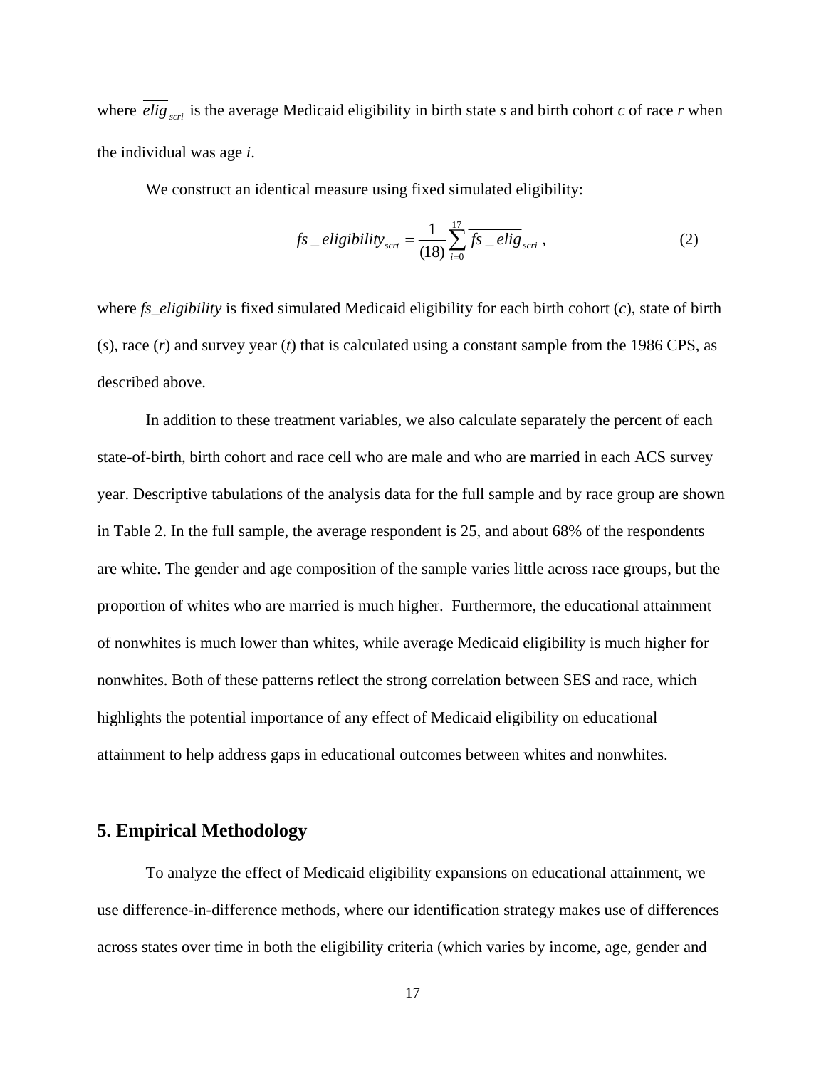where $\overline{elig}_{scri}$ is the average Medicaid eligibility in birth state *s* and birth cohort *c* of race *r* when the individual was age *i*.

We construct an identical measure using fixed simulated eligibility:

$$fs\_eligibility_{scrt} = \frac{1}{(18)} \sum_{i=0}^{17} \overline{fs\_elig}_{scri} \ , \tag{2}$$

where *fs_eligibility* is fixed simulated Medicaid eligibility for each birth cohort (*c*), state of birth (*s*), race (*r*) and survey year (*t*) that is calculated using a constant sample from the 1986 CPS, as described above.

In addition to these treatment variables, we also calculate separately the percent of each state-of-birth, birth cohort and race cell who are male and who are married in each ACS survey year. Descriptive tabulations of the analysis data for the full sample and by race group are shown in Table 2. In the full sample, the average respondent is 25, and about 68% of the respondents are white. The gender and age composition of the sample varies little across race groups, but the proportion of whites who are married is much higher. Furthermore, the educational attainment of nonwhites is much lower than whites, while average Medicaid eligibility is much higher for nonwhites. Both of these patterns reflect the strong correlation between SES and race, which highlights the potential importance of any effect of Medicaid eligibility on educational attainment to help address gaps in educational outcomes between whites and nonwhites.

## 5. Empirical Methodology

To analyze the effect of Medicaid eligibility expansions on educational attainment, we use difference-in-difference methods, where our identification strategy makes use of differences across states over time in both the eligibility criteria (which varies by income, age, gender and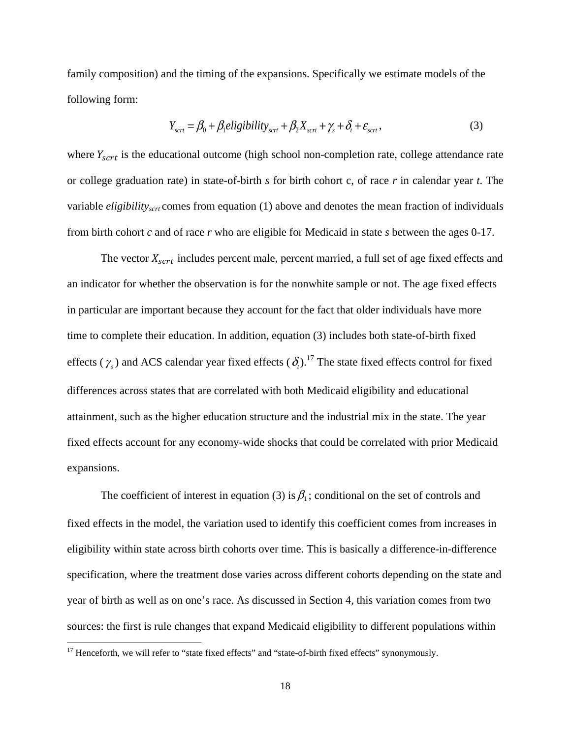family composition) and the timing of the expansions. Specifically we estimate models of the following form:

$$Y_{scrt} = \beta_0 + \beta_1 eligibility_{scrt} + \beta_2 X_{scrt} + \gamma_s + \delta_t + \varepsilon_{scrt}, \tag{3}$$

where $Y_{scrt}$ is the educational outcome (high school non-completion rate, college attendance rate or college graduation rate) in state-of-birth *s* for birth cohort c, of race *r* in calendar year *t*. The variable $eligibility_{scrt}$ comes from equation (1) above and denotes the mean fraction of individuals from birth cohort *c* and of race *r* who are eligible for Medicaid in state *s* between the ages 0-17.

The vector $X_{scrt}$ includes percent male, percent married, a full set of age fixed effects and an indicator for whether the observation is for the nonwhite sample or not. The age fixed effects in particular are important because they account for the fact that older individuals have more time to complete their education. In addition, equation (3) includes both state-of-birth fixed effects ($\gamma_s$) and ACS calendar year fixed effects ($\delta_t$).[17] The state fixed effects control for fixed differences across states that are correlated with both Medicaid eligibility and educational attainment, such as the higher education structure and the industrial mix in the state. The year fixed effects account for any economy-wide shocks that could be correlated with prior Medicaid expansions.

The coefficient of interest in equation (3) is $\beta_1$; conditional on the set of controls and fixed effects in the model, the variation used to identify this coefficient comes from increases in eligibility within state across birth cohorts over time. This is basically a difference-in-difference specification, where the treatment dose varies across different cohorts depending on the state and year of birth as well as on one's race. As discussed in Section 4, this variation comes from two sources: the first is rule changes that expand Medicaid eligibility to different populations within

[17] Henceforth, we will refer to "state fixed effects" and "state-of-birth fixed effects" synonymously.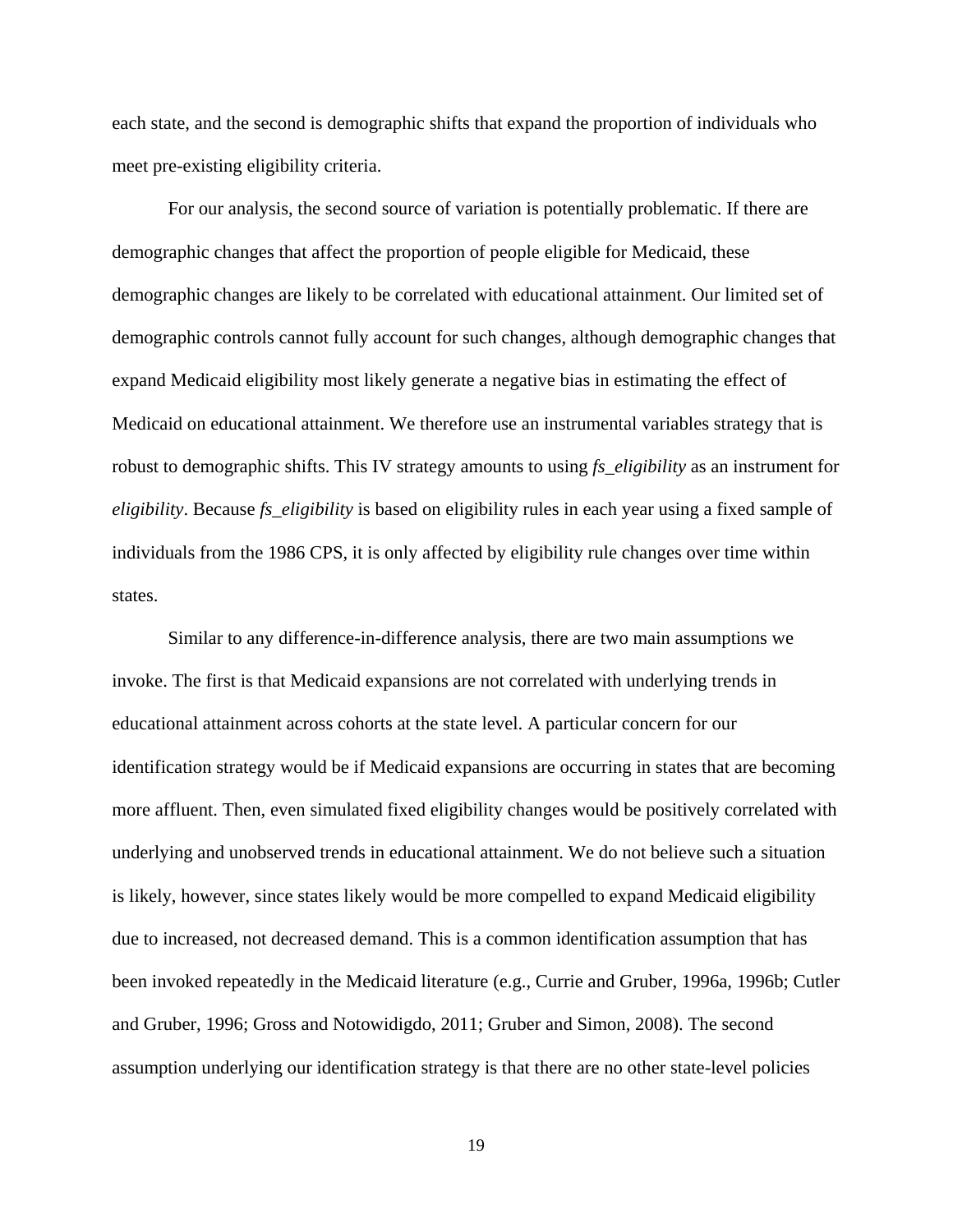each state, and the second is demographic shifts that expand the proportion of individuals who meet pre-existing eligibility criteria.

For our analysis, the second source of variation is potentially problematic. If there are demographic changes that affect the proportion of people eligible for Medicaid, these demographic changes are likely to be correlated with educational attainment. Our limited set of demographic controls cannot fully account for such changes, although demographic changes that expand Medicaid eligibility most likely generate a negative bias in estimating the effect of Medicaid on educational attainment. We therefore use an instrumental variables strategy that is robust to demographic shifts. This IV strategy amounts to using *fs_eligibility* as an instrument for *eligibility*. Because *fs_eligibility* is based on eligibility rules in each year using a fixed sample of individuals from the 1986 CPS, it is only affected by eligibility rule changes over time within states.

Similar to any difference-in-difference analysis, there are two main assumptions we invoke. The first is that Medicaid expansions are not correlated with underlying trends in educational attainment across cohorts at the state level. A particular concern for our identification strategy would be if Medicaid expansions are occurring in states that are becoming more affluent. Then, even simulated fixed eligibility changes would be positively correlated with underlying and unobserved trends in educational attainment. We do not believe such a situation is likely, however, since states likely would be more compelled to expand Medicaid eligibility due to increased, not decreased demand. This is a common identification assumption that has been invoked repeatedly in the Medicaid literature (e.g., Currie and Gruber, 1996a, 1996b; Cutler and Gruber, 1996; Gross and Notowidigdo, 2011; Gruber and Simon, 2008). The second assumption underlying our identification strategy is that there are no other state-level policies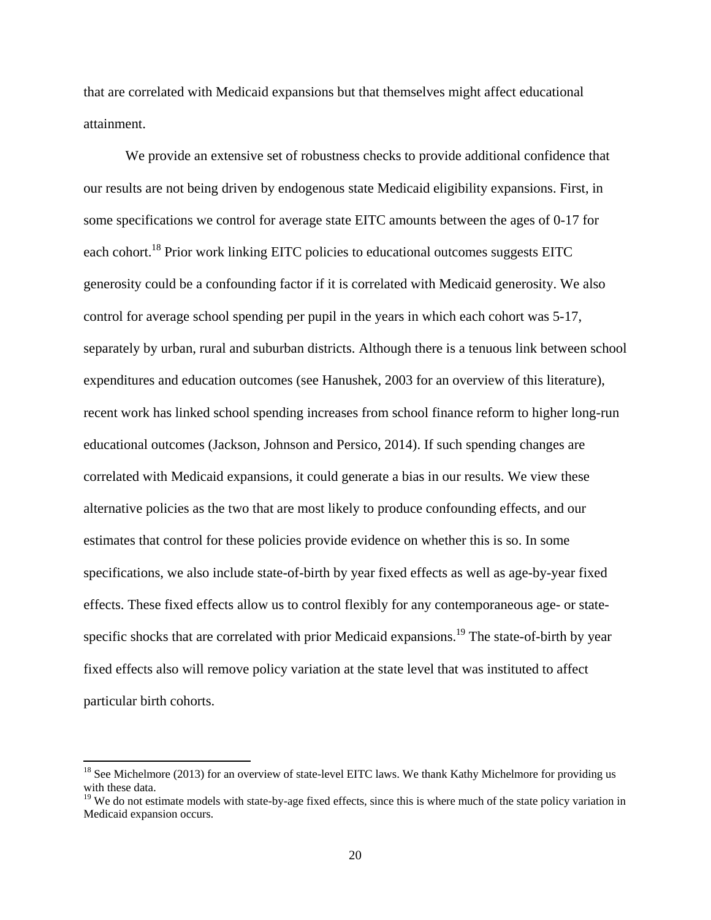that are correlated with Medicaid expansions but that themselves might affect educational attainment.

We provide an extensive set of robustness checks to provide additional confidence that our results are not being driven by endogenous state Medicaid eligibility expansions. First, in some specifications we control for average state EITC amounts between the ages of 0-17 for each cohort.[18] Prior work linking EITC policies to educational outcomes suggests EITC generosity could be a confounding factor if it is correlated with Medicaid generosity. We also control for average school spending per pupil in the years in which each cohort was 5-17, separately by urban, rural and suburban districts. Although there is a tenuous link between school expenditures and education outcomes (see Hanushek, 2003 for an overview of this literature), recent work has linked school spending increases from school finance reform to higher long-run educational outcomes (Jackson, Johnson and Persico, 2014). If such spending changes are correlated with Medicaid expansions, it could generate a bias in our results. We view these alternative policies as the two that are most likely to produce confounding effects, and our estimates that control for these policies provide evidence on whether this is so. In some specifications, we also include state-of-birth by year fixed effects as well as age-by-year fixed effects. These fixed effects allow us to control flexibly for any contemporaneous age- or state-specific shocks that are correlated with prior Medicaid expansions.[19] The state-of-birth by year fixed effects also will remove policy variation at the state level that was instituted to affect particular birth cohorts.

[18] See Michelmore (2013) for an overview of state-level EITC laws. We thank Kathy Michelmore for providing us with these data.

[19] We do not estimate models with state-by-age fixed effects, since this is where much of the state policy variation in Medicaid expansion occurs.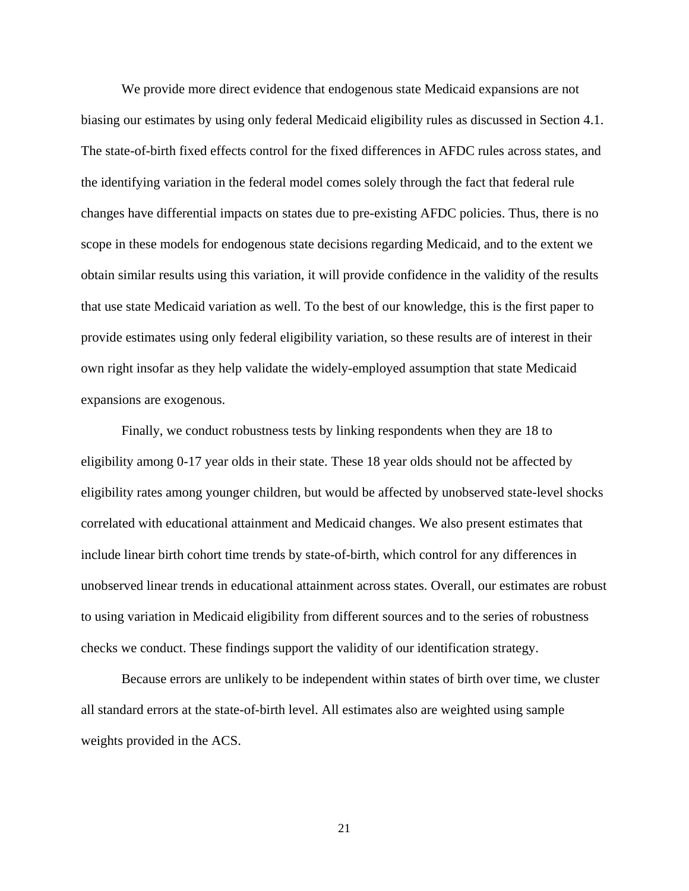We provide more direct evidence that endogenous state Medicaid expansions are not biasing our estimates by using only federal Medicaid eligibility rules as discussed in Section 4.1. The state-of-birth fixed effects control for the fixed differences in AFDC rules across states, and the identifying variation in the federal model comes solely through the fact that federal rule changes have differential impacts on states due to pre-existing AFDC policies. Thus, there is no scope in these models for endogenous state decisions regarding Medicaid, and to the extent we obtain similar results using this variation, it will provide confidence in the validity of the results that use state Medicaid variation as well. To the best of our knowledge, this is the first paper to provide estimates using only federal eligibility variation, so these results are of interest in their own right insofar as they help validate the widely-employed assumption that state Medicaid expansions are exogenous.

Finally, we conduct robustness tests by linking respondents when they are 18 to eligibility among 0-17 year olds in their state. These 18 year olds should not be affected by eligibility rates among younger children, but would be affected by unobserved state-level shocks correlated with educational attainment and Medicaid changes. We also present estimates that include linear birth cohort time trends by state-of-birth, which control for any differences in unobserved linear trends in educational attainment across states. Overall, our estimates are robust to using variation in Medicaid eligibility from different sources and to the series of robustness checks we conduct. These findings support the validity of our identification strategy.

Because errors are unlikely to be independent within states of birth over time, we cluster all standard errors at the state-of-birth level. All estimates also are weighted using sample weights provided in the ACS.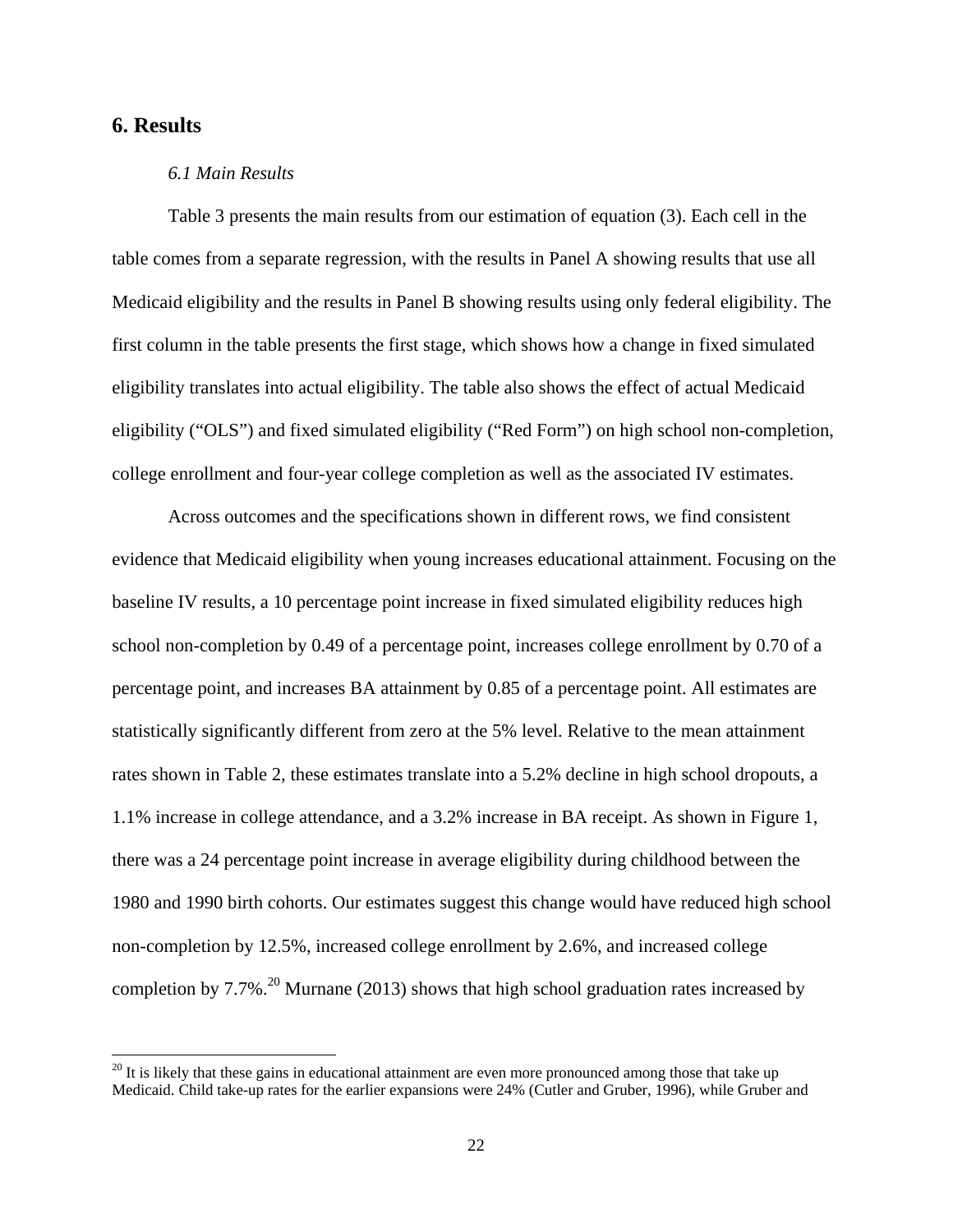## 6. Results

### *6.1 Main Results*

Table 3 presents the main results from our estimation of equation (3). Each cell in the table comes from a separate regression, with the results in Panel A showing results that use all Medicaid eligibility and the results in Panel B showing results using only federal eligibility. The first column in the table presents the first stage, which shows how a change in fixed simulated eligibility translates into actual eligibility. The table also shows the effect of actual Medicaid eligibility ("OLS") and fixed simulated eligibility ("Red Form") on high school non-completion, college enrollment and four-year college completion as well as the associated IV estimates.

Across outcomes and the specifications shown in different rows, we find consistent evidence that Medicaid eligibility when young increases educational attainment. Focusing on the baseline IV results, a 10 percentage point increase in fixed simulated eligibility reduces high school non-completion by 0.49 of a percentage point, increases college enrollment by 0.70 of a percentage point, and increases BA attainment by 0.85 of a percentage point. All estimates are statistically significantly different from zero at the 5% level. Relative to the mean attainment rates shown in Table 2, these estimates translate into a 5.2% decline in high school dropouts, a 1.1% increase in college attendance, and a 3.2% increase in BA receipt. As shown in Figure 1, there was a 24 percentage point increase in average eligibility during childhood between the 1980 and 1990 birth cohorts. Our estimates suggest this change would have reduced high school non-completion by 12.5%, increased college enrollment by 2.6%, and increased college completion by 7.7%.[20] Murnane (2013) shows that high school graduation rates increased by

[20] It is likely that these gains in educational attainment are even more pronounced among those that take up Medicaid. Child take-up rates for the earlier expansions were 24% (Cutler and Gruber, 1996), while Gruber and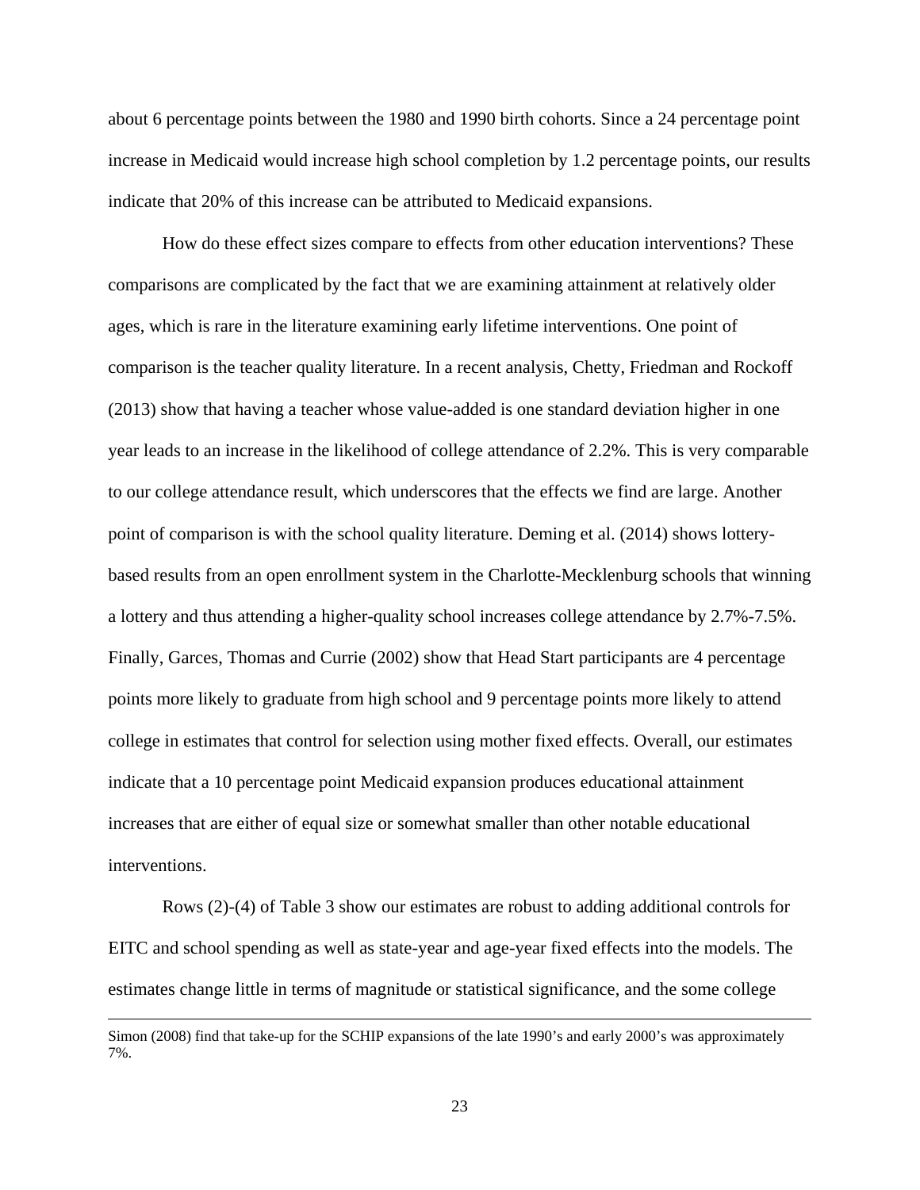about 6 percentage points between the 1980 and 1990 birth cohorts. Since a 24 percentage point increase in Medicaid would increase high school completion by 1.2 percentage points, our results indicate that 20% of this increase can be attributed to Medicaid expansions.

How do these effect sizes compare to effects from other education interventions? These comparisons are complicated by the fact that we are examining attainment at relatively older ages, which is rare in the literature examining early lifetime interventions. One point of comparison is the teacher quality literature. In a recent analysis, Chetty, Friedman and Rockoff (2013) show that having a teacher whose value-added is one standard deviation higher in one year leads to an increase in the likelihood of college attendance of 2.2%. This is very comparable to our college attendance result, which underscores that the effects we find are large. Another point of comparison is with the school quality literature. Deming et al. (2014) shows lottery-based results from an open enrollment system in the Charlotte-Mecklenburg schools that winning a lottery and thus attending a higher-quality school increases college attendance by 2.7%-7.5%. Finally, Garces, Thomas and Currie (2002) show that Head Start participants are 4 percentage points more likely to graduate from high school and 9 percentage points more likely to attend college in estimates that control for selection using mother fixed effects. Overall, our estimates indicate that a 10 percentage point Medicaid expansion produces educational attainment increases that are either of equal size or somewhat smaller than other notable educational interventions.

Rows (2)-(4) of Table 3 show our estimates are robust to adding additional controls for EITC and school spending as well as state-year and age-year fixed effects into the models. The estimates change little in terms of magnitude or statistical significance, and the some college

---

Simon (2008) find that take-up for the SCHIP expansions of the late 1990's and early 2000's was approximately 7%.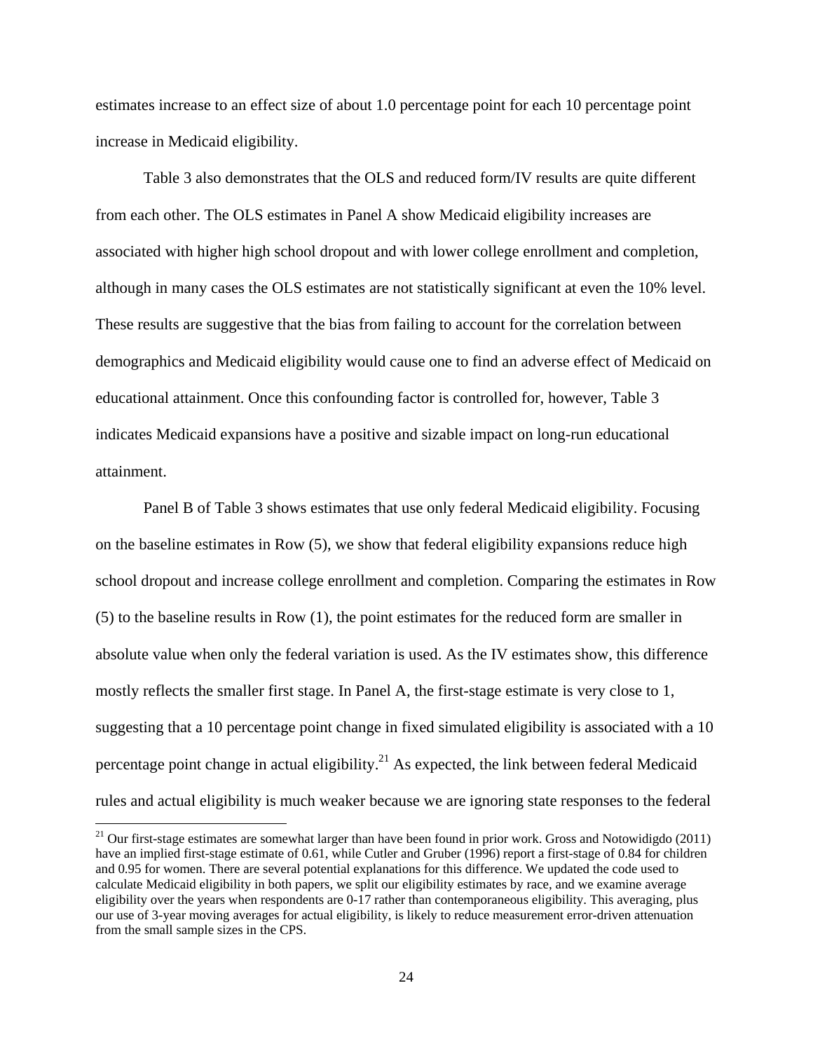estimates increase to an effect size of about 1.0 percentage point for each 10 percentage point increase in Medicaid eligibility.

Table 3 also demonstrates that the OLS and reduced form/IV results are quite different from each other. The OLS estimates in Panel A show Medicaid eligibility increases are associated with higher high school dropout and with lower college enrollment and completion, although in many cases the OLS estimates are not statistically significant at even the 10% level. These results are suggestive that the bias from failing to account for the correlation between demographics and Medicaid eligibility would cause one to find an adverse effect of Medicaid on educational attainment. Once this confounding factor is controlled for, however, Table 3 indicates Medicaid expansions have a positive and sizable impact on long-run educational attainment.

Panel B of Table 3 shows estimates that use only federal Medicaid eligibility. Focusing on the baseline estimates in Row (5), we show that federal eligibility expansions reduce high school dropout and increase college enrollment and completion. Comparing the estimates in Row (5) to the baseline results in Row (1), the point estimates for the reduced form are smaller in absolute value when only the federal variation is used. As the IV estimates show, this difference mostly reflects the smaller first stage. In Panel A, the first-stage estimate is very close to 1, suggesting that a 10 percentage point change in fixed simulated eligibility is associated with a 10 percentage point change in actual eligibility.[21] As expected, the link between federal Medicaid rules and actual eligibility is much weaker because we are ignoring state responses to the federal

[21] Our first-stage estimates are somewhat larger than have been found in prior work. Gross and Notowidigdo (2011) have an implied first-stage estimate of 0.61, while Cutler and Gruber (1996) report a first-stage of 0.84 for children and 0.95 for women. There are several potential explanations for this difference. We updated the code used to calculate Medicaid eligibility in both papers, we split our eligibility estimates by race, and we examine average eligibility over the years when respondents are 0-17 rather than contemporaneous eligibility. This averaging, plus our use of 3-year moving averages for actual eligibility, is likely to reduce measurement error-driven attenuation from the small sample sizes in the CPS.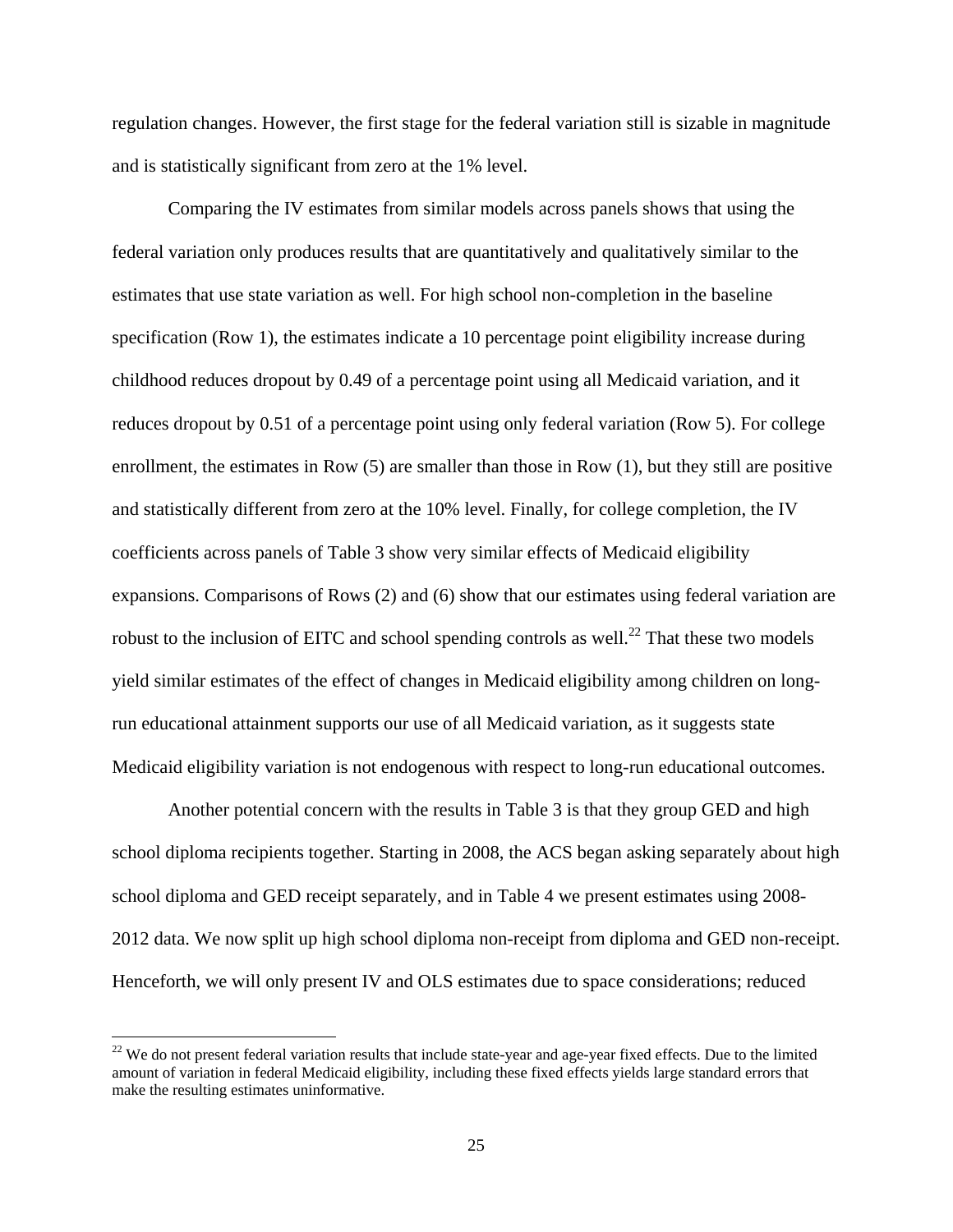regulation changes. However, the first stage for the federal variation still is sizable in magnitude and is statistically significant from zero at the 1% level.

Comparing the IV estimates from similar models across panels shows that using the federal variation only produces results that are quantitatively and qualitatively similar to the estimates that use state variation as well. For high school non-completion in the baseline specification (Row 1), the estimates indicate a 10 percentage point eligibility increase during childhood reduces dropout by 0.49 of a percentage point using all Medicaid variation, and it reduces dropout by 0.51 of a percentage point using only federal variation (Row 5). For college enrollment, the estimates in Row (5) are smaller than those in Row (1), but they still are positive and statistically different from zero at the 10% level. Finally, for college completion, the IV coefficients across panels of Table 3 show very similar effects of Medicaid eligibility expansions. Comparisons of Rows (2) and (6) show that our estimates using federal variation are robust to the inclusion of EITC and school spending controls as well.[22] That these two models yield similar estimates of the effect of changes in Medicaid eligibility among children on long-run educational attainment supports our use of all Medicaid variation, as it suggests state Medicaid eligibility variation is not endogenous with respect to long-run educational outcomes.

Another potential concern with the results in Table 3 is that they group GED and high school diploma recipients together. Starting in 2008, the ACS began asking separately about high school diploma and GED receipt separately, and in Table 4 we present estimates using 2008-2012 data. We now split up high school diploma non-receipt from diploma and GED non-receipt. Henceforth, we will only present IV and OLS estimates due to space considerations; reduced

[22] We do not present federal variation results that include state-year and age-year fixed effects. Due to the limited amount of variation in federal Medicaid eligibility, including these fixed effects yields large standard errors that make the resulting estimates uninformative.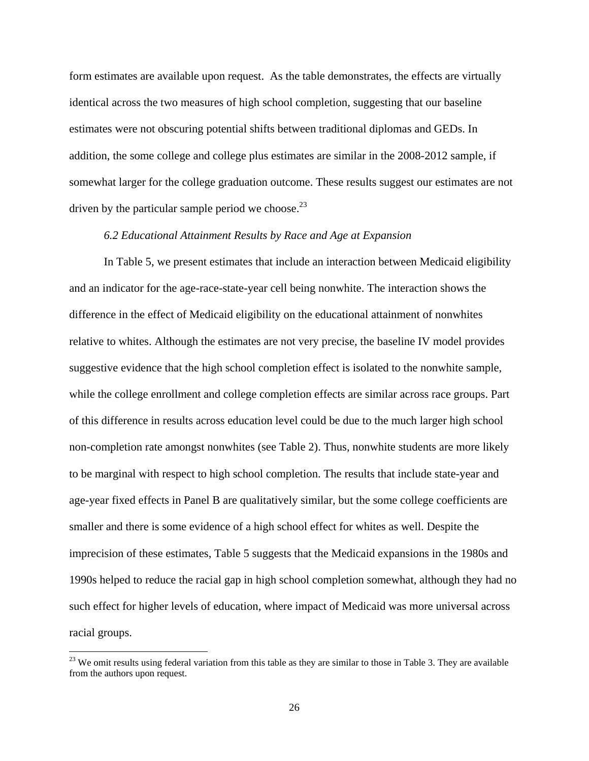form estimates are available upon request. As the table demonstrates, the effects are virtually identical across the two measures of high school completion, suggesting that our baseline estimates were not obscuring potential shifts between traditional diplomas and GEDs. In addition, the some college and college plus estimates are similar in the 2008-2012 sample, if somewhat larger for the college graduation outcome. These results suggest our estimates are not driven by the particular sample period we choose.[23]

### *6.2 Educational Attainment Results by Race and Age at Expansion*

In Table 5, we present estimates that include an interaction between Medicaid eligibility and an indicator for the age-race-state-year cell being nonwhite. The interaction shows the difference in the effect of Medicaid eligibility on the educational attainment of nonwhites relative to whites. Although the estimates are not very precise, the baseline IV model provides suggestive evidence that the high school completion effect is isolated to the nonwhite sample, while the college enrollment and college completion effects are similar across race groups. Part of this difference in results across education level could be due to the much larger high school non-completion rate amongst nonwhites (see Table 2). Thus, nonwhite students are more likely to be marginal with respect to high school completion. The results that include state-year and age-year fixed effects in Panel B are qualitatively similar, but the some college coefficients are smaller and there is some evidence of a high school effect for whites as well. Despite the imprecision of these estimates, Table 5 suggests that the Medicaid expansions in the 1980s and 1990s helped to reduce the racial gap in high school completion somewhat, although they had no such effect for higher levels of education, where impact of Medicaid was more universal across racial groups.

[23] We omit results using federal variation from this table as they are similar to those in Table 3. They are available from the authors upon request.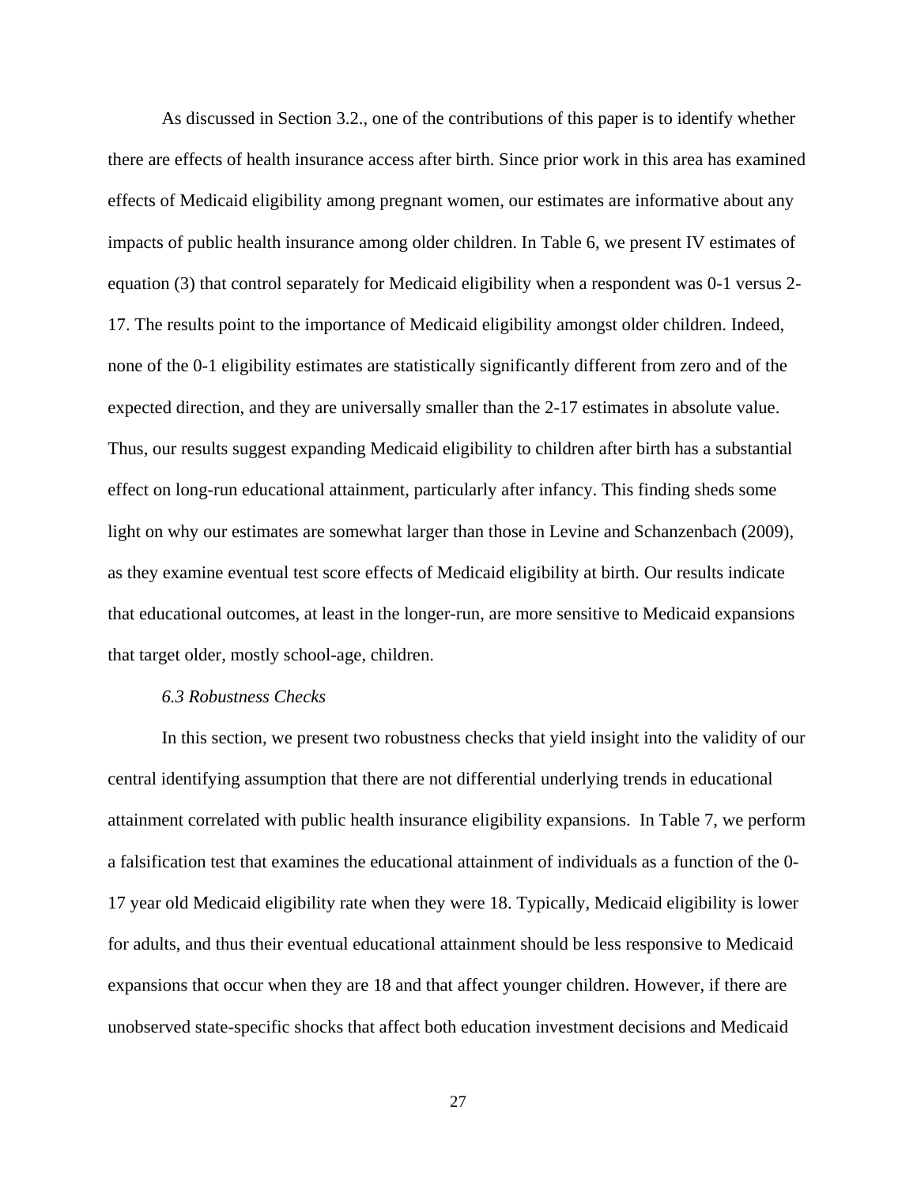As discussed in Section 3.2., one of the contributions of this paper is to identify whether there are effects of health insurance access after birth. Since prior work in this area has examined effects of Medicaid eligibility among pregnant women, our estimates are informative about any impacts of public health insurance among older children. In Table 6, we present IV estimates of equation (3) that control separately for Medicaid eligibility when a respondent was 0-1 versus 2-17. The results point to the importance of Medicaid eligibility amongst older children. Indeed, none of the 0-1 eligibility estimates are statistically significantly different from zero and of the expected direction, and they are universally smaller than the 2-17 estimates in absolute value. Thus, our results suggest expanding Medicaid eligibility to children after birth has a substantial effect on long-run educational attainment, particularly after infancy. This finding sheds some light on why our estimates are somewhat larger than those in Levine and Schanzenbach (2009), as they examine eventual test score effects of Medicaid eligibility at birth. Our results indicate that educational outcomes, at least in the longer-run, are more sensitive to Medicaid expansions that target older, mostly school-age, children.

### *6.3 Robustness Checks*

In this section, we present two robustness checks that yield insight into the validity of our central identifying assumption that there are not differential underlying trends in educational attainment correlated with public health insurance eligibility expansions. In Table 7, we perform a falsification test that examines the educational attainment of individuals as a function of the 0-17 year old Medicaid eligibility rate when they were 18. Typically, Medicaid eligibility is lower for adults, and thus their eventual educational attainment should be less responsive to Medicaid expansions that occur when they are 18 and that affect younger children. However, if there are unobserved state-specific shocks that affect both education investment decisions and Medicaid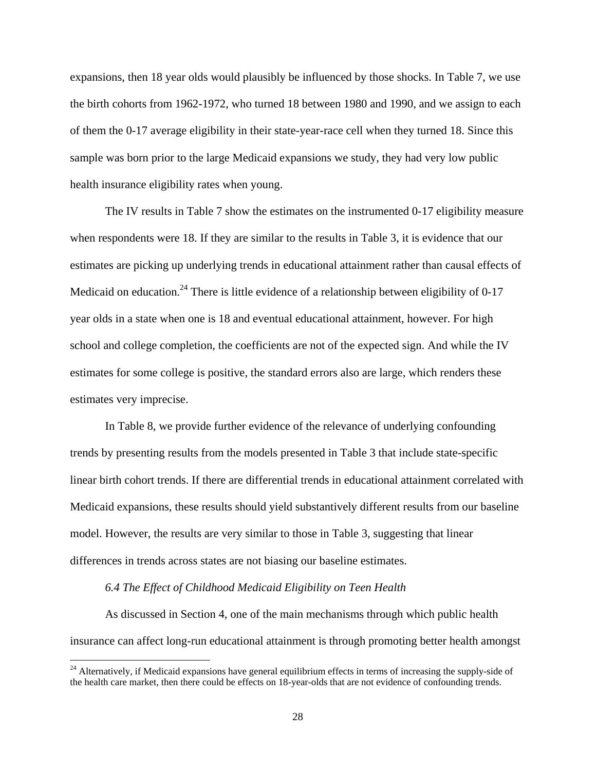expansions, then 18 year olds would plausibly be influenced by those shocks. In Table 7, we use the birth cohorts from 1962-1972, who turned 18 between 1980 and 1990, and we assign to each of them the 0-17 average eligibility in their state-year-race cell when they turned 18. Since this sample was born prior to the large Medicaid expansions we study, they had very low public health insurance eligibility rates when young.

The IV results in Table 7 show the estimates on the instrumented 0-17 eligibility measure when respondents were 18. If they are similar to the results in Table 3, it is evidence that our estimates are picking up underlying trends in educational attainment rather than causal effects of Medicaid on education.[24] There is little evidence of a relationship between eligibility of 0-17 year olds in a state when one is 18 and eventual educational attainment, however. For high school and college completion, the coefficients are not of the expected sign. And while the IV estimates for some college is positive, the standard errors also are large, which renders these estimates very imprecise.

In Table 8, we provide further evidence of the relevance of underlying confounding trends by presenting results from the models presented in Table 3 that include state-specific linear birth cohort trends. If there are differential trends in educational attainment correlated with Medicaid expansions, these results should yield substantively different results from our baseline model. However, the results are very similar to those in Table 3, suggesting that linear differences in trends across states are not biasing our baseline estimates.

*6.4 The Effect of Childhood Medicaid Eligibility on Teen Health*

As discussed in Section 4, one of the main mechanisms through which public health insurance can affect long-run educational attainment is through promoting better health amongst

[24] Alternatively, if Medicaid expansions have general equilibrium effects in terms of increasing the supply-side of the health care market, then there could be effects on 18-year-olds that are not evidence of confounding trends.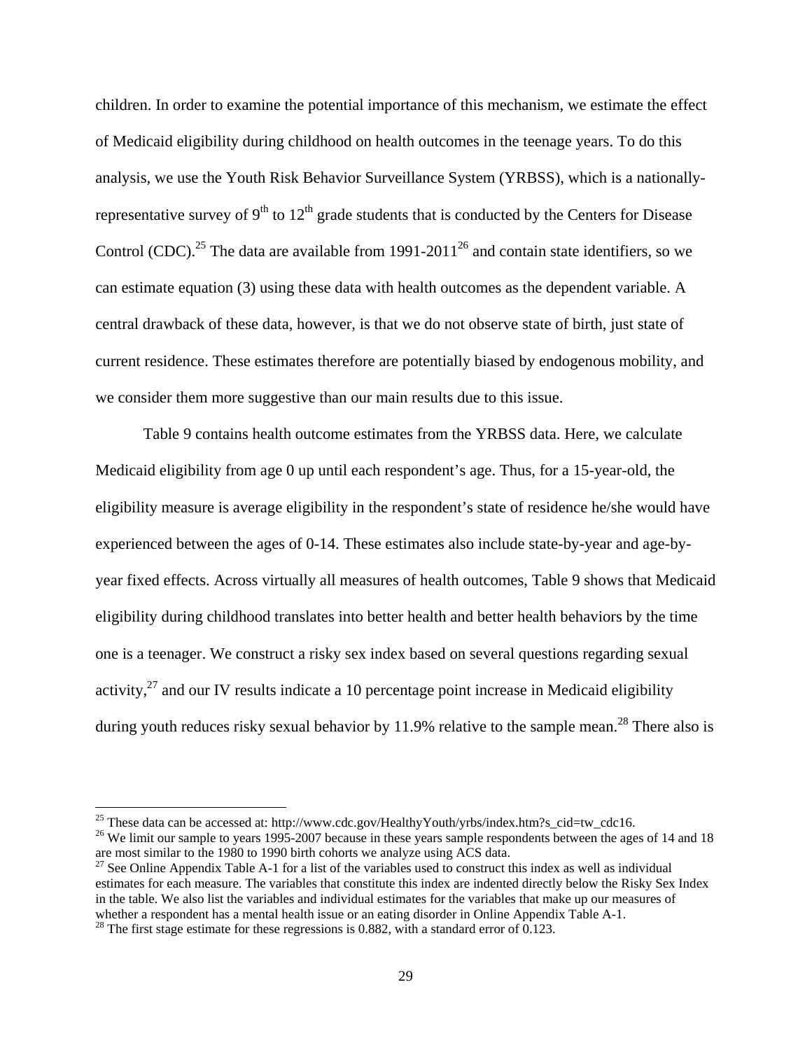children. In order to examine the potential importance of this mechanism, we estimate the effect of Medicaid eligibility during childhood on health outcomes in the teenage years. To do this analysis, we use the Youth Risk Behavior Surveillance System (YRBSS), which is a nationally-representative survey of 9th to 12th grade students that is conducted by the Centers for Disease Control (CDC).[25] The data are available from 1991-2011[26] and contain state identifiers, so we can estimate equation (3) using these data with health outcomes as the dependent variable. A central drawback of these data, however, is that we do not observe state of birth, just state of current residence. These estimates therefore are potentially biased by endogenous mobility, and we consider them more suggestive than our main results due to this issue.

Table 9 contains health outcome estimates from the YRBSS data. Here, we calculate Medicaid eligibility from age 0 up until each respondent's age. Thus, for a 15-year-old, the eligibility measure is average eligibility in the respondent's state of residence he/she would have experienced between the ages of 0-14. These estimates also include state-by-year and age-by-year fixed effects. Across virtually all measures of health outcomes, Table 9 shows that Medicaid eligibility during childhood translates into better health and better health behaviors by the time one is a teenager. We construct a risky sex index based on several questions regarding sexual activity,[27] and our IV results indicate a 10 percentage point increase in Medicaid eligibility during youth reduces risky sexual behavior by 11.9% relative to the sample mean.[28] There also is

---

[25] These data can be accessed at: http://www.cdc.gov/HealthyYouth/yrbs/index.htm?s_cid=tw_cdc16.

[26] We limit our sample to years 1995-2007 because in these years sample respondents between the ages of 14 and 18 are most similar to the 1980 to 1990 birth cohorts we analyze using ACS data.

[27] See Online Appendix Table A-1 for a list of the variables used to construct this index as well as individual estimates for each measure. The variables that constitute this index are indented directly below the Risky Sex Index in the table. We also list the variables and individual estimates for the variables that make up our measures of whether a respondent has a mental health issue or an eating disorder in Online Appendix Table A-1.

[28] The first stage estimate for these regressions is 0.882, with a standard error of 0.123.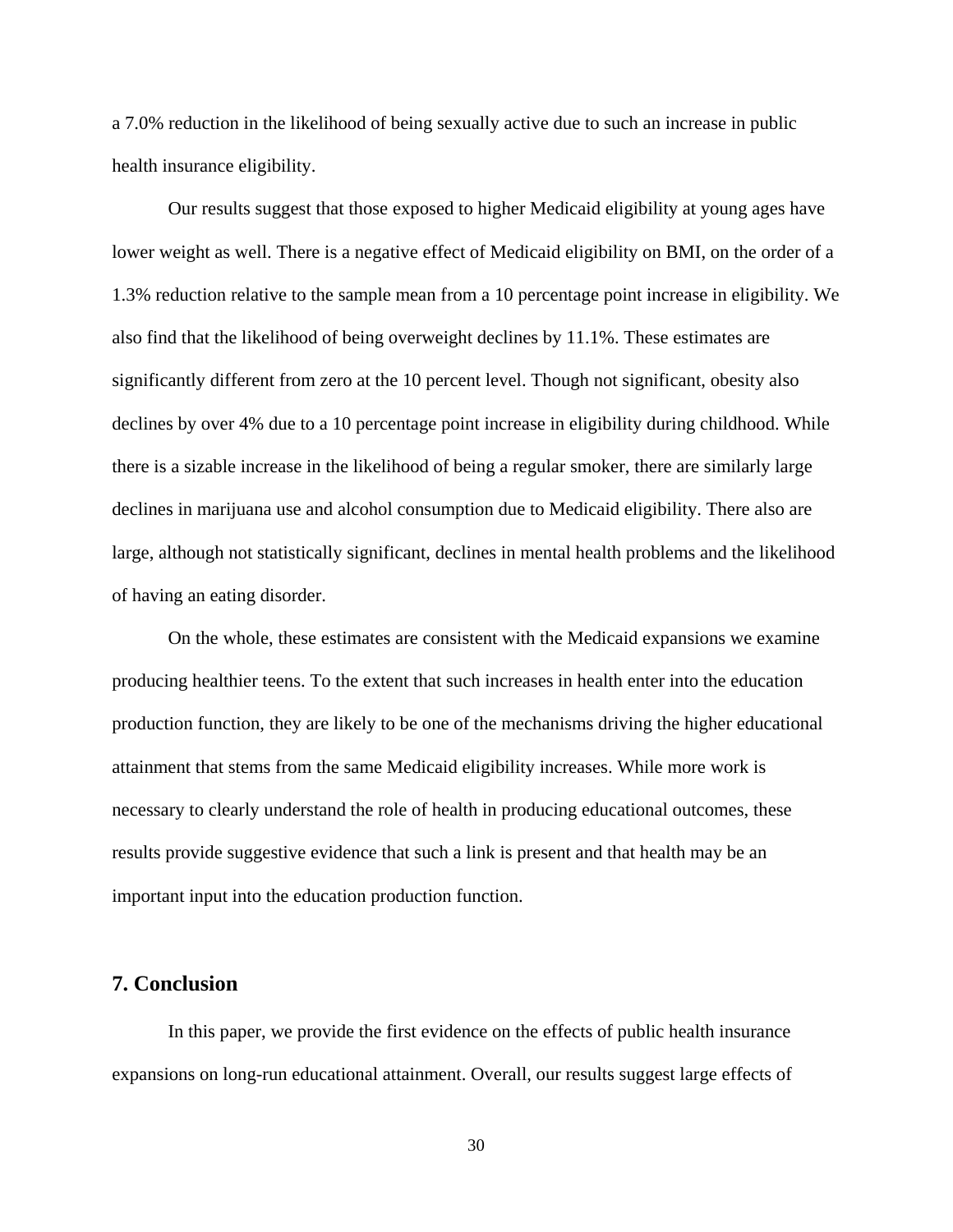a 7.0% reduction in the likelihood of being sexually active due to such an increase in public health insurance eligibility.

Our results suggest that those exposed to higher Medicaid eligibility at young ages have lower weight as well. There is a negative effect of Medicaid eligibility on BMI, on the order of a 1.3% reduction relative to the sample mean from a 10 percentage point increase in eligibility. We also find that the likelihood of being overweight declines by 11.1%. These estimates are significantly different from zero at the 10 percent level. Though not significant, obesity also declines by over 4% due to a 10 percentage point increase in eligibility during childhood. While there is a sizable increase in the likelihood of being a regular smoker, there are similarly large declines in marijuana use and alcohol consumption due to Medicaid eligibility. There also are large, although not statistically significant, declines in mental health problems and the likelihood of having an eating disorder.

On the whole, these estimates are consistent with the Medicaid expansions we examine producing healthier teens. To the extent that such increases in health enter into the education production function, they are likely to be one of the mechanisms driving the higher educational attainment that stems from the same Medicaid eligibility increases. While more work is necessary to clearly understand the role of health in producing educational outcomes, these results provide suggestive evidence that such a link is present and that health may be an important input into the education production function.

## 7. Conclusion

In this paper, we provide the first evidence on the effects of public health insurance expansions on long-run educational attainment. Overall, our results suggest large effects of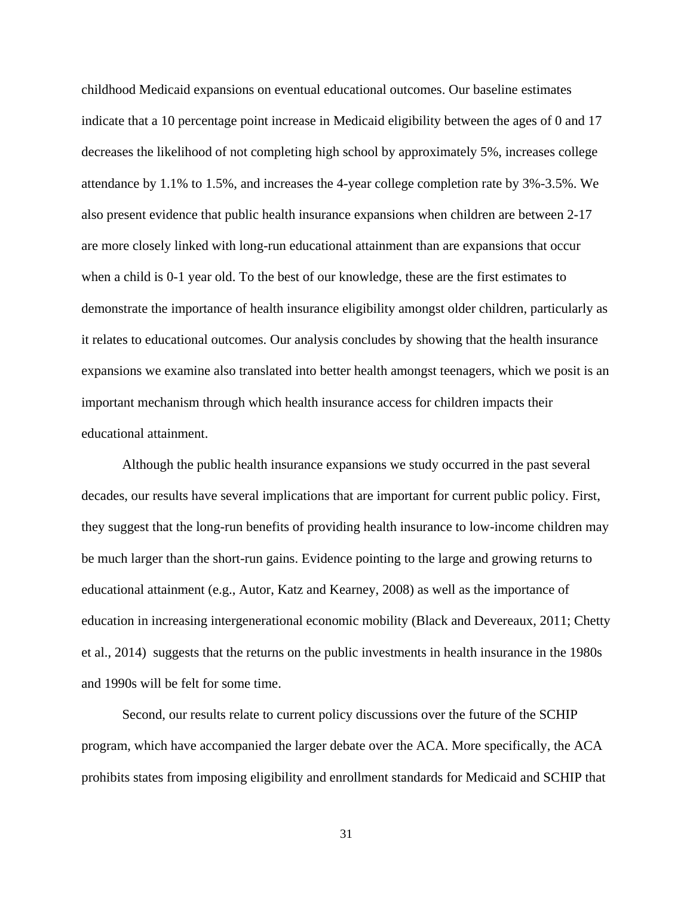childhood Medicaid expansions on eventual educational outcomes. Our baseline estimates indicate that a 10 percentage point increase in Medicaid eligibility between the ages of 0 and 17 decreases the likelihood of not completing high school by approximately 5%, increases college attendance by 1.1% to 1.5%, and increases the 4-year college completion rate by 3%-3.5%. We also present evidence that public health insurance expansions when children are between 2-17 are more closely linked with long-run educational attainment than are expansions that occur when a child is 0-1 year old. To the best of our knowledge, these are the first estimates to demonstrate the importance of health insurance eligibility amongst older children, particularly as it relates to educational outcomes. Our analysis concludes by showing that the health insurance expansions we examine also translated into better health amongst teenagers, which we posit is an important mechanism through which health insurance access for children impacts their educational attainment.

Although the public health insurance expansions we study occurred in the past several decades, our results have several implications that are important for current public policy. First, they suggest that the long-run benefits of providing health insurance to low-income children may be much larger than the short-run gains. Evidence pointing to the large and growing returns to educational attainment (e.g., Autor, Katz and Kearney, 2008) as well as the importance of education in increasing intergenerational economic mobility (Black and Devereaux, 2011; Chetty et al., 2014) suggests that the returns on the public investments in health insurance in the 1980s and 1990s will be felt for some time.

Second, our results relate to current policy discussions over the future of the SCHIP program, which have accompanied the larger debate over the ACA. More specifically, the ACA prohibits states from imposing eligibility and enrollment standards for Medicaid and SCHIP that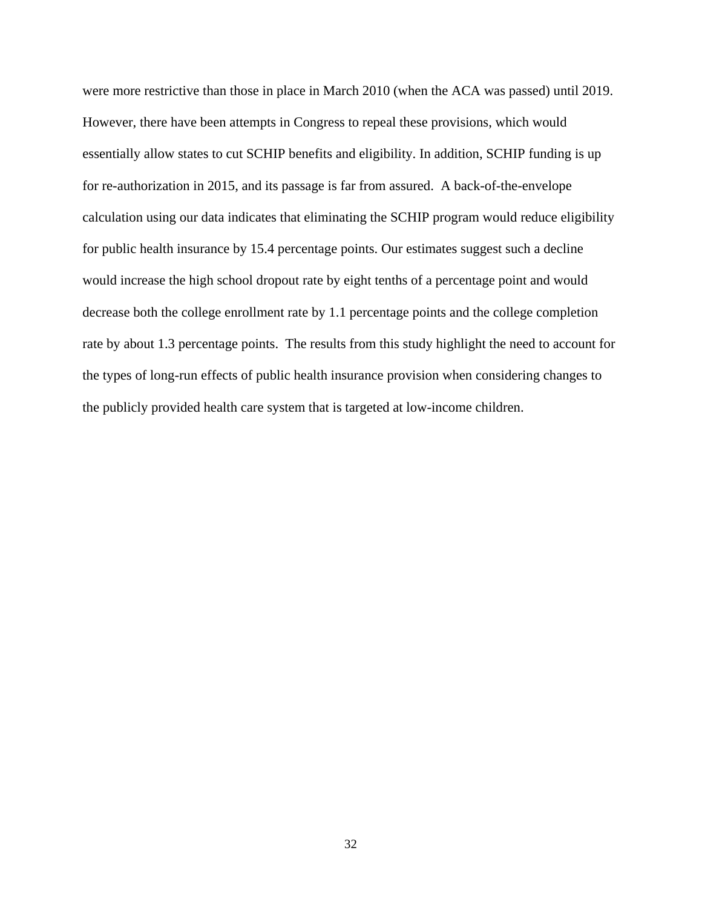were more restrictive than those in place in March 2010 (when the ACA was passed) until 2019. However, there have been attempts in Congress to repeal these provisions, which would essentially allow states to cut SCHIP benefits and eligibility. In addition, SCHIP funding is up for re-authorization in 2015, and its passage is far from assured. A back-of-the-envelope calculation using our data indicates that eliminating the SCHIP program would reduce eligibility for public health insurance by 15.4 percentage points. Our estimates suggest such a decline would increase the high school dropout rate by eight tenths of a percentage point and would decrease both the college enrollment rate by 1.1 percentage points and the college completion rate by about 1.3 percentage points. The results from this study highlight the need to account for the types of long-run effects of public health insurance provision when considering changes to the publicly provided health care system that is targeted at low-income children.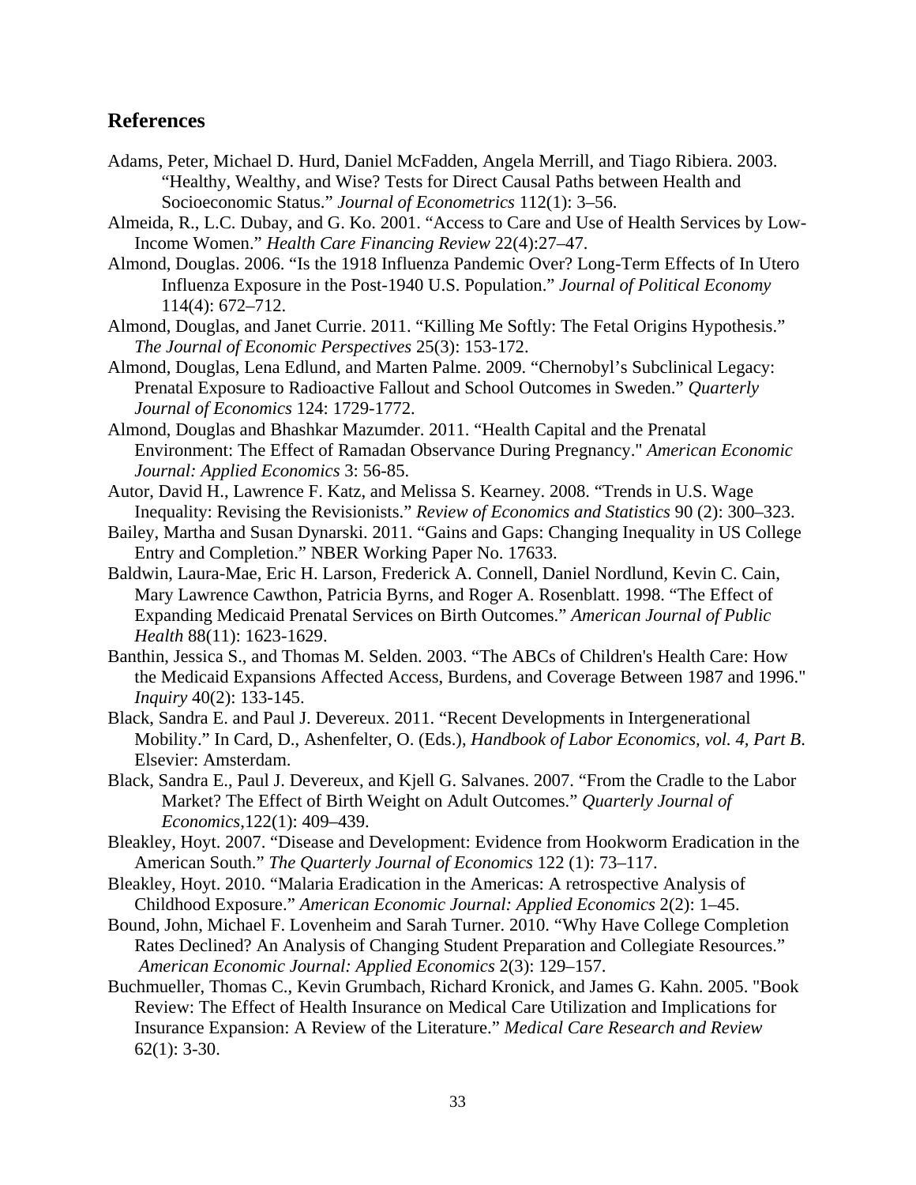## References

Adams, Peter, Michael D. Hurd, Daniel McFadden, Angela Merrill, and Tiago Ribiera. 2003. "Healthy, Wealthy, and Wise? Tests for Direct Causal Paths between Health and Socioeconomic Status." *Journal of Econometrics* 112(1): 3–56.

Almeida, R., L.C. Dubay, and G. Ko. 2001. "Access to Care and Use of Health Services by Low-Income Women." *Health Care Financing Review* 22(4):27–47.

Almond, Douglas. 2006. "Is the 1918 Influenza Pandemic Over? Long-Term Effects of In Utero Influenza Exposure in the Post-1940 U.S. Population." *Journal of Political Economy* 114(4): 672–712.

Almond, Douglas, and Janet Currie. 2011. "Killing Me Softly: The Fetal Origins Hypothesis." *The Journal of Economic Perspectives* 25(3): 153-172.

Almond, Douglas, Lena Edlund, and Marten Palme. 2009. "Chernobyl's Subclinical Legacy: Prenatal Exposure to Radioactive Fallout and School Outcomes in Sweden." *Quarterly Journal of Economics* 124: 1729-1772.

Almond, Douglas and Bhashkar Mazumder. 2011. "Health Capital and the Prenatal Environment: The Effect of Ramadan Observance During Pregnancy." *American Economic Journal: Applied Economics* 3: 56-85.

Autor, David H., Lawrence F. Katz, and Melissa S. Kearney. 2008. "Trends in U.S. Wage Inequality: Revising the Revisionists." *Review of Economics and Statistics* 90 (2): 300–323.

Bailey, Martha and Susan Dynarski. 2011. "Gains and Gaps: Changing Inequality in US College Entry and Completion." NBER Working Paper No. 17633.

Baldwin, Laura-Mae, Eric H. Larson, Frederick A. Connell, Daniel Nordlund, Kevin C. Cain, Mary Lawrence Cawthon, Patricia Byrns, and Roger A. Rosenblatt. 1998. "The Effect of Expanding Medicaid Prenatal Services on Birth Outcomes." *American Journal of Public Health* 88(11): 1623-1629.

Banthin, Jessica S., and Thomas M. Selden. 2003. "The ABCs of Children's Health Care: How the Medicaid Expansions Affected Access, Burdens, and Coverage Between 1987 and 1996." *Inquiry* 40(2): 133-145.

Black, Sandra E. and Paul J. Devereux. 2011. "Recent Developments in Intergenerational Mobility." In Card, D., Ashenfelter, O. (Eds.), *Handbook of Labor Economics, vol. 4, Part B*. Elsevier: Amsterdam.

Black, Sandra E., Paul J. Devereux, and Kjell G. Salvanes. 2007. "From the Cradle to the Labor Market? The Effect of Birth Weight on Adult Outcomes." *Quarterly Journal of Economics*,122(1): 409–439.

Bleakley, Hoyt. 2007. "Disease and Development: Evidence from Hookworm Eradication in the American South." *The Quarterly Journal of Economics* 122 (1): 73–117.

Bleakley, Hoyt. 2010. "Malaria Eradication in the Americas: A retrospective Analysis of Childhood Exposure." *American Economic Journal: Applied Economics* 2(2): 1–45.

Bound, John, Michael F. Lovenheim and Sarah Turner. 2010. "Why Have College Completion Rates Declined? An Analysis of Changing Student Preparation and Collegiate Resources." *American Economic Journal: Applied Economics* 2(3): 129–157.

Buchmueller, Thomas C., Kevin Grumbach, Richard Kronick, and James G. Kahn. 2005. "Book Review: The Effect of Health Insurance on Medical Care Utilization and Implications for Insurance Expansion: A Review of the Literature." *Medical Care Research and Review* 62(1): 3-30.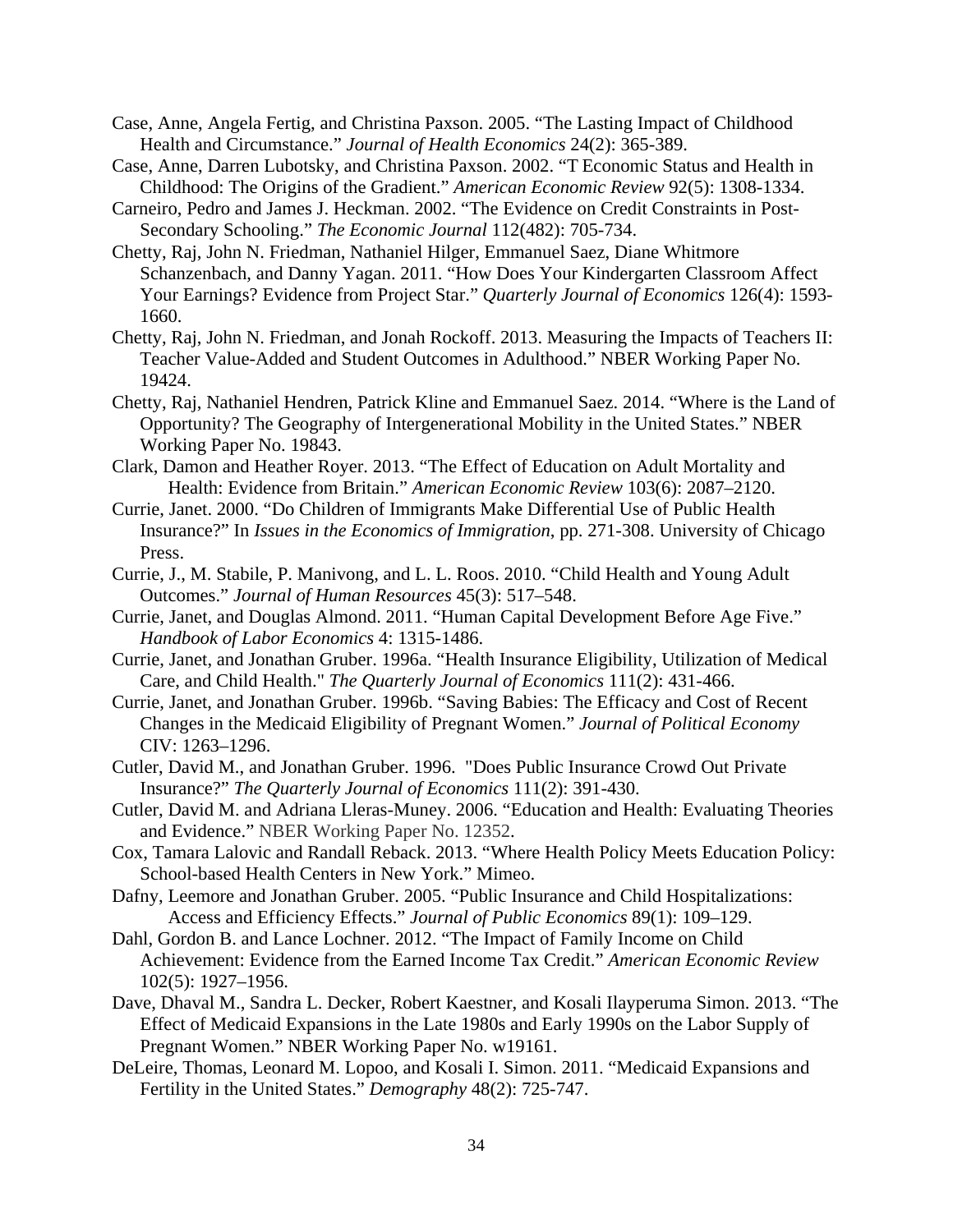Case, Anne, Angela Fertig, and Christina Paxson. 2005. "The Lasting Impact of Childhood Health and Circumstance." *Journal of Health Economics* 24(2): 365-389.

Case, Anne, Darren Lubotsky, and Christina Paxson. 2002. "T Economic Status and Health in Childhood: The Origins of the Gradient." *American Economic Review* 92(5): 1308-1334.

Carneiro, Pedro and James J. Heckman. 2002. "The Evidence on Credit Constraints in Post-Secondary Schooling." *The Economic Journal* 112(482): 705-734.

Chetty, Raj, John N. Friedman, Nathaniel Hilger, Emmanuel Saez, Diane Whitmore Schanzenbach, and Danny Yagan. 2011. "How Does Your Kindergarten Classroom Affect Your Earnings? Evidence from Project Star." *Quarterly Journal of Economics* 126(4): 1593-1660.

Chetty, Raj, John N. Friedman, and Jonah Rockoff. 2013. Measuring the Impacts of Teachers II: Teacher Value-Added and Student Outcomes in Adulthood." NBER Working Paper No. 19424.

Chetty, Raj, Nathaniel Hendren, Patrick Kline and Emmanuel Saez. 2014. "Where is the Land of Opportunity? The Geography of Intergenerational Mobility in the United States." NBER Working Paper No. 19843.

Clark, Damon and Heather Royer. 2013. "The Effect of Education on Adult Mortality and Health: Evidence from Britain." *American Economic Review* 103(6): 2087–2120.

Currie, Janet. 2000. "Do Children of Immigrants Make Differential Use of Public Health Insurance?" In *Issues in the Economics of Immigration*, pp. 271-308. University of Chicago Press.

Currie, J., M. Stabile, P. Manivong, and L. L. Roos. 2010. "Child Health and Young Adult Outcomes." *Journal of Human Resources* 45(3): 517–548.

Currie, Janet, and Douglas Almond. 2011. "Human Capital Development Before Age Five." *Handbook of Labor Economics* 4: 1315-1486.

Currie, Janet, and Jonathan Gruber. 1996a. "Health Insurance Eligibility, Utilization of Medical Care, and Child Health." *The Quarterly Journal of Economics* 111(2): 431-466.

Currie, Janet, and Jonathan Gruber. 1996b. "Saving Babies: The Efficacy and Cost of Recent Changes in the Medicaid Eligibility of Pregnant Women." *Journal of Political Economy* CIV: 1263–1296.

Cutler, David M., and Jonathan Gruber. 1996. "Does Public Insurance Crowd Out Private Insurance?" *The Quarterly Journal of Economics* 111(2): 391-430.

Cutler, David M. and Adriana Lleras-Muney. 2006. "Education and Health: Evaluating Theories and Evidence." NBER Working Paper No. 12352.

Cox, Tamara Lalovic and Randall Reback. 2013. "Where Health Policy Meets Education Policy: School-based Health Centers in New York." Mimeo.

Dafny, Leemore and Jonathan Gruber. 2005. "Public Insurance and Child Hospitalizations: Access and Efficiency Effects." *Journal of Public Economics* 89(1): 109–129.

Dahl, Gordon B. and Lance Lochner. 2012. "The Impact of Family Income on Child Achievement: Evidence from the Earned Income Tax Credit." *American Economic Review* 102(5): 1927–1956.

Dave, Dhaval M., Sandra L. Decker, Robert Kaestner, and Kosali Ilayperuma Simon. 2013. "The Effect of Medicaid Expansions in the Late 1980s and Early 1990s on the Labor Supply of Pregnant Women." NBER Working Paper No. w19161.

DeLeire, Thomas, Leonard M. Lopoo, and Kosali I. Simon. 2011. "Medicaid Expansions and Fertility in the United States." *Demography* 48(2): 725-747.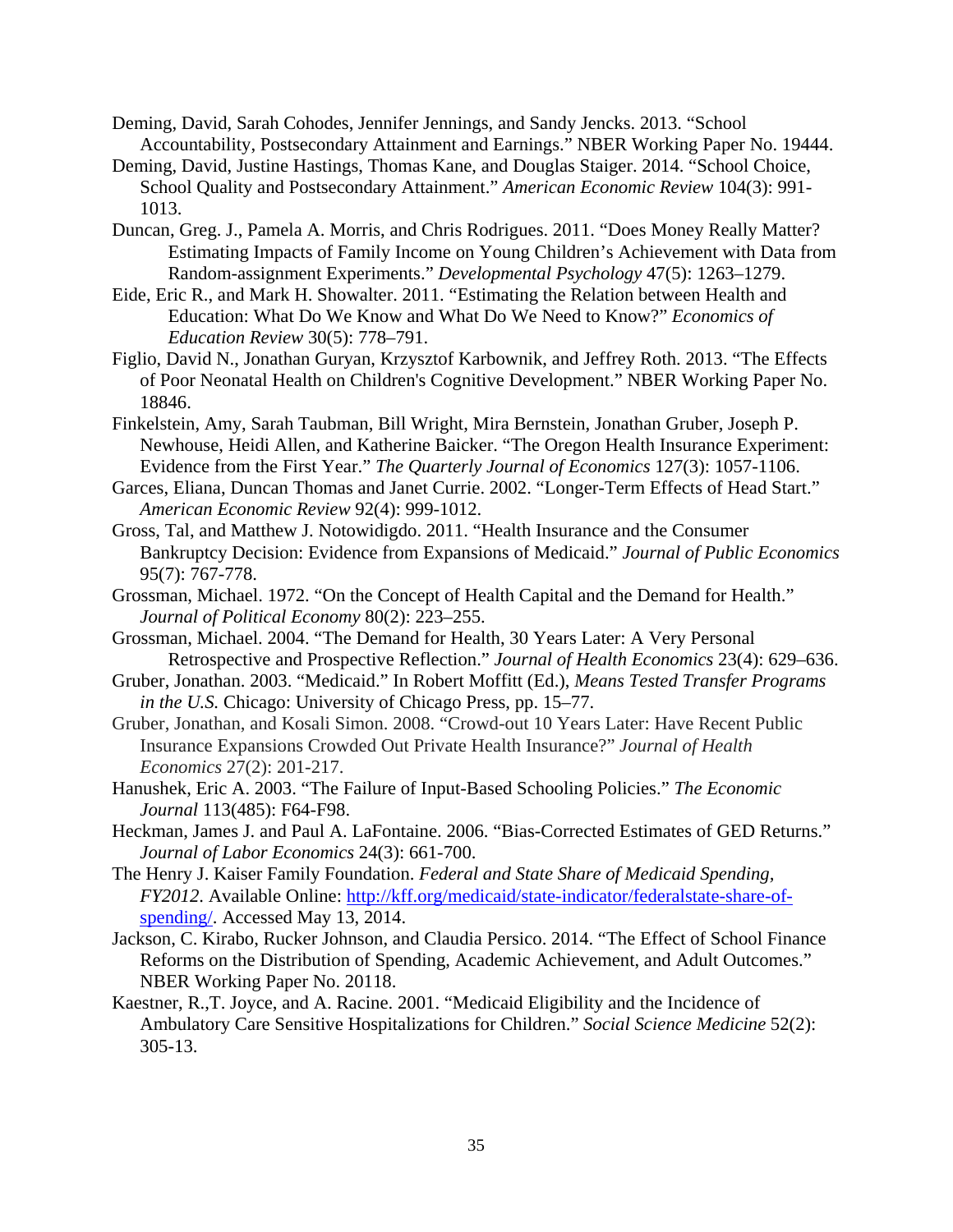Deming, David, Sarah Cohodes, Jennifer Jennings, and Sandy Jencks. 2013. "School Accountability, Postsecondary Attainment and Earnings." NBER Working Paper No. 19444.

Deming, David, Justine Hastings, Thomas Kane, and Douglas Staiger. 2014. "School Choice, School Quality and Postsecondary Attainment." *American Economic Review* 104(3): 991-1013.

Duncan, Greg. J., Pamela A. Morris, and Chris Rodrigues. 2011. "Does Money Really Matter? Estimating Impacts of Family Income on Young Children's Achievement with Data from Random-assignment Experiments." *Developmental Psychology* 47(5): 1263–1279.

Eide, Eric R., and Mark H. Showalter. 2011. "Estimating the Relation between Health and Education: What Do We Know and What Do We Need to Know?" *Economics of Education Review* 30(5): 778–791.

Figlio, David N., Jonathan Guryan, Krzysztof Karbownik, and Jeffrey Roth. 2013. "The Effects of Poor Neonatal Health on Children's Cognitive Development." NBER Working Paper No. 18846.

Finkelstein, Amy, Sarah Taubman, Bill Wright, Mira Bernstein, Jonathan Gruber, Joseph P. Newhouse, Heidi Allen, and Katherine Baicker. "The Oregon Health Insurance Experiment: Evidence from the First Year." *The Quarterly Journal of Economics* 127(3): 1057-1106.

Garces, Eliana, Duncan Thomas and Janet Currie. 2002. "Longer-Term Effects of Head Start." *American Economic Review* 92(4): 999-1012.

Gross, Tal, and Matthew J. Notowidigdo. 2011. "Health Insurance and the Consumer Bankruptcy Decision: Evidence from Expansions of Medicaid." *Journal of Public Economics* 95(7): 767-778.

Grossman, Michael. 1972. "On the Concept of Health Capital and the Demand for Health." *Journal of Political Economy* 80(2): 223–255.

Grossman, Michael. 2004. "The Demand for Health, 30 Years Later: A Very Personal Retrospective and Prospective Reflection." *Journal of Health Economics* 23(4): 629–636.

Gruber, Jonathan. 2003. "Medicaid." In Robert Moffitt (Ed.), *Means Tested Transfer Programs in the U.S.* Chicago: University of Chicago Press, pp. 15–77.

Gruber, Jonathan, and Kosali Simon. 2008. "Crowd-out 10 Years Later: Have Recent Public Insurance Expansions Crowded Out Private Health Insurance?" *Journal of Health Economics* 27(2): 201-217.

Hanushek, Eric A. 2003. "The Failure of Input-Based Schooling Policies." *The Economic Journal* 113(485): F64-F98.

Heckman, James J. and Paul A. LaFontaine. 2006. "Bias-Corrected Estimates of GED Returns." *Journal of Labor Economics* 24(3): 661-700.

The Henry J. Kaiser Family Foundation. *Federal and State Share of Medicaid Spending, FY2012*. Available Online: [http://kff.org/medicaid/state-indicator/federalstate-share-of-spending/](http://kff.org/medicaid/state-indicator/federalstate-share-of-spending/). Accessed May 13, 2014.

Jackson, C. Kirabo, Rucker Johnson, and Claudia Persico. 2014. "The Effect of School Finance Reforms on the Distribution of Spending, Academic Achievement, and Adult Outcomes." NBER Working Paper No. 20118.

Kaestner, R.,T. Joyce, and A. Racine. 2001. "Medicaid Eligibility and the Incidence of Ambulatory Care Sensitive Hospitalizations for Children." *Social Science Medicine* 52(2): 305-13.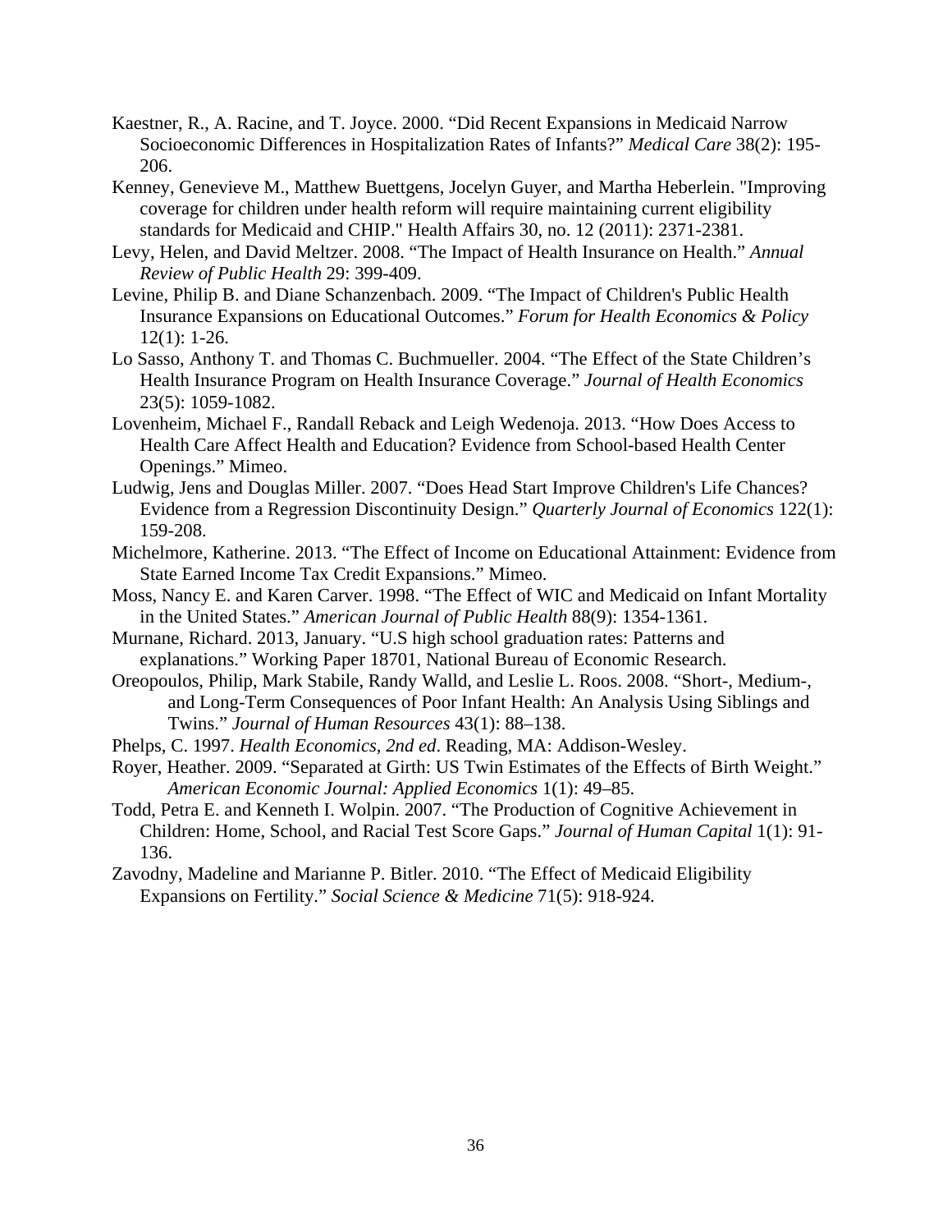Kaestner, R., A. Racine, and T. Joyce. 2000. "Did Recent Expansions in Medicaid Narrow Socioeconomic Differences in Hospitalization Rates of Infants?" *Medical Care* 38(2): 195-206.

Kenney, Genevieve M., Matthew Buettgens, Jocelyn Guyer, and Martha Heberlein. "Improving coverage for children under health reform will require maintaining current eligibility standards for Medicaid and CHIP." Health Affairs 30, no. 12 (2011): 2371-2381.

Levy, Helen, and David Meltzer. 2008. "The Impact of Health Insurance on Health." *Annual Review of Public Health* 29: 399-409.

Levine, Philip B. and Diane Schanzenbach. 2009. "The Impact of Children's Public Health Insurance Expansions on Educational Outcomes." *Forum for Health Economics & Policy* 12(1): 1-26.

Lo Sasso, Anthony T. and Thomas C. Buchmueller. 2004. "The Effect of the State Children's Health Insurance Program on Health Insurance Coverage." *Journal of Health Economics* 23(5): 1059-1082.

Lovenheim, Michael F., Randall Reback and Leigh Wedenoja. 2013. "How Does Access to Health Care Affect Health and Education? Evidence from School-based Health Center Openings." Mimeo.

Ludwig, Jens and Douglas Miller. 2007. "Does Head Start Improve Children's Life Chances? Evidence from a Regression Discontinuity Design." *Quarterly Journal of Economics* 122(1): 159-208.

Michelmore, Katherine. 2013. "The Effect of Income on Educational Attainment: Evidence from State Earned Income Tax Credit Expansions." Mimeo.

Moss, Nancy E. and Karen Carver. 1998. "The Effect of WIC and Medicaid on Infant Mortality in the United States." *American Journal of Public Health* 88(9): 1354-1361.

Murnane, Richard. 2013, January. "U.S high school graduation rates: Patterns and explanations." Working Paper 18701, National Bureau of Economic Research.

Oreopoulos, Philip, Mark Stabile, Randy Walld, and Leslie L. Roos. 2008. "Short-, Medium-, and Long-Term Consequences of Poor Infant Health: An Analysis Using Siblings and Twins." *Journal of Human Resources* 43(1): 88–138.

Phelps, C. 1997. *Health Economics, 2nd ed*. Reading, MA: Addison-Wesley.

Royer, Heather. 2009. "Separated at Girth: US Twin Estimates of the Effects of Birth Weight." *American Economic Journal: Applied Economics* 1(1): 49–85.

Todd, Petra E. and Kenneth I. Wolpin. 2007. "The Production of Cognitive Achievement in Children: Home, School, and Racial Test Score Gaps." *Journal of Human Capital* 1(1): 91-136.

Zavodny, Madeline and Marianne P. Bitler. 2010. "The Effect of Medicaid Eligibility Expansions on Fertility." *Social Science & Medicine* 71(5): 918-924.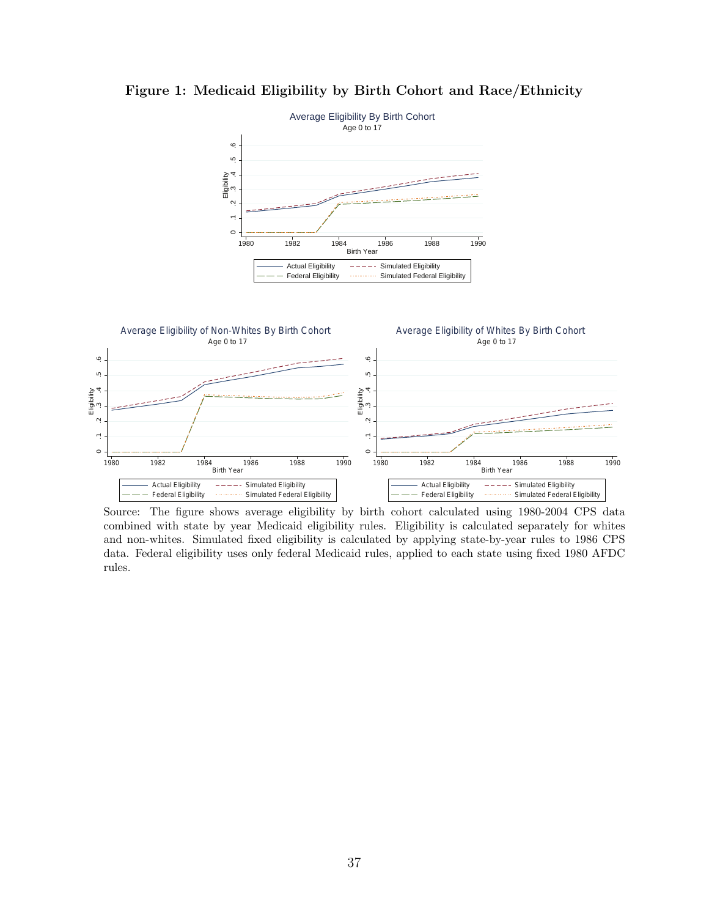**Figure 1: Medicaid Eligibility by Birth Cohort and Race/Ethnicity**

Source: The figure shows average eligibility by birth cohort calculated using 1980-2004 CPS data combined with state by year Medicaid eligibility rules. Eligibility is calculated separately for whites and non-whites. Simulated fixed eligibility is calculated by applying state-by-year rules to 1986 CPS data. Federal eligibility uses only federal Medicaid rules, applied to each state using fixed 1980 AFDC rules.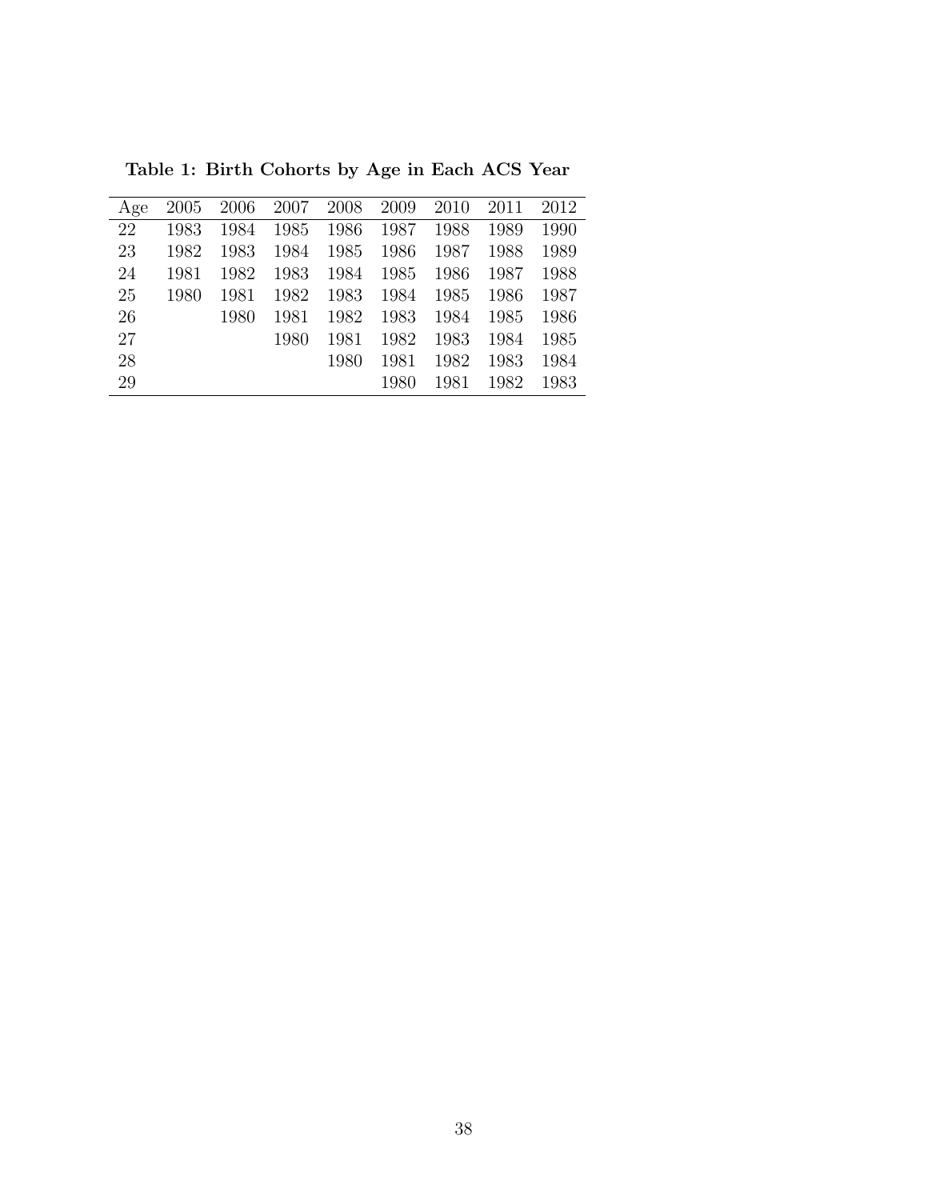**Table 1: Birth Cohorts by Age in Each ACS Year**

| Age | 2005 | 2006 | 2007 | 2008 | 2009 | 2010 | 2011 | 2012 |
|---|---|---|---|---|---|---|---|---|
| 22 | 1983 | 1984 | 1985 | 1986 | 1987 | 1988 | 1989 | 1990 |
| 23 | 1982 | 1983 | 1984 | 1985 | 1986 | 1987 | 1988 | 1989 |
| 24 | 1981 | 1982 | 1983 | 1984 | 1985 | 1986 | 1987 | 1988 |
| 25 | 1980 | 1981 | 1982 | 1983 | 1984 | 1985 | 1986 | 1987 |
| 26 | | 1980 | 1981 | 1982 | 1983 | 1984 | 1985 | 1986 |
| 27 | | | 1980 | 1981 | 1982 | 1983 | 1984 | 1985 |
| 28 | | | | 1980 | 1981 | 1982 | 1983 | 1984 |
| 29 | | | | | 1980 | 1981 | 1982 | 1983 |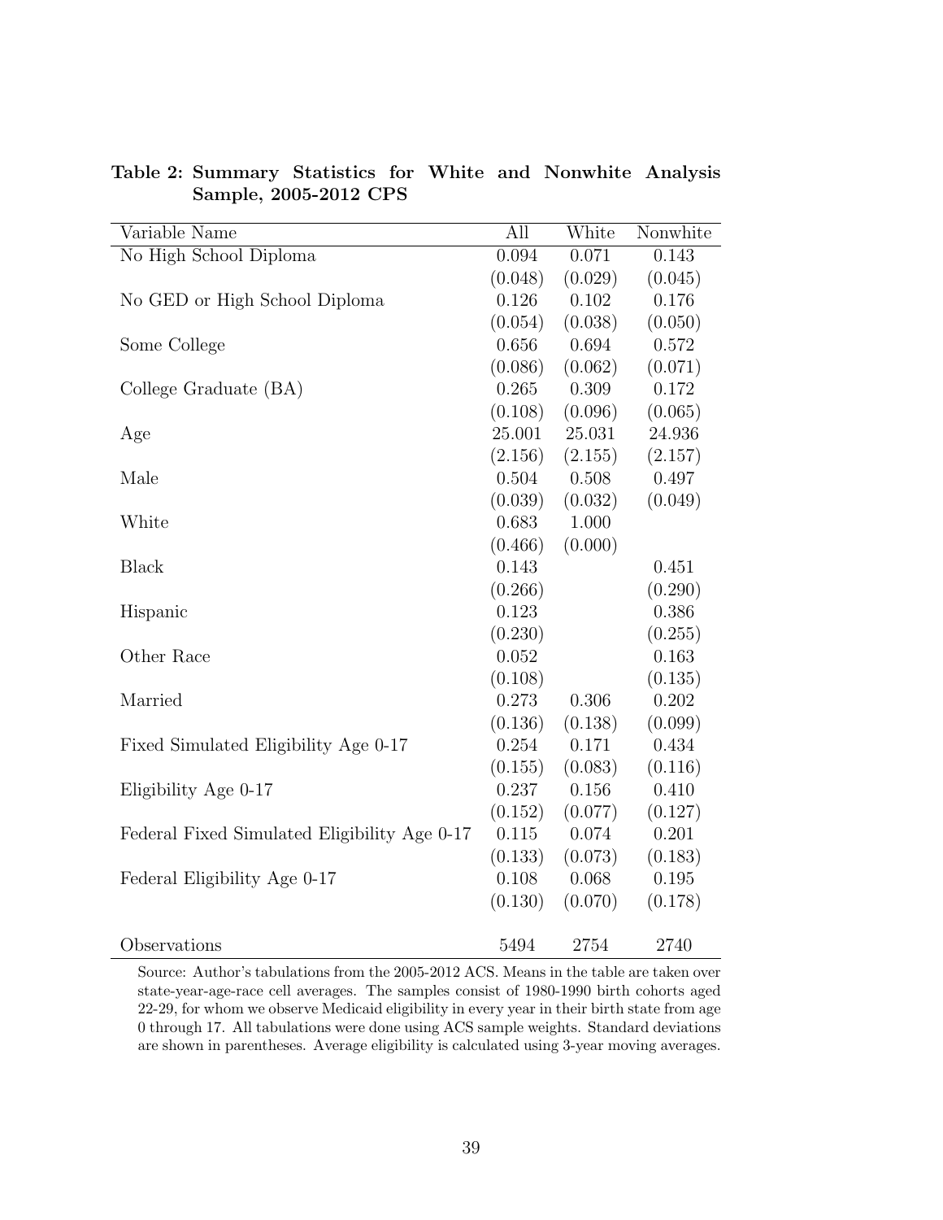**Table 2: Summary Statistics for White and Nonwhite Analysis Sample, 2005-2012 CPS**

| Variable Name | All | White | Nonwhite |
|---|---|---|---|
| No High School Diploma | 0.094 | 0.071 | 0.143 |
| | (0.048) | (0.029) | (0.045) |
| No GED or High School Diploma | 0.126 | 0.102 | 0.176 |
| | (0.054) | (0.038) | (0.050) |
| Some College | 0.656 | 0.694 | 0.572 |
| | (0.086) | (0.062) | (0.071) |
| College Graduate (BA) | 0.265 | 0.309 | 0.172 |
| | (0.108) | (0.096) | (0.065) |
| Age | 25.001 | 25.031 | 24.936 |
| | (2.156) | (2.155) | (2.157) |
| Male | 0.504 | 0.508 | 0.497 |
| | (0.039) | (0.032) | (0.049) |
| White | 0.683 | 1.000 | |
| | (0.466) | (0.000) | |
| Black | 0.143 | | 0.451 |
| | (0.266) | | (0.290) |
| Hispanic | 0.123 | | 0.386 |
| | (0.230) | | (0.255) |
| Other Race | 0.052 | | 0.163 |
| | (0.108) | | (0.135) |
| Married | 0.273 | 0.306 | 0.202 |
| | (0.136) | (0.138) | (0.099) |
| Fixed Simulated Eligibility Age 0-17 | 0.254 | 0.171 | 0.434 |
| | (0.155) | (0.083) | (0.116) |
| Eligibility Age 0-17 | 0.237 | 0.156 | 0.410 |
| | (0.152) | (0.077) | (0.127) |
| Federal Fixed Simulated Eligibility Age 0-17 | 0.115 | 0.074 | 0.201 |
| | (0.133) | (0.073) | (0.183) |
| Federal Eligibility Age 0-17 | 0.108 | 0.068 | 0.195 |
| | (0.130) | (0.070) | (0.178) |
| Observations | 5494 | 2754 | 2740 |

Source: Author's tabulations from the 2005-2012 ACS. Means in the table are taken over state-year-age-race cell averages. The samples consist of 1980-1990 birth cohorts aged 22-29, for whom we observe Medicaid eligibility in every year in their birth state from age 0 through 17. All tabulations were done using ACS sample weights. Standard deviations are shown in parentheses. Average eligibility is calculated using 3-year moving averages.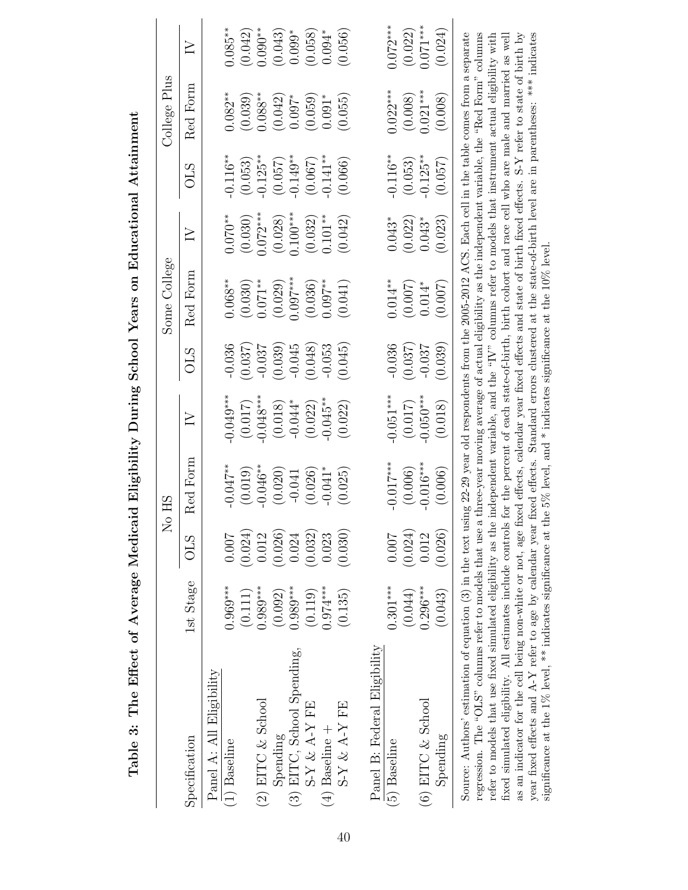**Table 3: The Effect of Average Medicaid Eligibility During School Years on Educational Attainment**

| Specification | 1st Stage | No HS | | | Some College | | | College Plus | | |
|---|---|---|---|---|---|---|---|---|---|---|
| | | OLS | Red Form | IV | OLS | Red Form | IV | OLS | Red Form | IV |
| Panel A: All Eligibility | | | | | | | | | | |
| (1) Baseline | 0.969*** | 0.007 | -0.047** | -0.049*** | -0.036 | 0.068** | 0.070** | -0.116** | 0.082** | 0.085** |
| | (0.111) | (0.024) | (0.019) | (0.017) | (0.037) | (0.030) | (0.030) | (0.053) | (0.039) | (0.042) |
| (2) EITC & School Spending | 0.989*** | 0.012 | -0.046** | -0.048*** | -0.037 | 0.071** | 0.072*** | -0.125** | 0.088** | 0.090** |
| | (0.092) | (0.026) | (0.020) | (0.018) | (0.039) | (0.029) | (0.028) | (0.057) | (0.042) | (0.043) |
| (3) EITC, School Spending, S-Y & A-Y FE | 0.989*** | 0.024 | -0.041 | -0.044* | -0.045 | 0.097*** | 0.100*** | -0.149** | 0.097* | 0.099* |
| | (0.119) | (0.032) | (0.026) | (0.022) | (0.048) | (0.036) | (0.032) | (0.067) | (0.059) | (0.058) |
| (4) Baseline + S-Y & A-Y FE | 0.974*** | 0.023 | -0.041* | -0.045** | -0.053 | 0.097** | 0.101** | -0.141** | 0.091* | 0.094* |
| | (0.135) | (0.030) | (0.025) | (0.022) | (0.045) | (0.041) | (0.042) | (0.066) | (0.055) | (0.056) |
| Panel B: Federal Eligibility | | | | | | | | | | |
| (5) Baseline | 0.301*** | 0.007 | -0.017*** | -0.051*** | -0.036 | 0.014** | 0.043* | -0.116** | 0.022*** | 0.072*** |
| | (0.044) | (0.024) | (0.006) | (0.017) | (0.037) | (0.007) | (0.022) | (0.053) | (0.008) | (0.022) |
| (6) EITC & School Spending | 0.296*** | 0.012 | -0.016*** | -0.050*** | -0.037 | 0.014* | 0.043* | -0.125** | 0.021*** | 0.071*** |
| | (0.043) | (0.026) | (0.006) | (0.018) | (0.039) | (0.007) | (0.023) | (0.057) | (0.008) | (0.024) |

Source: Authors' estimation of equation (3) in the text using 22-29 year old respondents from the 2005-2012 ACS. Each cell in the table comes from a separate regression. The "OLS" columns refer to models that use a three-year moving average of actual eligibility as the independent variable, the "Red Form" columns refer to models that use fixed simulated eligibility as the independent variable, and the "IV" columns refer to models that instrument actual eligibility with fixed simulated eligibility. All estimates include controls for the percent of each state-of-birth, birth cohort and race cell who are male and married as well as an indicator for the cell being non-white or not, age fixed effects, calendar year fixed effects and state of birth fixed effects. S-Y refer to state of birth by year fixed effects and A-Y refer to age by calendar year fixed effects. Standard errors clustered at the state-of-birth level are in parentheses: *** indicates significance at the 1% level, ** indicates significance at the 5% level, and * indicates significance at the 10% level.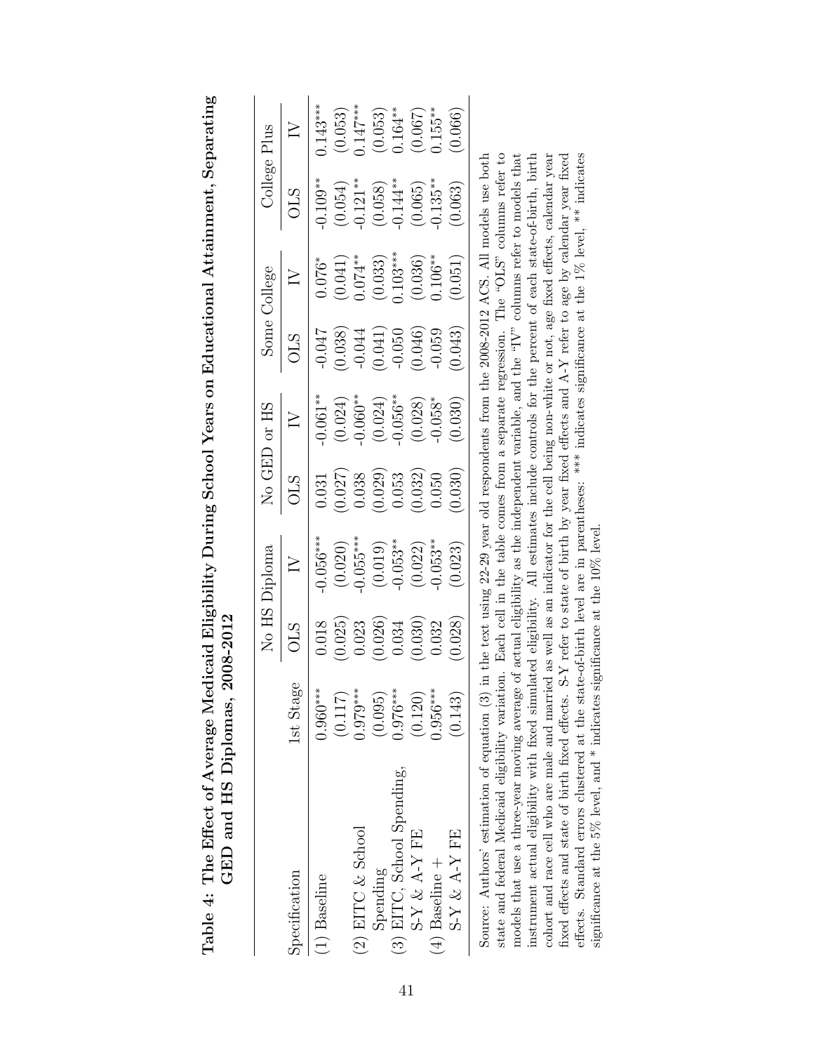**Table 4: The Effect of Average Medicaid Eligibility During School Years on Educational Attainment, Separating GED and HS Diplomas, 2008-2012**

| Specification | 1st Stage | No HS Diploma | | No GED or HS | | Some College | | College Plus | |
|---|---|---|---|---|---|---|---|---|---|
| | | OLS | IV | OLS | IV | OLS | IV | OLS | IV |
| (1) Baseline | 0.960*** | 0.018 | -0.056*** | 0.031 | -0.061** | -0.047 | 0.076* | -0.109** | 0.143*** |
| | (0.117) | (0.025) | (0.020) | (0.027) | (0.024) | (0.038) | (0.041) | (0.054) | (0.053) |
| (2) EITC & School Spending | 0.979*** | 0.023 | -0.055*** | 0.038 | -0.060** | -0.044 | 0.074** | -0.121** | 0.147*** |
| | (0.095) | (0.026) | (0.019) | (0.029) | (0.024) | (0.041) | (0.033) | (0.058) | (0.053) |
| (3) EITC, School Spending, S-Y & A-Y FE | 0.976*** | 0.034 | -0.053** | 0.053 | -0.056** | -0.050 | 0.103*** | -0.144** | 0.164** |
| | (0.120) | (0.030) | (0.022) | (0.032) | (0.028) | (0.046) | (0.036) | (0.065) | (0.067) |
| (4) Baseline + S-Y & A-Y FE | 0.956*** | 0.032 | -0.053** | 0.050 | -0.058* | -0.059 | 0.106** | -0.135** | 0.155** |
| | (0.143) | (0.028) | (0.023) | (0.030) | (0.030) | (0.043) | (0.051) | (0.063) | (0.066) |

Source: Authors' estimation of equation (3) in the text using 22-29 year old respondents from the 2008-2012 ACS. All models use both state and federal Medicaid eligibility variation. Each cell in the table comes from a separate regression. The "OLS" columns refer to models that use a three-year moving average of actual eligibility as the independent variable, and the "IV" columns refer to models that instrument actual eligibility with fixed simulated eligibility. All estimates include controls for the percent of each state-of-birth, birth cohort and race cell who are male and married as well as an indicator for the cell being non-white or not, age fixed effects, calendar year fixed effects and state of birth fixed effects. S-Y refer to state of birth by year fixed effects and A-Y refer to age by calendar year fixed effects. Standard errors clustered at the state-of-birth level are in parentheses: *** indicates significance at the 1% level, ** indicates significance at the 5% level, and * indicates significance at the 10% level.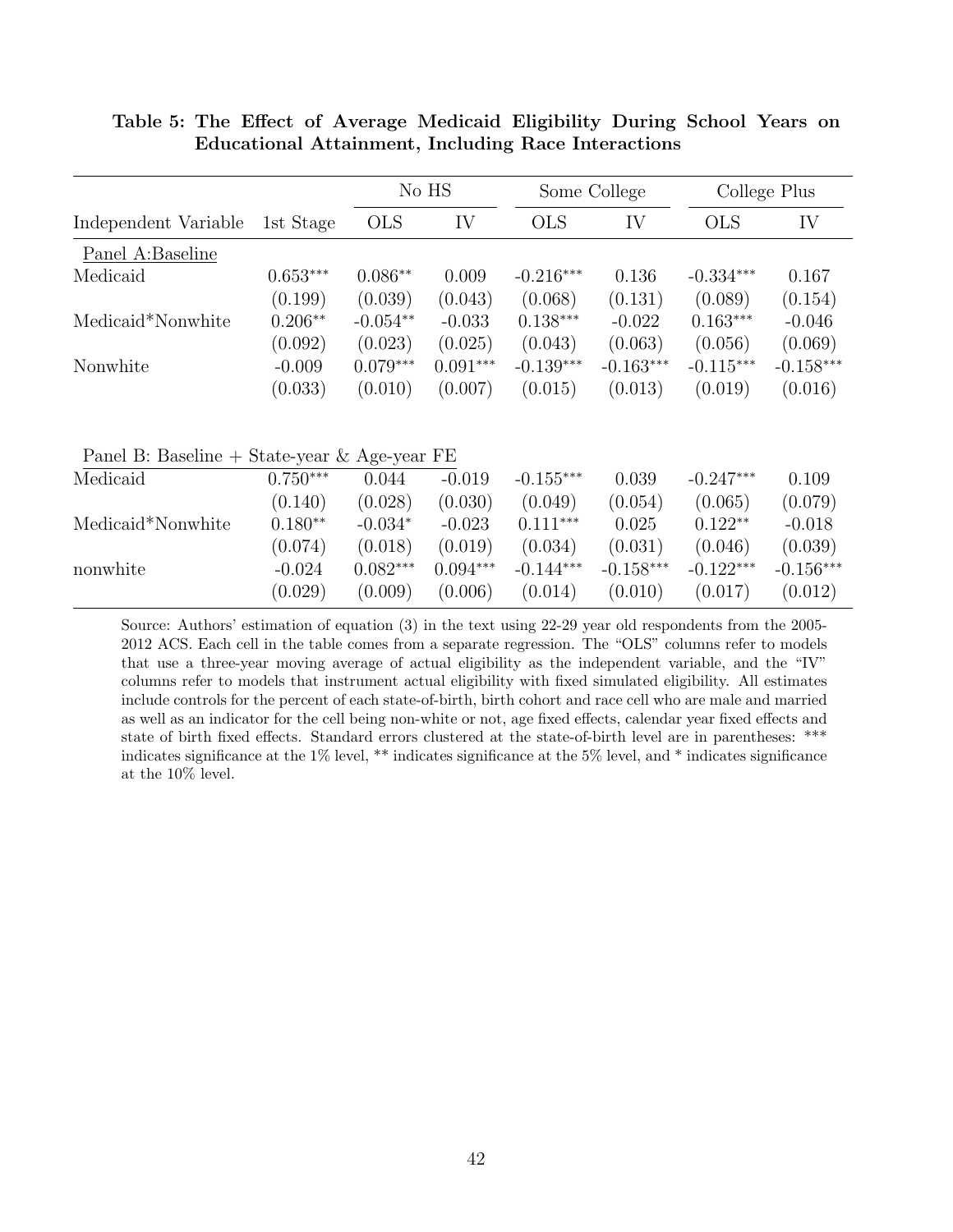**Table 5: The Effect of Average Medicaid Eligibility During School Years on Educational Attainment, Including Race Interactions**

| | | No HS | | Some College | | College Plus | |
|---|---|---|---|---|---|---|---|
| Independent Variable | 1st Stage | OLS | IV | OLS | IV | OLS | IV |
| Panel A:Baseline | | | | | | | |
| Medicaid | 0.653*** | 0.086** | 0.009 | -0.216*** | 0.136 | -0.334*** | 0.167 |
| | (0.199) | (0.039) | (0.043) | (0.068) | (0.131) | (0.089) | (0.154) |
| Medicaid*Nonwhite | 0.206** | -0.054** | -0.033 | 0.138*** | -0.022 | 0.163*** | -0.046 |
| | (0.092) | (0.023) | (0.025) | (0.043) | (0.063) | (0.056) | (0.069) |
| Nonwhite | -0.009 | 0.079*** | 0.091*** | -0.139*** | -0.163*** | -0.115*** | -0.158*** |
| | (0.033) | (0.010) | (0.007) | (0.015) | (0.013) | (0.019) | (0.016) |
| Panel B: Baseline + State-year & Age-year FE | | | | | | | |
| Medicaid | 0.750*** | 0.044 | -0.019 | -0.155*** | 0.039 | -0.247*** | 0.109 |
| | (0.140) | (0.028) | (0.030) | (0.049) | (0.054) | (0.065) | (0.079) |
| Medicaid*Nonwhite | 0.180** | -0.034* | -0.023 | 0.111*** | 0.025 | 0.122** | -0.018 |
| | (0.074) | (0.018) | (0.019) | (0.034) | (0.031) | (0.046) | (0.039) |
| nonwhite | -0.024 | 0.082*** | 0.094*** | -0.144*** | -0.158*** | -0.122*** | -0.156*** |
| | (0.029) | (0.009) | (0.006) | (0.014) | (0.010) | (0.017) | (0.012) |

Source: Authors' estimation of equation (3) in the text using 22-29 year old respondents from the 2005-2012 ACS. Each cell in the table comes from a separate regression. The "OLS" columns refer to models that use a three-year moving average of actual eligibility as the independent variable, and the "IV" columns refer to models that instrument actual eligibility with fixed simulated eligibility. All estimates include controls for the percent of each state-of-birth, birth cohort and race cell who are male and married as well as an indicator for the cell being non-white or not, age fixed effects, calendar year fixed effects and state of birth fixed effects. Standard errors clustered at the state-of-birth level are in parentheses: *** indicates significance at the 1% level, ** indicates significance at the 5% level, and * indicates significance at the 10% level.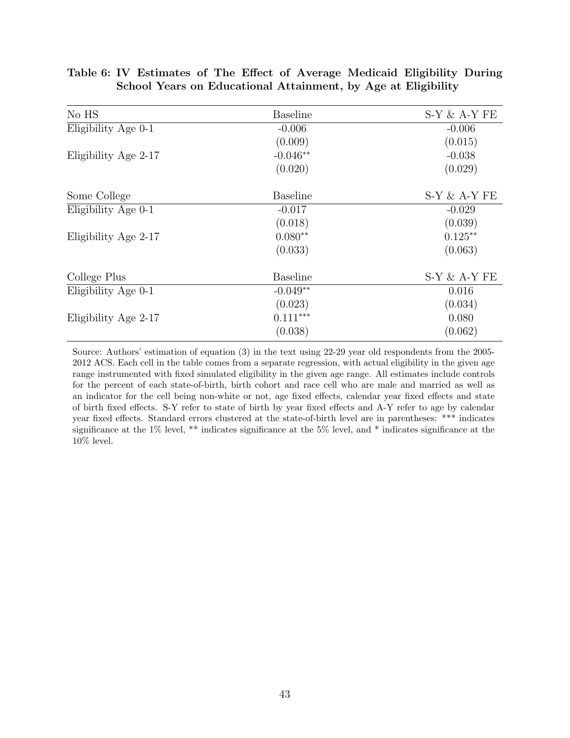**Table 6: IV Estimates of The Effect of Average Medicaid Eligibility During School Years on Educational Attainment, by Age at Eligibility**

| No HS | Baseline | S-Y & A-Y FE |
|---|---|---|
| Eligibility Age 0-1 | -0.006 | -0.006 |
| | (0.009) | (0.015) |
| Eligibility Age 2-17 | -0.046** | -0.038 |
| | (0.020) | (0.029) |
| | | |
| **Some College** | **Baseline** | **S-Y & A-Y FE** |
| Eligibility Age 0-1 | -0.017 | -0.029 |
| | (0.018) | (0.039) |
| Eligibility Age 2-17 | 0.080** | 0.125** |
| | (0.033) | (0.063) |
| | | |
| **College Plus** | **Baseline** | **S-Y & A-Y FE** |
| Eligibility Age 0-1 | -0.049** | 0.016 |
| | (0.023) | (0.034) |
| Eligibility Age 2-17 | 0.111*** | 0.080 |
| | (0.038) | (0.062) |

Source: Authors' estimation of equation (3) in the text using 22-29 year old respondents from the 2005-2012 ACS. Each cell in the table comes from a separate regression, with actual eligibility in the given age range instrumented with fixed simulated eligibility in the given age range. All estimates include controls for the percent of each state-of-birth, birth cohort and race cell who are male and married as well as an indicator for the cell being non-white or not, age fixed effects, calendar year fixed effects and state of birth fixed effects. S-Y refer to state of birth by year fixed effects and A-Y refer to age by calendar year fixed effects. Standard errors clustered at the state-of-birth level are in parentheses: *** indicates significance at the 1% level, ** indicates significance at the 5% level, and * indicates significance at the 10% level.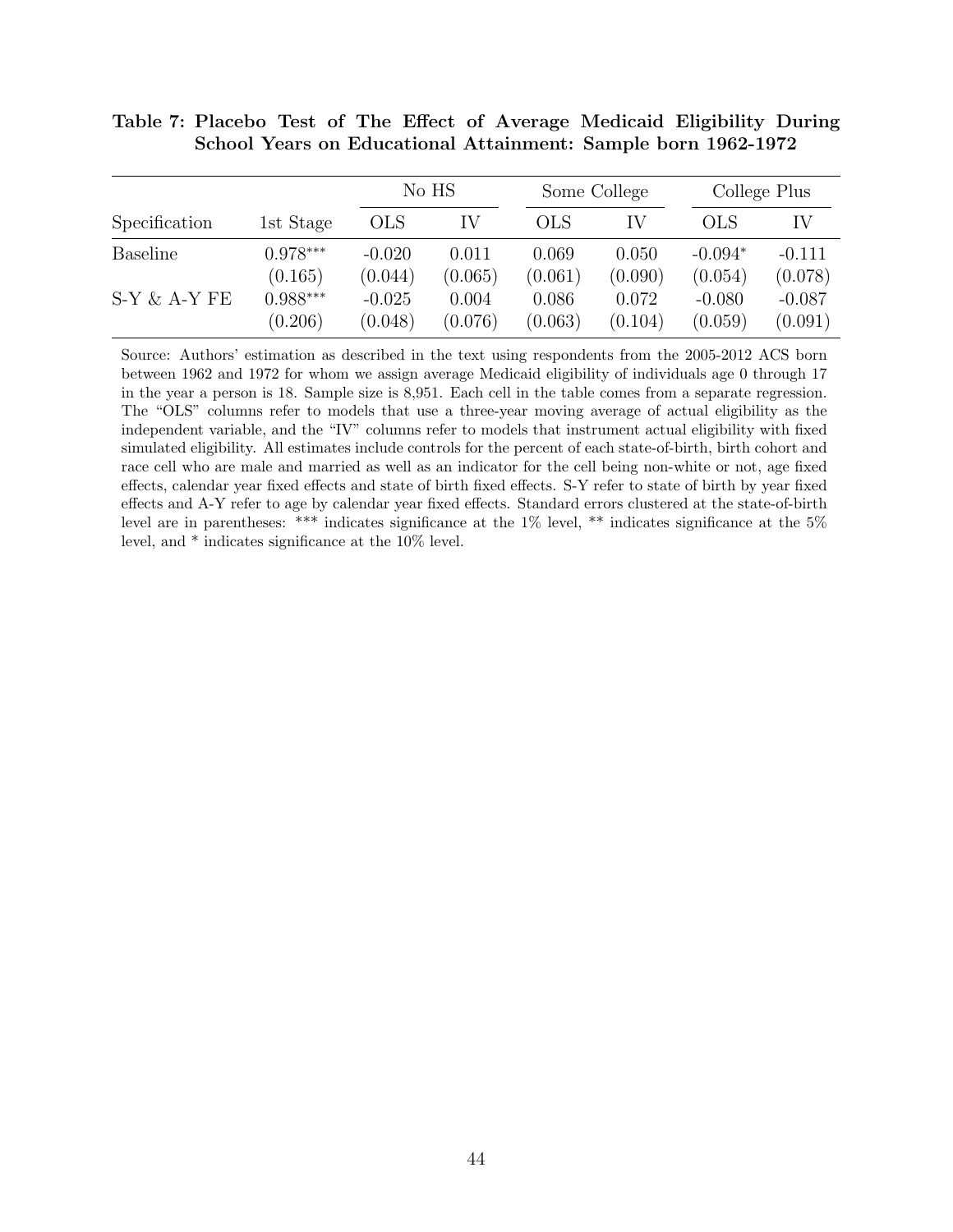**Table 7: Placebo Test of The Effect of Average Medicaid Eligibility During School Years on Educational Attainment: Sample born 1962-1972**

| | | No HS | | Some College | | College Plus | |
|---|---|---|---|---|---|---|---|
| Specification | 1st Stage | OLS | IV | OLS | IV | OLS | IV |
| Baseline | 0.978*** | -0.020 | 0.011 | 0.069 | 0.050 | -0.094* | -0.111 |
| | (0.165) | (0.044) | (0.065) | (0.061) | (0.090) | (0.054) | (0.078) |
| S-Y & A-Y FE | 0.988*** | -0.025 | 0.004 | 0.086 | 0.072 | -0.080 | -0.087 |
| | (0.206) | (0.048) | (0.076) | (0.063) | (0.104) | (0.059) | (0.091) |

Source: Authors' estimation as described in the text using respondents from the 2005-2012 ACS born between 1962 and 1972 for whom we assign average Medicaid eligibility of individuals age 0 through 17 in the year a person is 18. Sample size is 8,951. Each cell in the table comes from a separate regression. The "OLS" columns refer to models that use a three-year moving average of actual eligibility as the independent variable, and the "IV" columns refer to models that instrument actual eligibility with fixed simulated eligibility. All estimates include controls for the percent of each state-of-birth, birth cohort and race cell who are male and married as well as an indicator for the cell being non-white or not, age fixed effects, calendar year fixed effects and state of birth fixed effects. S-Y refer to state of birth by year fixed effects and A-Y refer to age by calendar year fixed effects. Standard errors clustered at the state-of-birth level are in parentheses: *** indicates significance at the 1% level, ** indicates significance at the 5% level, and * indicates significance at the 10% level.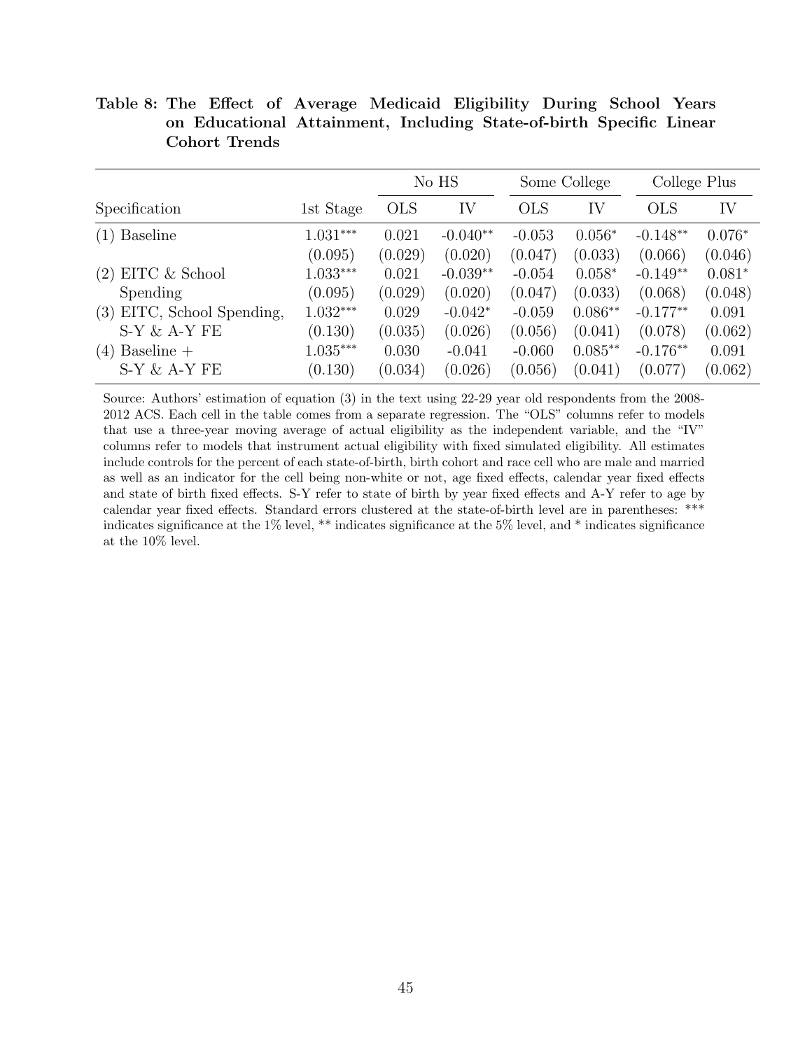**Table 8: The Effect of Average Medicaid Eligibility During School Years on Educational Attainment, Including State-of-birth Specific Linear Cohort Trends**

| | | No HS | | Some College | | College Plus | |
|---|---|---|---|---|---|---|---|
| Specification | 1st Stage | OLS | IV | OLS | IV | OLS | IV |
| (1) Baseline | 1.031*** | 0.021 | -0.040** | -0.053 | 0.056* | -0.148** | 0.076* |
| | (0.095) | (0.029) | (0.020) | (0.047) | (0.033) | (0.066) | (0.046) |
| (2) EITC & School | 1.033*** | 0.021 | -0.039** | -0.054 | 0.058* | -0.149** | 0.081* |
| Spending | (0.095) | (0.029) | (0.020) | (0.047) | (0.033) | (0.068) | (0.048) |
| (3) EITC, School Spending, | 1.032*** | 0.029 | -0.042* | -0.059 | 0.086** | -0.177** | 0.091 |
| S-Y & A-Y FE | (0.130) | (0.035) | (0.026) | (0.056) | (0.041) | (0.078) | (0.062) |
| (4) Baseline + | 1.035*** | 0.030 | -0.041 | -0.060 | 0.085** | -0.176** | 0.091 |
| S-Y & A-Y FE | (0.130) | (0.034) | (0.026) | (0.056) | (0.041) | (0.077) | (0.062) |

Source: Authors' estimation of equation (3) in the text using 22-29 year old respondents from the 2008-2012 ACS. Each cell in the table comes from a separate regression. The "OLS" columns refer to models that use a three-year moving average of actual eligibility as the independent variable, and the "IV" columns refer to models that instrument actual eligibility with fixed simulated eligibility. All estimates include controls for the percent of each state-of-birth, birth cohort and race cell who are male and married as well as an indicator for the cell being non-white or not, age fixed effects, calendar year fixed effects and state of birth fixed effects. S-Y refer to state of birth by year fixed effects and A-Y refer to age by calendar year fixed effects. Standard errors clustered at the state-of-birth level are in parentheses: *** indicates significance at the 1% level, ** indicates significance at the 5% level, and * indicates significance at the 10% level.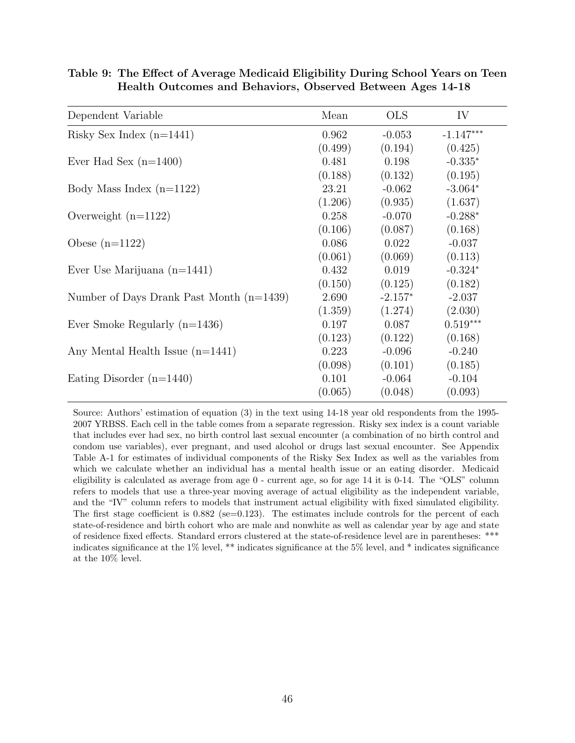**Table 9: The Effect of Average Medicaid Eligibility During School Years on Teen Health Outcomes and Behaviors, Observed Between Ages 14-18**

| Dependent Variable | Mean | OLS | IV |
|---|---|---|---|
| Risky Sex Index (n=1441) | 0.962 | -0.053 | -1.147*** |
| | (0.499) | (0.194) | (0.425) |
| Ever Had Sex (n=1400) | 0.481 | 0.198 | -0.335* |
| | (0.188) | (0.132) | (0.195) |
| Body Mass Index (n=1122) | 23.21 | -0.062 | -3.064* |
| | (1.206) | (0.935) | (1.637) |
| Overweight (n=1122) | 0.258 | -0.070 | -0.288* |
| | (0.106) | (0.087) | (0.168) |
| Obese (n=1122) | 0.086 | 0.022 | -0.037 |
| | (0.061) | (0.069) | (0.113) |
| Ever Use Marijuana (n=1441) | 0.432 | 0.019 | -0.324* |
| | (0.150) | (0.125) | (0.182) |
| Number of Days Drank Past Month (n=1439) | 2.690 | -2.157* | -2.037 |
| | (1.359) | (1.274) | (2.030) |
| Ever Smoke Regularly (n=1436) | 0.197 | 0.087 | 0.519*** |
| | (0.123) | (0.122) | (0.168) |
| Any Mental Health Issue (n=1441) | 0.223 | -0.096 | -0.240 |
| | (0.098) | (0.101) | (0.185) |
| Eating Disorder (n=1440) | 0.101 | -0.064 | -0.104 |
| | (0.065) | (0.048) | (0.093) |

Source: Authors' estimation of equation (3) in the text using 14-18 year old respondents from the 1995-2007 YRBSS. Each cell in the table comes from a separate regression. Risky sex index is a count variable that includes ever had sex, no birth control last sexual encounter (a combination of no birth control and condom use variables), ever pregnant, and used alcohol or drugs last sexual encounter. See Appendix Table A-1 for estimates of individual components of the Risky Sex Index as well as the variables from which we calculate whether an individual has a mental health issue or an eating disorder. Medicaid eligibility is calculated as average from age 0 - current age, so for age 14 it is 0-14. The "OLS" column refers to models that use a three-year moving average of actual eligibility as the independent variable, and the "IV" column refers to models that instrument actual eligibility with fixed simulated eligibility. The first stage coefficient is 0.882 (se=0.123). The estimates include controls for the percent of each state-of-residence and birth cohort who are male and nonwhite as well as calendar year by age and state of residence fixed effects. Standard errors clustered at the state-of-residence level are in parentheses: *** indicates significance at the 1% level, ** indicates significance at the 5% level, and * indicates significance at the 10% level.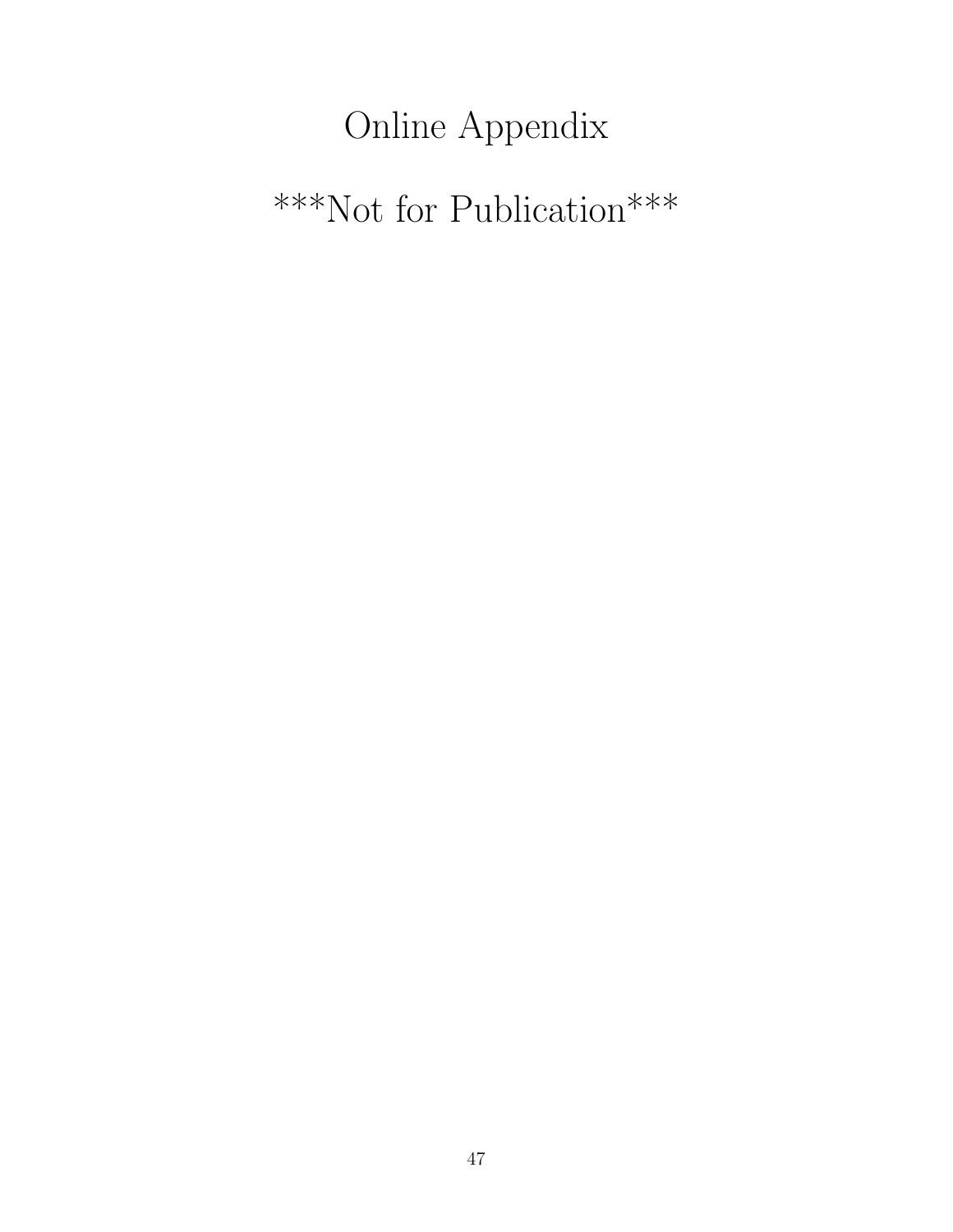# Online Appendix

# ***Not for Publication***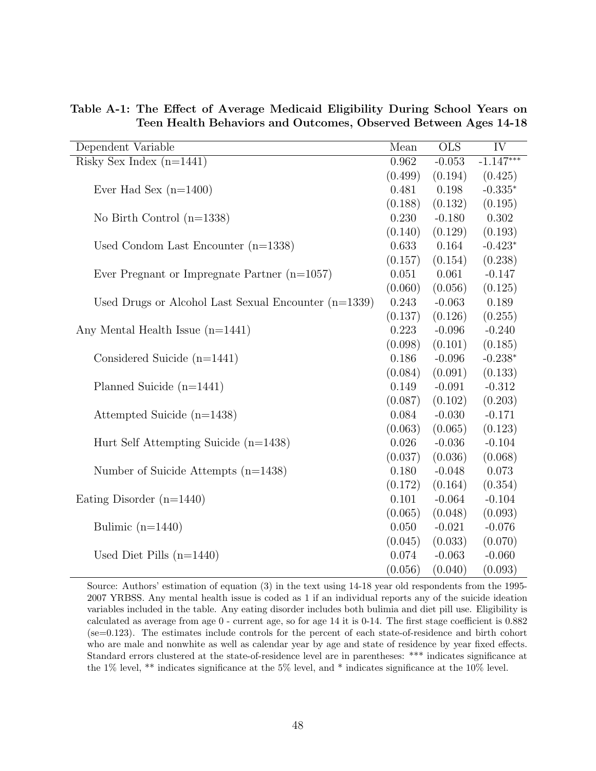**Table A-1: The Effect of Average Medicaid Eligibility During School Years on Teen Health Behaviors and Outcomes, Observed Between Ages 14-18**

| Dependent Variable | Mean | OLS | IV |
|---|---|---|---|
| Risky Sex Index (n=1441) | 0.962 | -0.053 | -1.147*** |
| | (0.499) | (0.194) | (0.425) |
| Ever Had Sex (n=1400) | 0.481 | 0.198 | -0.335* |
| | (0.188) | (0.132) | (0.195) |
| No Birth Control (n=1338) | 0.230 | -0.180 | 0.302 |
| | (0.140) | (0.129) | (0.193) |
| Used Condom Last Encounter (n=1338) | 0.633 | 0.164 | -0.423* |
| | (0.157) | (0.154) | (0.238) |
| Ever Pregnant or Impregnate Partner (n=1057) | 0.051 | 0.061 | -0.147 |
| | (0.060) | (0.056) | (0.125) |
| Used Drugs or Alcohol Last Sexual Encounter (n=1339) | 0.243 | -0.063 | 0.189 |
| | (0.137) | (0.126) | (0.255) |
| Any Mental Health Issue (n=1441) | 0.223 | -0.096 | -0.240 |
| | (0.098) | (0.101) | (0.185) |
| Considered Suicide (n=1441) | 0.186 | -0.096 | -0.238* |
| | (0.084) | (0.091) | (0.133) |
| Planned Suicide (n=1441) | 0.149 | -0.091 | -0.312 |
| | (0.087) | (0.102) | (0.203) |
| Attempted Suicide (n=1438) | 0.084 | -0.030 | -0.171 |
| | (0.063) | (0.065) | (0.123) |
| Hurt Self Attempting Suicide (n=1438) | 0.026 | -0.036 | -0.104 |
| | (0.037) | (0.036) | (0.068) |
| Number of Suicide Attempts (n=1438) | 0.180 | -0.048 | 0.073 |
| | (0.172) | (0.164) | (0.354) |
| Eating Disorder (n=1440) | 0.101 | -0.064 | -0.104 |
| | (0.065) | (0.048) | (0.093) |
| Bulimic (n=1440) | 0.050 | -0.021 | -0.076 |
| | (0.045) | (0.033) | (0.070) |
| Used Diet Pills (n=1440) | 0.074 | -0.063 | -0.060 |
| | (0.056) | (0.040) | (0.093) |

Source: Authors' estimation of equation (3) in the text using 14-18 year old respondents from the 1995-2007 YRBSS. Any mental health issue is coded as 1 if an individual reports any of the suicide ideation variables included in the table. Any eating disorder includes both bulimia and diet pill use. Eligibility is calculated as average from age 0 - current age, so for age 14 it is 0-14. The first stage coefficient is 0.882 (se=0.123). The estimates include controls for the percent of each state-of-residence and birth cohort who are male and nonwhite as well as calendar year by age and state of residence by year fixed effects. Standard errors clustered at the state-of-residence level are in parentheses: *** indicates significance at the 1% level, ** indicates significance at the 5% level, and * indicates significance at the 10% level.